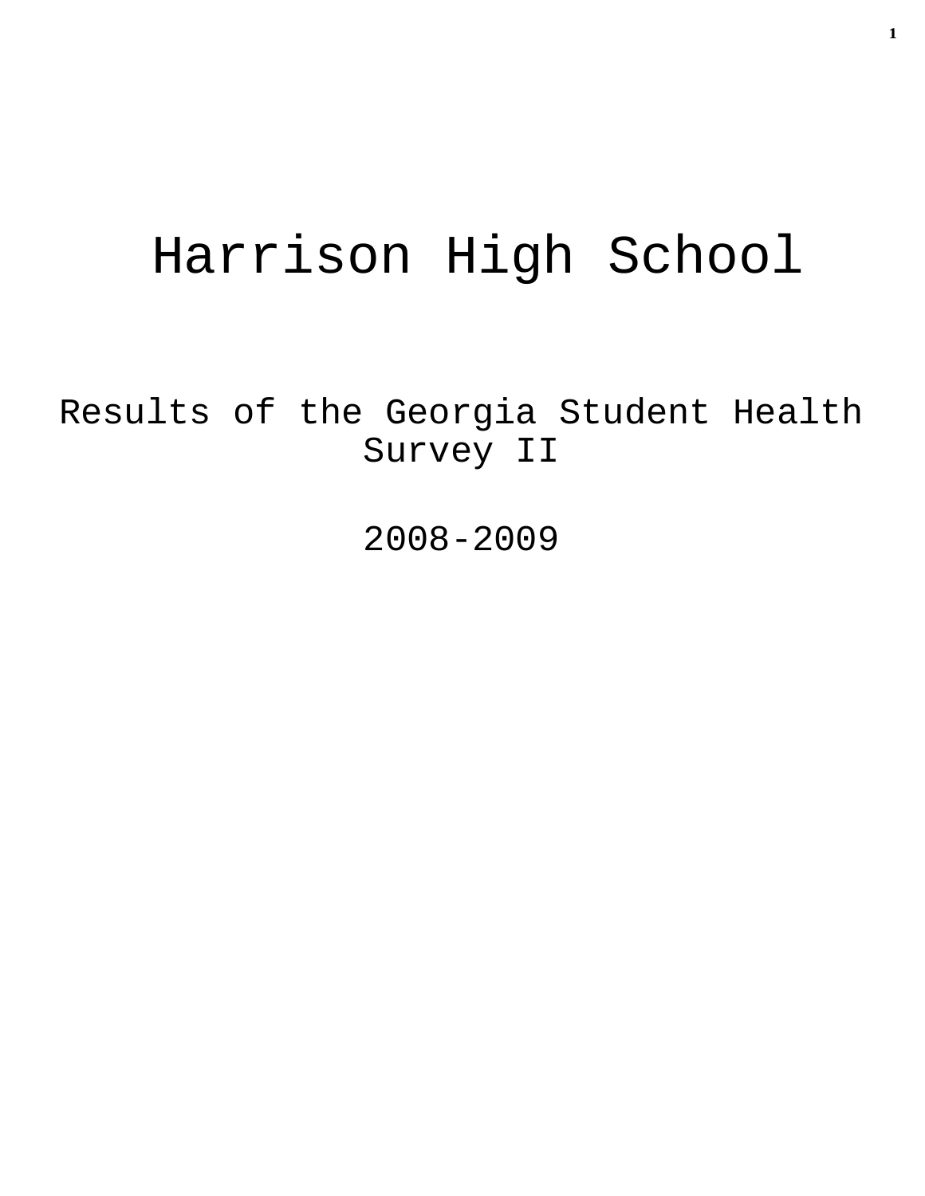# Harrison High School

## Results of the Georgia Student Health Survey II

## 2008-2009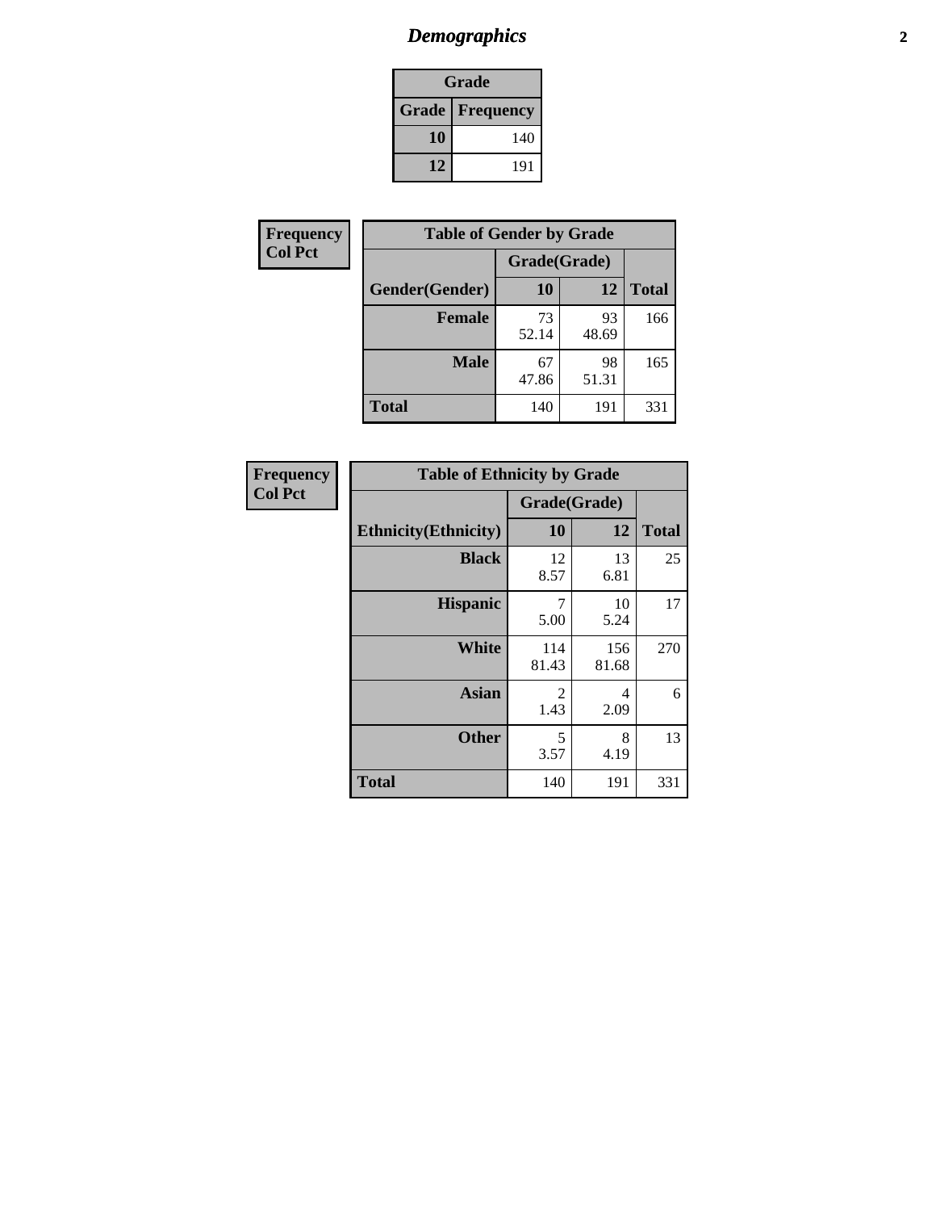# Demographics

| Grade | |
|---|---|
| **Grade** | **Frequency** |
| 10 | 140 |
| 12 | 191 |

**Frequency**
**Col Pct**

| Table of Gender by Grade | | | |
|---|---|---|---|
| | Grade(Grade) | | |
| Gender(Gender) | 10 | 12 | Total |
| **Female** | 73<br>52.14 | 93<br>48.69 | 166 |
| **Male** | 67<br>47.86 | 98<br>51.31 | 165 |
| **Total** | 140 | 191 | 331 |

**Frequency**
**Col Pct**

| Table of Ethnicity by Grade | | | |
|---|---|---|---|
| | Grade(Grade) | | |
| Ethnicity(Ethnicity) | 10 | 12 | Total |
| **Black** | 12<br>8.57 | 13<br>6.81 | 25 |
| **Hispanic** | 7<br>5.00 | 10<br>5.24 | 17 |
| **White** | 114<br>81.43 | 156<br>81.68 | 270 |
| **Asian** | 2<br>1.43 | 4<br>2.09 | 6 |
| **Other** | 5<br>3.57 | 8<br>4.19 | 13 |
| **Total** | 140 | 191 | 331 |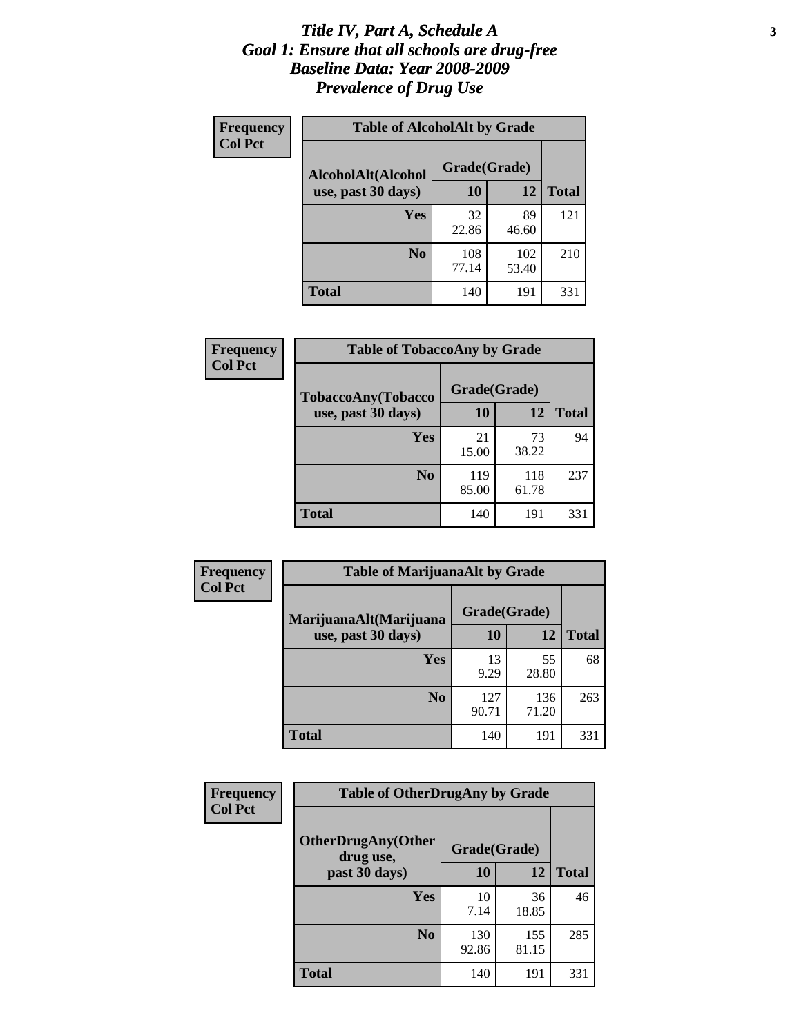# *Title IV, Part A, Schedule A*
## *Goal 1: Ensure that all schools are drug-free*
## *Baseline Data: Year 2008-2009*
## *Prevalence of Drug Use*

**Frequency**
**Col Pct**

**Table of AlcoholAlt by Grade**

| AlcoholAlt(Alcohol use, past 30 days) | Grade(Grade) | | |
|---|---|---|---|
| | 10 | 12 | Total |
| Yes | 32<br>22.86 | 89<br>46.60 | 121 |
| No | 108<br>77.14 | 102<br>53.40 | 210 |
| Total | 140 | 191 | 331 |

**Frequency**
**Col Pct**

**Table of TobaccoAny by Grade**

| TobaccoAny(Tobacco use, past 30 days) | Grade(Grade) | | |
|---|---|---|---|
| | 10 | 12 | Total |
| Yes | 21<br>15.00 | 73<br>38.22 | 94 |
| No | 119<br>85.00 | 118<br>61.78 | 237 |
| Total | 140 | 191 | 331 |

**Frequency**
**Col Pct**

**Table of MarijuanaAlt by Grade**

| MarijuanaAlt(Marijuana use, past 30 days) | Grade(Grade) | | |
|---|---|---|---|
| | 10 | 12 | Total |
| Yes | 13<br>9.29 | 55<br>28.80 | 68 |
| No | 127<br>90.71 | 136<br>71.20 | 263 |
| Total | 140 | 191 | 331 |

**Frequency**
**Col Pct**

**Table of OtherDrugAny by Grade**

| OtherDrugAny(Other drug use, past 30 days) | Grade(Grade) | | |
|---|---|---|---|
| | 10 | 12 | Total |
| Yes | 10<br>7.14 | 36<br>18.85 | 46 |
| No | 130<br>92.86 | 155<br>81.15 | 285 |
| Total | 140 | 191 | 331 |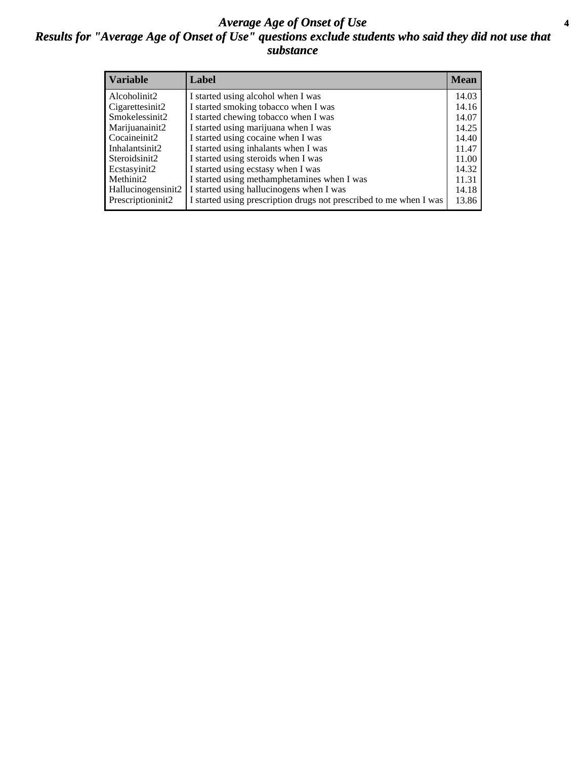# *Average Age of Onset of Use*

## *Results for "Average Age of Onset of Use" questions exclude students who said they did not use that substance*

| Variable | Label | Mean |
|---|---|---|
| Alcoholinit2 | I started using alcohol when I was | 14.03 |
| Cigarettesinit2 | I started smoking tobacco when I was | 14.16 |
| Smokelessinit2 | I started chewing tobacco when I was | 14.07 |
| Marijuanainit2 | I started using marijuana when I was | 14.25 |
| Cocaineinit2 | I started using cocaine when I was | 14.40 |
| Inhalantsinit2 | I started using inhalants when I was | 11.47 |
| Steroidsinit2 | I started using steroids when I was | 11.00 |
| Ecstasyinit2 | I started using ecstasy when I was | 14.32 |
| Methinit2 | I started using methamphetamines when I was | 11.31 |
| Hallucinogensinit2 | I started using hallucinogens when I was | 14.18 |
| Prescriptioninit2 | I started using prescription drugs not prescribed to me when I was | 13.86 |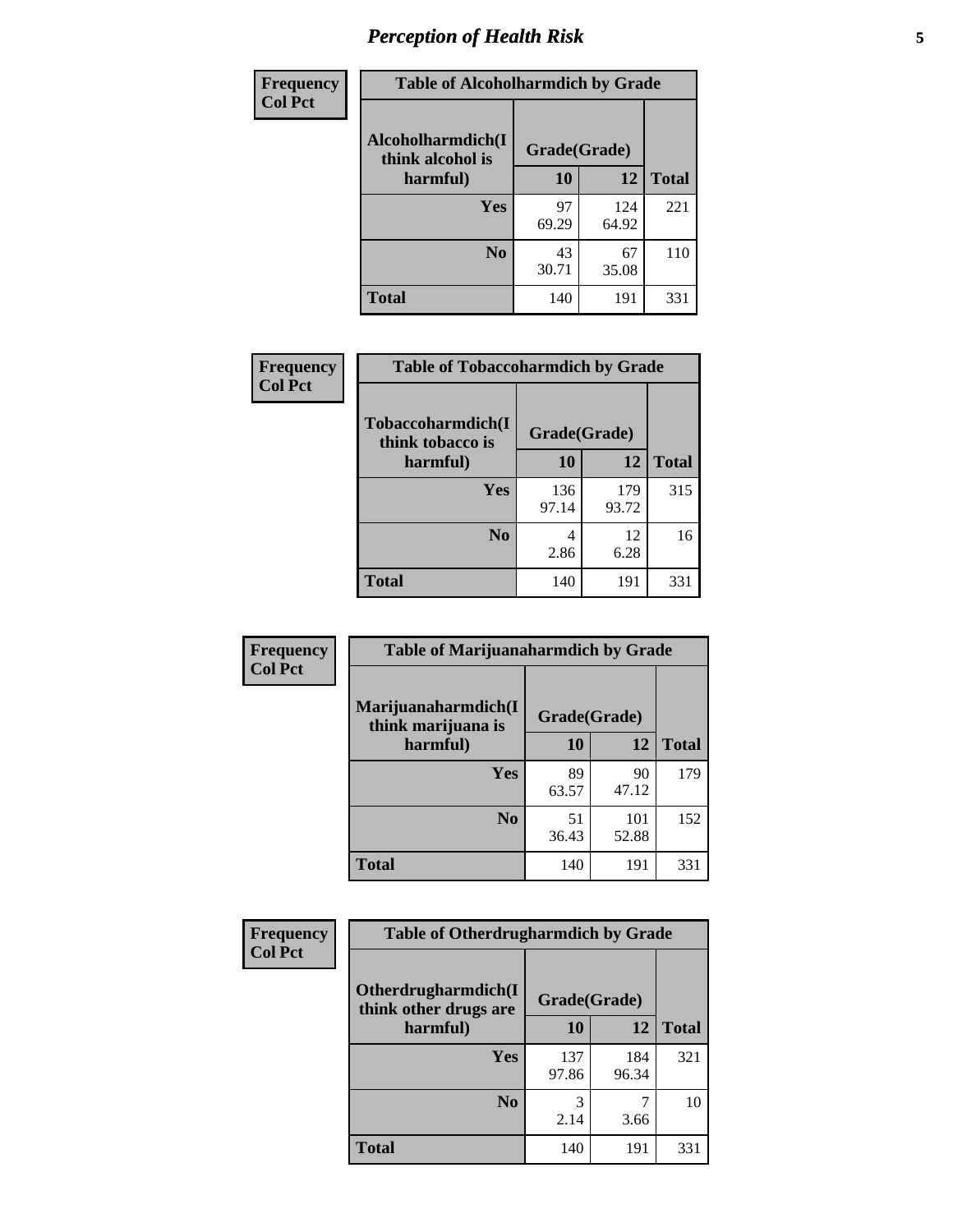# Perception of Health Risk

| Frequency Col Pct | Table of Alcoholharmdich by Grade | | |
|---|---|---|---|
| Alcoholharmdich(I think alcohol is harmful) | Grade(Grade) | | |
| | 10 | 12 | Total |
| Yes | 97<br>69.29 | 124<br>64.92 | 221 |
| No | 43<br>30.71 | 67<br>35.08 | 110 |
| Total | 140 | 191 | 331 |

| Frequency Col Pct | Table of Tobaccoharmdich by Grade | | |
|---|---|---|---|
| Tobaccoharmdich(I think tobacco is harmful) | Grade(Grade) | | |
| | 10 | 12 | Total |
| Yes | 136<br>97.14 | 179<br>93.72 | 315 |
| No | 4<br>2.86 | 12<br>6.28 | 16 |
| Total | 140 | 191 | 331 |

| Frequency Col Pct | Table of Marijuanaharmdich by Grade | | |
|---|---|---|---|
| Marijuanaharmdich(I think marijuana is harmful) | Grade(Grade) | | |
| | 10 | 12 | Total |
| Yes | 89<br>63.57 | 90<br>47.12 | 179 |
| No | 51<br>36.43 | 101<br>52.88 | 152 |
| Total | 140 | 191 | 331 |

| Frequency Col Pct | Table of Otherdrugharmdich by Grade | | |
|---|---|---|---|
| Otherdrugharmdich(I think other drugs are harmful) | Grade(Grade) | | |
| | 10 | 12 | Total |
| Yes | 137<br>97.86 | 184<br>96.34 | 321 |
| No | 3<br>2.14 | 7<br>3.66 | 10 |
| Total | 140 | 191 | 331 |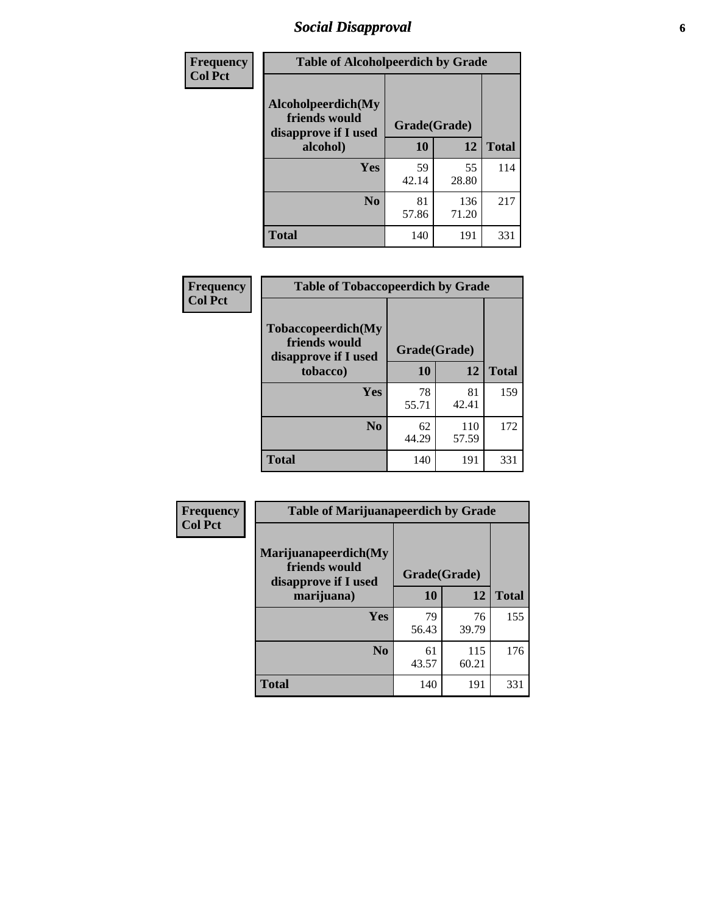# Social Disapproval

| Frequency<br>Col Pct | Table of Alcoholpeerdich by Grade | | |
|---|---|---|---|
| Alcoholpeerdich(My friends would disapprove if I used alcohol) | Grade(Grade) | | |
| | 10 | 12 | Total |
| Yes | 59<br>42.14 | 55<br>28.80 | 114 |
| No | 81<br>57.86 | 136<br>71.20 | 217 |
| Total | 140 | 191 | 331 |

| Frequency<br>Col Pct | Table of Tobaccopeerdich by Grade | | |
|---|---|---|---|
| Tobaccopeerdich(My friends would disapprove if I used tobacco) | Grade(Grade) | | |
| | 10 | 12 | Total |
| Yes | 78<br>55.71 | 81<br>42.41 | 159 |
| No | 62<br>44.29 | 110<br>57.59 | 172 |
| Total | 140 | 191 | 331 |

| Frequency<br>Col Pct | Table of Marijuanapeerdich by Grade | | |
|---|---|---|---|
| Marijuanapeerdich(My friends would disapprove if I used marijuana) | Grade(Grade) | | |
| | 10 | 12 | Total |
| Yes | 79<br>56.43 | 76<br>39.79 | 155 |
| No | 61<br>43.57 | 115<br>60.21 | 176 |
| Total | 140 | 191 | 331 |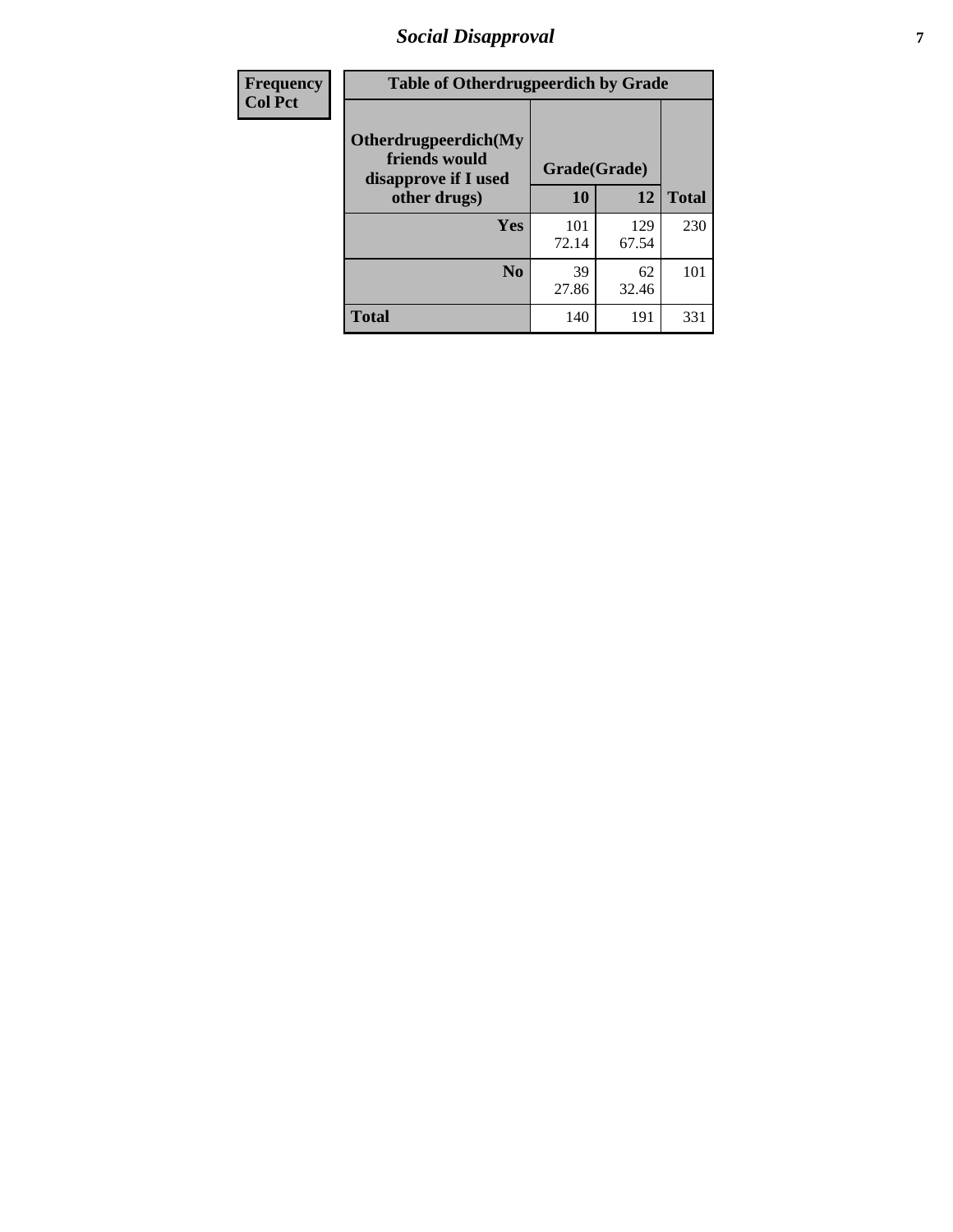## Social Disapproval

| Frequency<br>Col Pct | | | |
|---|---|---|---|

**Table of Otherdrugpeerdich by Grade**

| Otherdrugpeerdich(My friends would disapprove if I used other drugs) | Grade(Grade) | | |
|---|---|---|---|
| | 10 | 12 | Total |
| Yes | 101<br>72.14 | 129<br>67.54 | 230 |
| No | 39<br>27.86 | 62<br>32.46 | 101 |
| Total | 140 | 191 | 331 |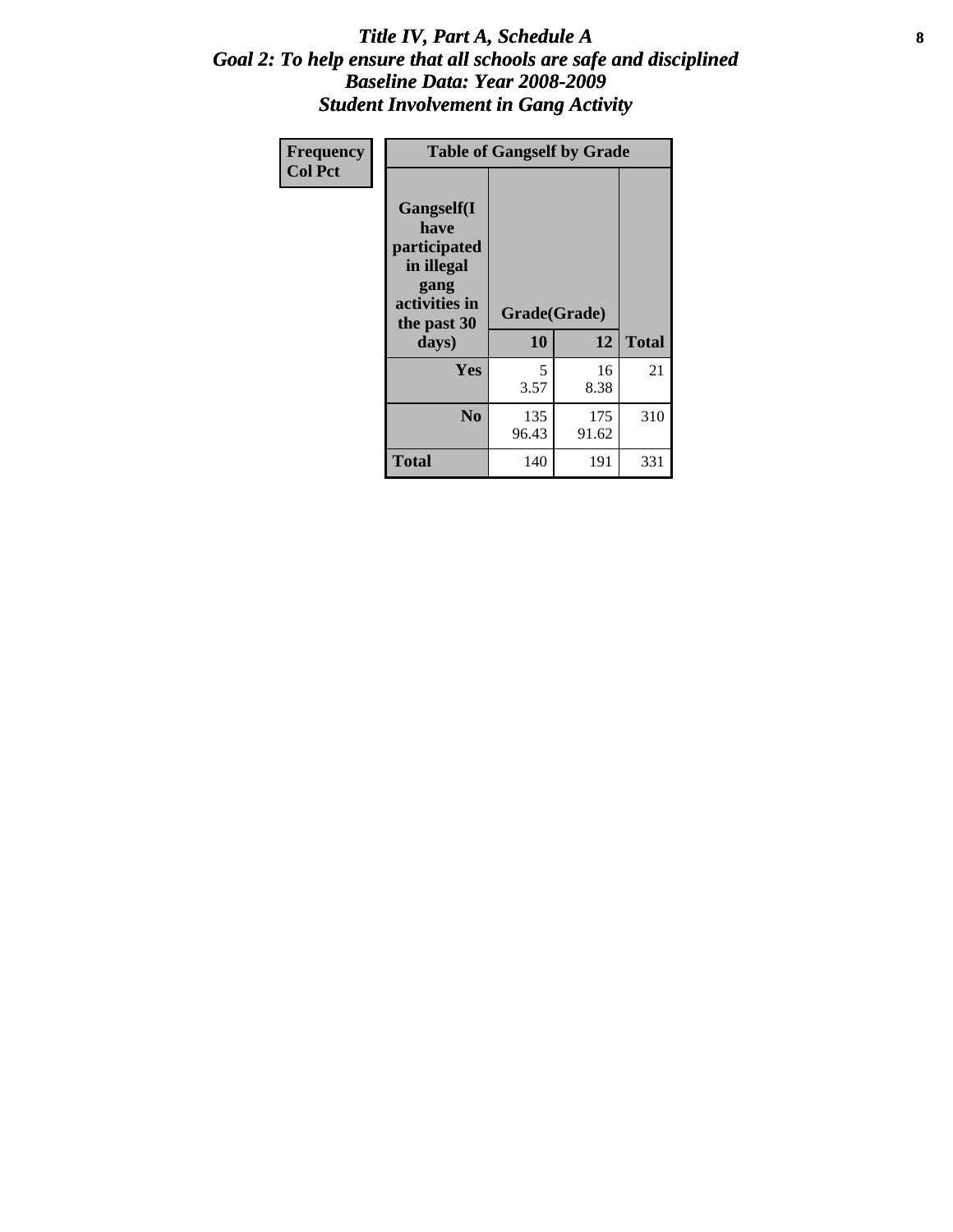# *Title IV, Part A, Schedule A*
## *Goal 2: To help ensure that all schools are safe and disciplined*
## *Baseline Data: Year 2008-2009*
## *Student Involvement in Gang Activity*

| Frequency<br>Col Pct | Table of Gangself by Grade | | |
|---|---|---|---|
| Gangself(I have participated in illegal gang activities in the past 30 days) | Grade(Grade) | | |
| | 10 | 12 | Total |
| Yes | 5<br>3.57 | 16<br>8.38 | 21 |
| No | 135<br>96.43 | 175<br>91.62 | 310 |
| Total | 140 | 191 | 331 |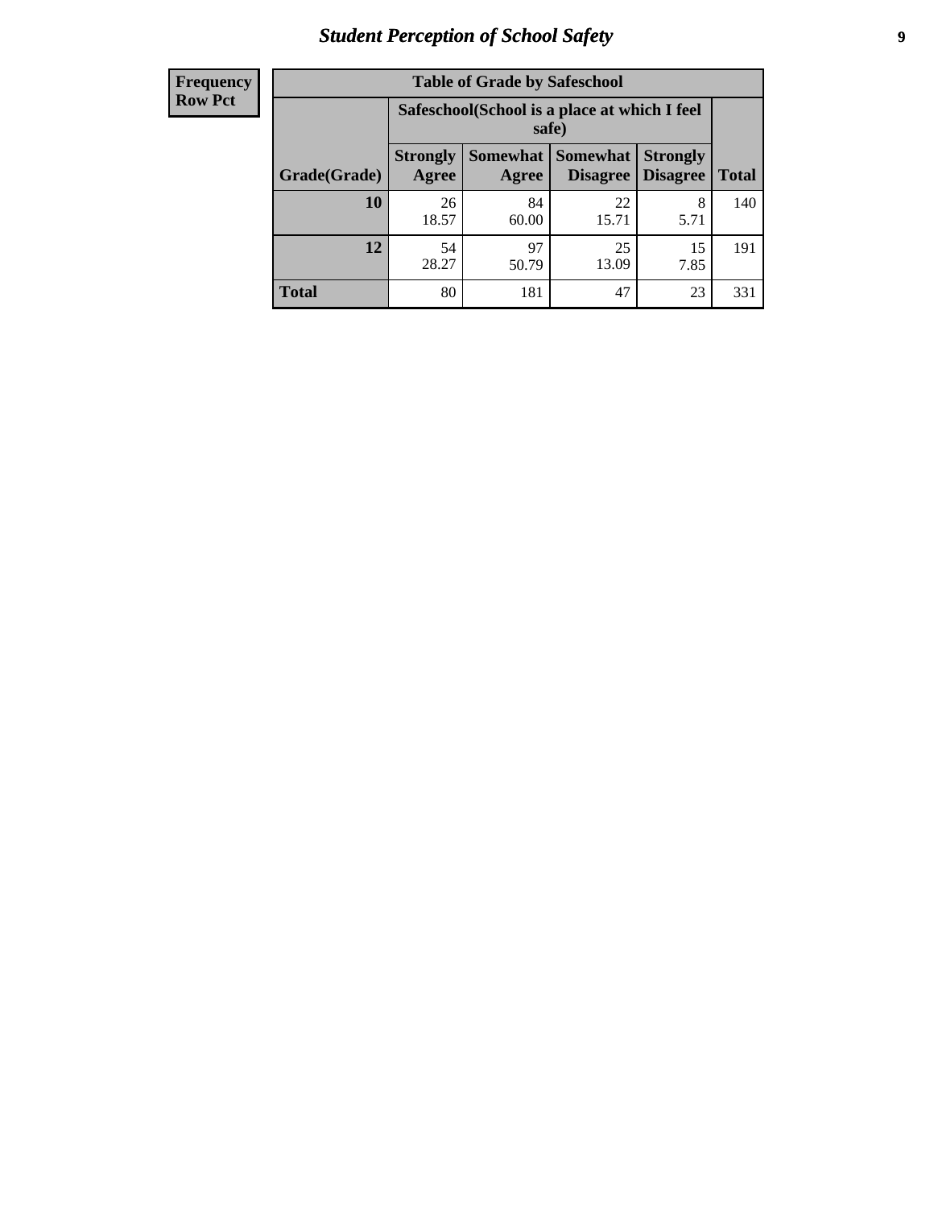| Frequency |
|---|
| Row Pct |

**Table of Grade by Safeschool**

| Grade(Grade) | Safeschool(School is a place at which I feel safe) | | | | Total |
|---|---|---|---|---|---|
| | Strongly Agree | Somewhat Agree | Somewhat Disagree | Strongly Disagree | |
| **10** | 26<br>18.57 | 84<br>60.00 | 22<br>15.71 | 8<br>5.71 | 140 |
| **12** | 54<br>28.27 | 97<br>50.79 | 25<br>13.09 | 15<br>7.85 | 191 |
| **Total** | 80 | 181 | 47 | 23 | 331 |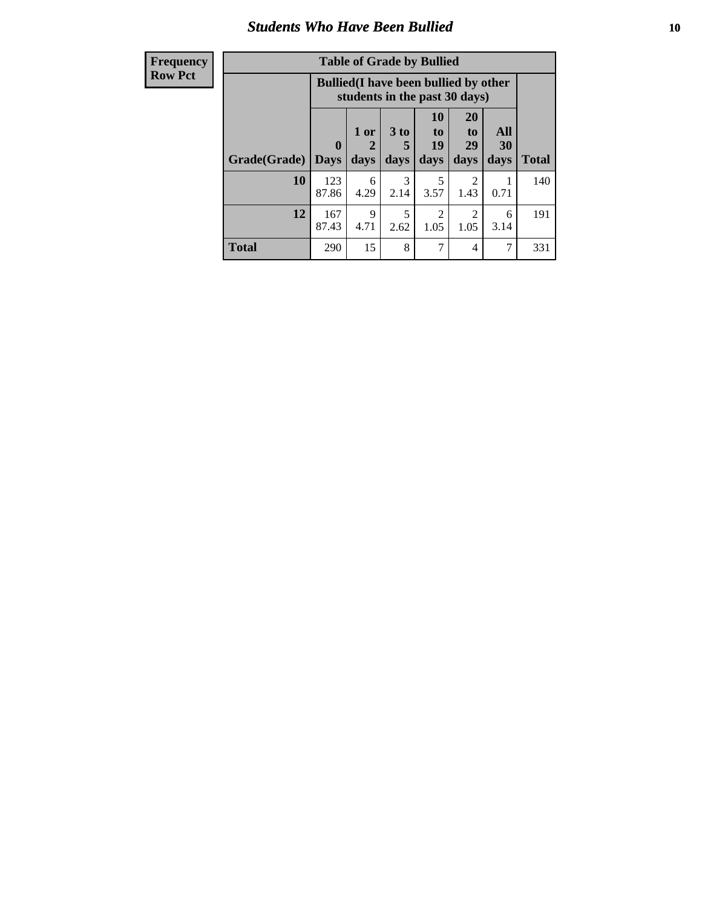## Students Who Have Been Bullied

| Frequency<br>Row Pct |
|---|

**Table of Grade by Bullied**

| Grade(Grade) | Bullied(I have been bullied by other students in the past 30 days) | | | | | | Total |
|---|---|---|---|---|---|---|---|
| | 0 Days | 1 or 2 days | 3 to 5 days | 10 to 19 days | 20 to 29 days | All 30 days | |
| **10** | 123<br>87.86 | 6<br>4.29 | 3<br>2.14 | 5<br>3.57 | 2<br>1.43 | 1<br>0.71 | 140 |
| **12** | 167<br>87.43 | 9<br>4.71 | 5<br>2.62 | 2<br>1.05 | 2<br>1.05 | 6<br>3.14 | 191 |
| **Total** | 290 | 15 | 8 | 7 | 4 | 7 | 331 |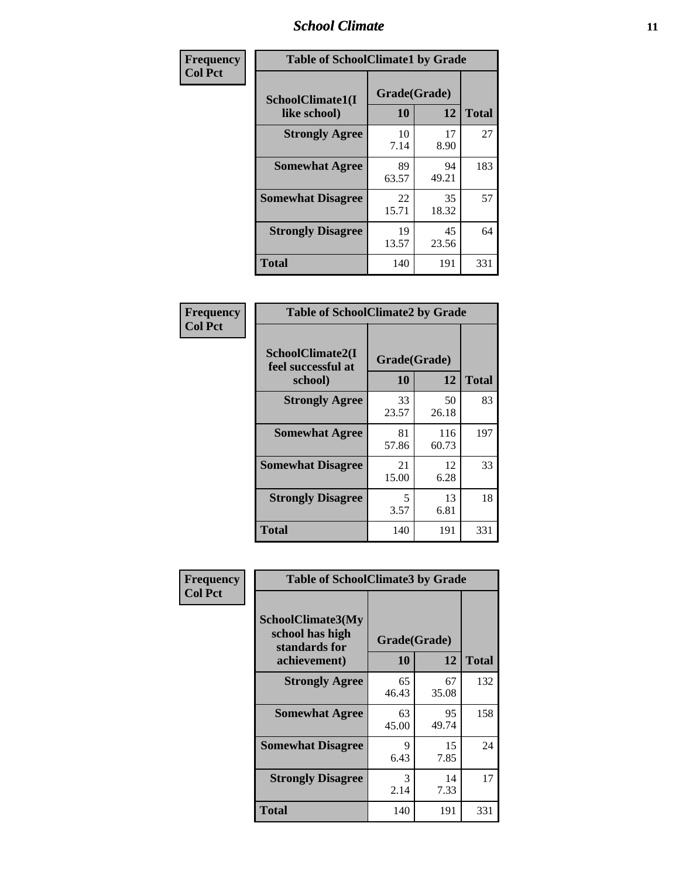| Frequency Col Pct | Table of SchoolClimate1 by Grade | | |
|---|---|---|---|
| SchoolClimate1(I like school) | Grade(Grade) | | |
| | 10 | 12 | Total |
| Strongly Agree | 10<br>7.14 | 17<br>8.90 | 27 |
| Somewhat Agree | 89<br>63.57 | 94<br>49.21 | 183 |
| Somewhat Disagree | 22<br>15.71 | 35<br>18.32 | 57 |
| Strongly Disagree | 19<br>13.57 | 45<br>23.56 | 64 |
| Total | 140 | 191 | 331 |

| Frequency Col Pct | Table of SchoolClimate2 by Grade | | |
|---|---|---|---|
| SchoolClimate2(I feel successful at school) | Grade(Grade) | | |
| | 10 | 12 | Total |
| Strongly Agree | 33<br>23.57 | 50<br>26.18 | 83 |
| Somewhat Agree | 81<br>57.86 | 116<br>60.73 | 197 |
| Somewhat Disagree | 21<br>15.00 | 12<br>6.28 | 33 |
| Strongly Disagree | 5<br>3.57 | 13<br>6.81 | 18 |
| Total | 140 | 191 | 331 |

| Frequency Col Pct | Table of SchoolClimate3 by Grade | | |
|---|---|---|---|
| SchoolClimate3(My school has high standards for achievement) | Grade(Grade) | | |
| | 10 | 12 | Total |
| Strongly Agree | 65<br>46.43 | 67<br>35.08 | 132 |
| Somewhat Agree | 63<br>45.00 | 95<br>49.74 | 158 |
| Somewhat Disagree | 9<br>6.43 | 15<br>7.85 | 24 |
| Strongly Disagree | 3<br>2.14 | 14<br>7.33 | 17 |
| Total | 140 | 191 | 331 |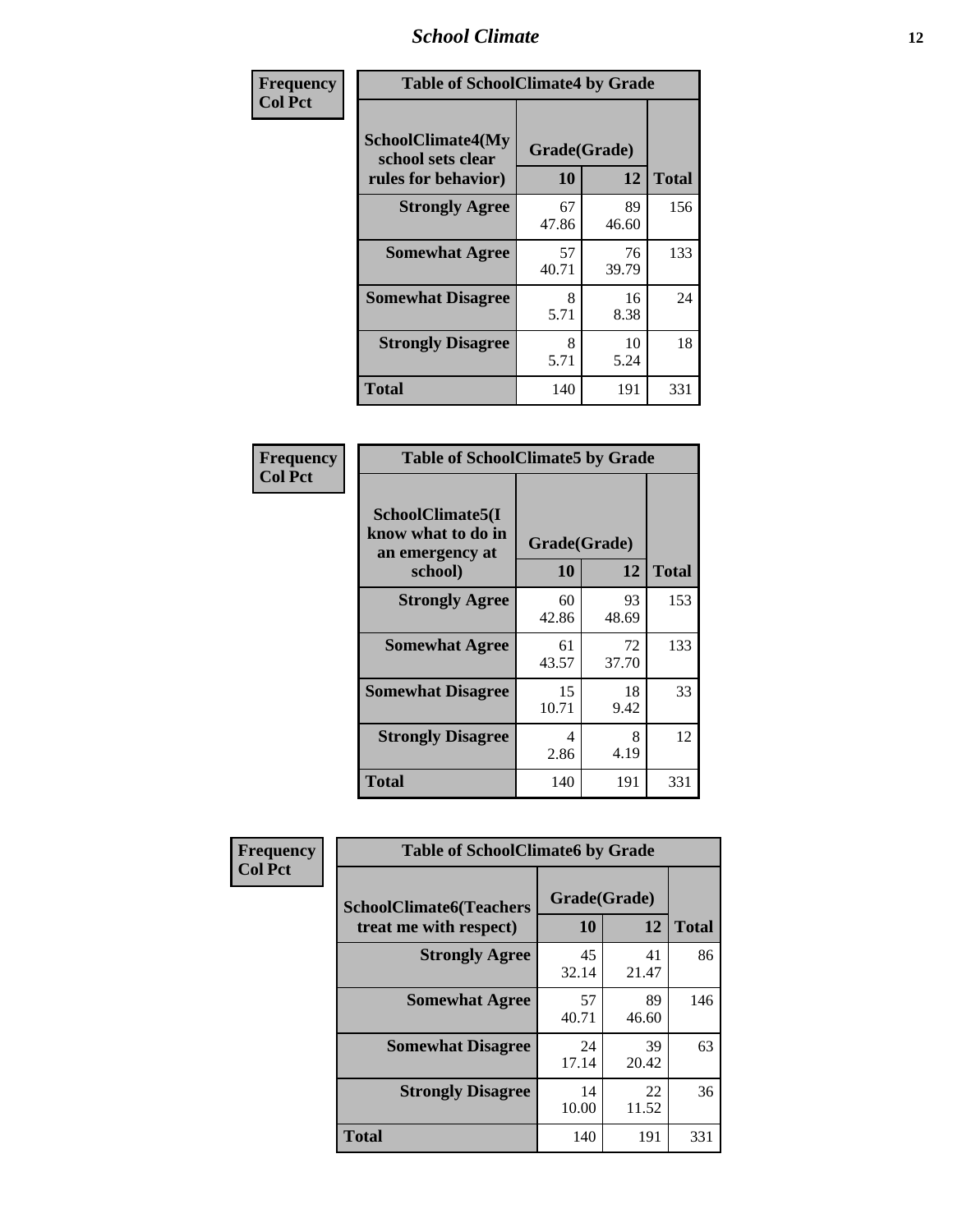| Frequency Col Pct | Table of SchoolClimate4 by Grade | | |
|---|---|---|---|
| SchoolClimate4(My school sets clear rules for behavior) | Grade(Grade) | | |
| | 10 | 12 | Total |
| Strongly Agree | 67<br>47.86 | 89<br>46.60 | 156 |
| Somewhat Agree | 57<br>40.71 | 76<br>39.79 | 133 |
| Somewhat Disagree | 8<br>5.71 | 16<br>8.38 | 24 |
| Strongly Disagree | 8<br>5.71 | 10<br>5.24 | 18 |
| Total | 140 | 191 | 331 |

| Frequency Col Pct | Table of SchoolClimate5 by Grade | | |
|---|---|---|---|
| SchoolClimate5(I know what to do in an emergency at school) | Grade(Grade) | | |
| | 10 | 12 | Total |
| Strongly Agree | 60<br>42.86 | 93<br>48.69 | 153 |
| Somewhat Agree | 61<br>43.57 | 72<br>37.70 | 133 |
| Somewhat Disagree | 15<br>10.71 | 18<br>9.42 | 33 |
| Strongly Disagree | 4<br>2.86 | 8<br>4.19 | 12 |
| Total | 140 | 191 | 331 |

| Frequency Col Pct | Table of SchoolClimate6 by Grade | | |
|---|---|---|---|
| SchoolClimate6(Teachers treat me with respect) | Grade(Grade) | | |
| | 10 | 12 | Total |
| Strongly Agree | 45<br>32.14 | 41<br>21.47 | 86 |
| Somewhat Agree | 57<br>40.71 | 89<br>46.60 | 146 |
| Somewhat Disagree | 24<br>17.14 | 39<br>20.42 | 63 |
| Strongly Disagree | 14<br>10.00 | 22<br>11.52 | 36 |
| Total | 140 | 191 | 331 |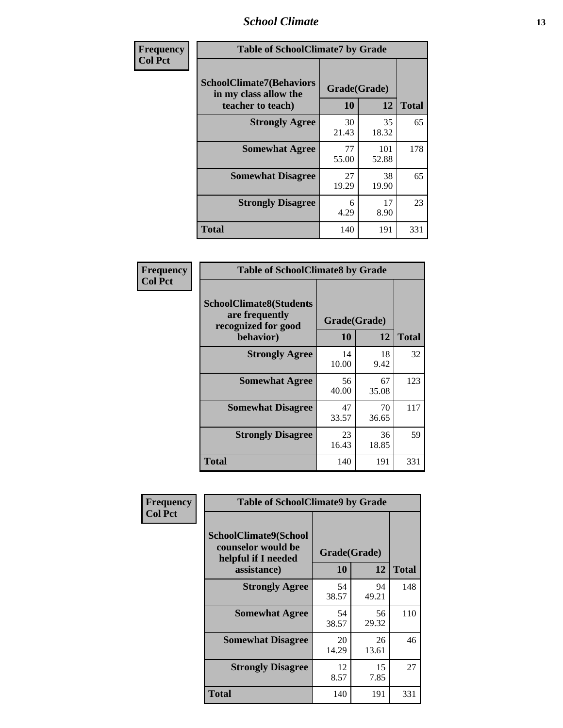| Frequency<br>Col Pct |
|---|

**Table of SchoolClimate7 by Grade**

| SchoolClimate7(Behaviors in my class allow the teacher to teach) | Grade(Grade) | | Total |
|---|---|---|---|
| | 10 | 12 | |
| Strongly Agree | 30<br>21.43 | 35<br>18.32 | 65 |
| Somewhat Agree | 77<br>55.00 | 101<br>52.88 | 178 |
| Somewhat Disagree | 27<br>19.29 | 38<br>19.90 | 65 |
| Strongly Disagree | 6<br>4.29 | 17<br>8.90 | 23 |
| Total | 140 | 191 | 331 |

| Frequency<br>Col Pct |
|---|

**Table of SchoolClimate8 by Grade**

| SchoolClimate8(Students are frequently recognized for good behavior) | Grade(Grade) | | Total |
|---|---|---|---|
| | 10 | 12 | |
| Strongly Agree | 14<br>10.00 | 18<br>9.42 | 32 |
| Somewhat Agree | 56<br>40.00 | 67<br>35.08 | 123 |
| Somewhat Disagree | 47<br>33.57 | 70<br>36.65 | 117 |
| Strongly Disagree | 23<br>16.43 | 36<br>18.85 | 59 |
| Total | 140 | 191 | 331 |

| Frequency<br>Col Pct |
|---|

**Table of SchoolClimate9 by Grade**

| SchoolClimate9(School counselor would be helpful if I needed assistance) | Grade(Grade) | | Total |
|---|---|---|---|
| | 10 | 12 | |
| Strongly Agree | 54<br>38.57 | 94<br>49.21 | 148 |
| Somewhat Agree | 54<br>38.57 | 56<br>29.32 | 110 |
| Somewhat Disagree | 20<br>14.29 | 26<br>13.61 | 46 |
| Strongly Disagree | 12<br>8.57 | 15<br>7.85 | 27 |
| Total | 140 | 191 | 331 |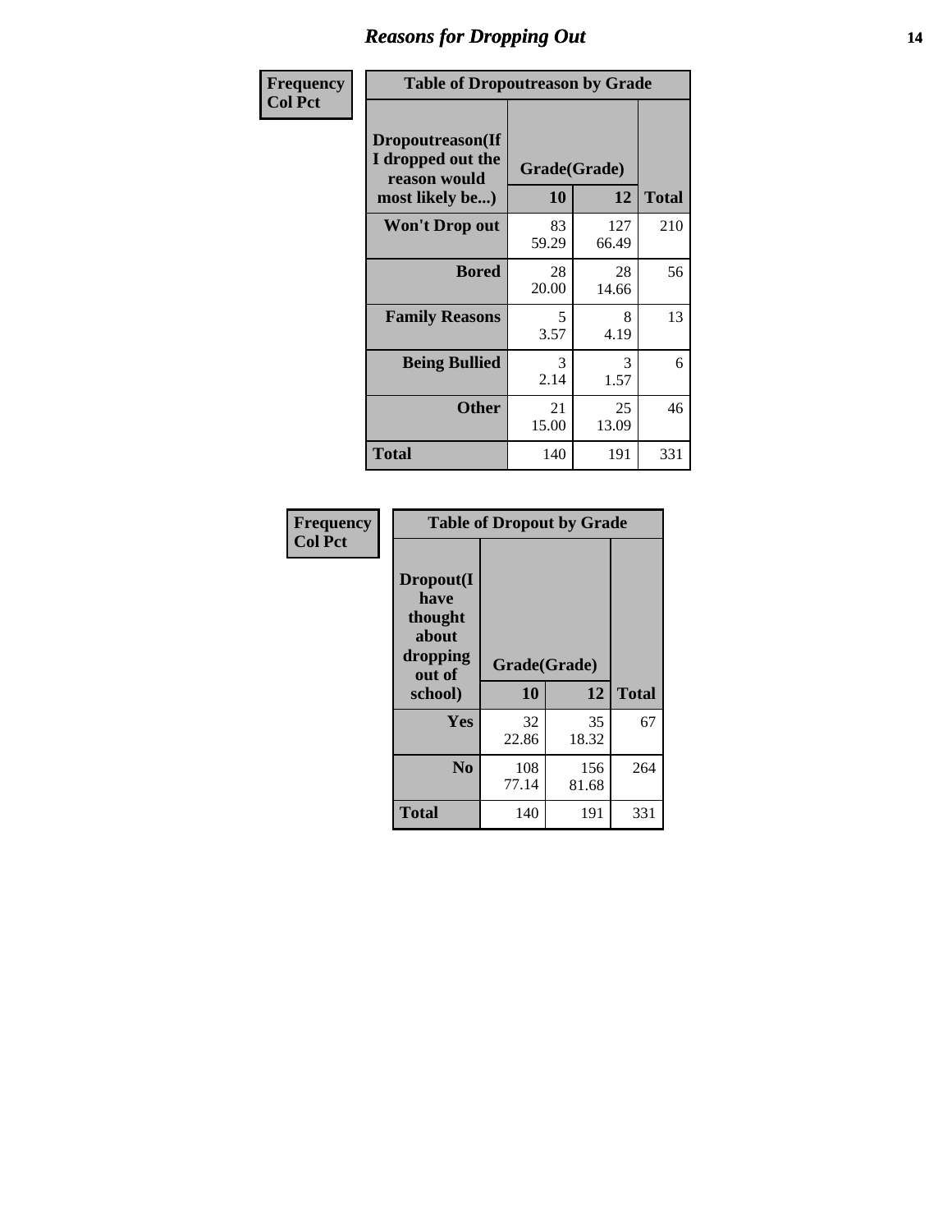## Reasons for Dropping Out

**Frequency**
**Col Pct**

**Table of Dropoutreason by Grade**

| Dropoutreason(If I dropped out the reason would most likely be...) | Grade(Grade) 10 | 12 | Total |
|---|---|---|---|
| **Won't Drop out** | 83<br>59.29 | 127<br>66.49 | 210 |
| **Bored** | 28<br>20.00 | 28<br>14.66 | 56 |
| **Family Reasons** | 5<br>3.57 | 8<br>4.19 | 13 |
| **Being Bullied** | 3<br>2.14 | 3<br>1.57 | 6 |
| **Other** | 21<br>15.00 | 25<br>13.09 | 46 |
| **Total** | 140 | 191 | 331 |

**Frequency**
**Col Pct**

**Table of Dropout by Grade**

| Dropout(I have thought about dropping out of school) | Grade(Grade) 10 | 12 | Total |
|---|---|---|---|
| **Yes** | 32<br>22.86 | 35<br>18.32 | 67 |
| **No** | 108<br>77.14 | 156<br>81.68 | 264 |
| **Total** | 140 | 191 | 331 |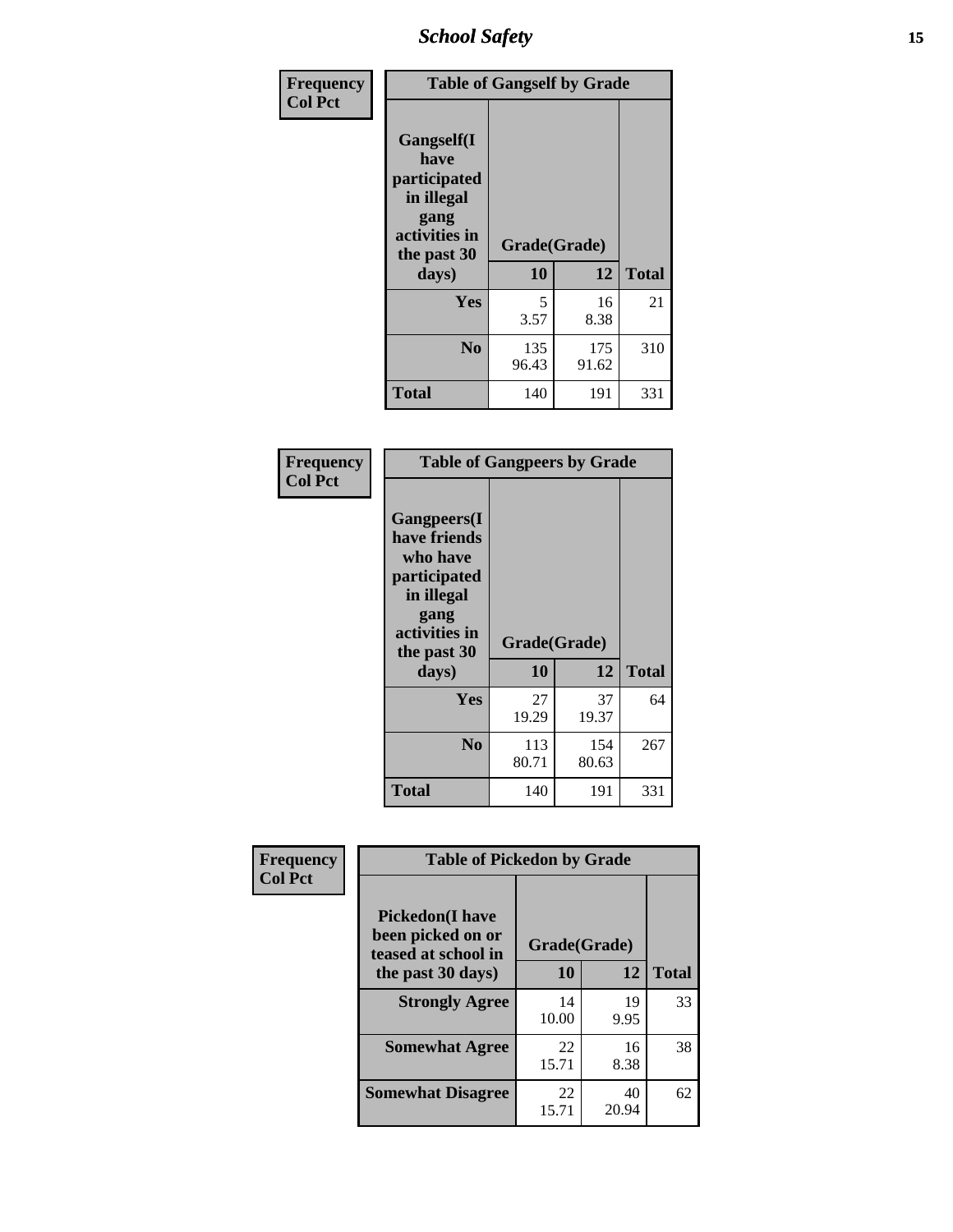| Frequency<br>Col Pct | Table of Gangself by Grade | | |
|---|---|---|---|
| Gangself(I have participated in illegal gang activities in the past 30 days) | Grade(Grade) | | |
| | 10 | 12 | Total |
| Yes | 5<br>3.57 | 16<br>8.38 | 21 |
| No | 135<br>96.43 | 175<br>91.62 | 310 |
| Total | 140 | 191 | 331 |

| Frequency<br>Col Pct | Table of Gangpeers by Grade | | |
|---|---|---|---|
| Gangpeers(I have friends who have participated in illegal gang activities in the past 30 days) | Grade(Grade) | | |
| | 10 | 12 | Total |
| Yes | 27<br>19.29 | 37<br>19.37 | 64 |
| No | 113<br>80.71 | 154<br>80.63 | 267 |
| Total | 140 | 191 | 331 |

| Frequency<br>Col Pct | Table of Pickedon by Grade | | |
|---|---|---|---|
| Pickedon(I have been picked on or teased at school in the past 30 days) | Grade(Grade) | | |
| | 10 | 12 | Total |
| Strongly Agree | 14<br>10.00 | 19<br>9.95 | 33 |
| Somewhat Agree | 22<br>15.71 | 16<br>8.38 | 38 |
| Somewhat Disagree | 22<br>15.71 | 40<br>20.94 | 62 |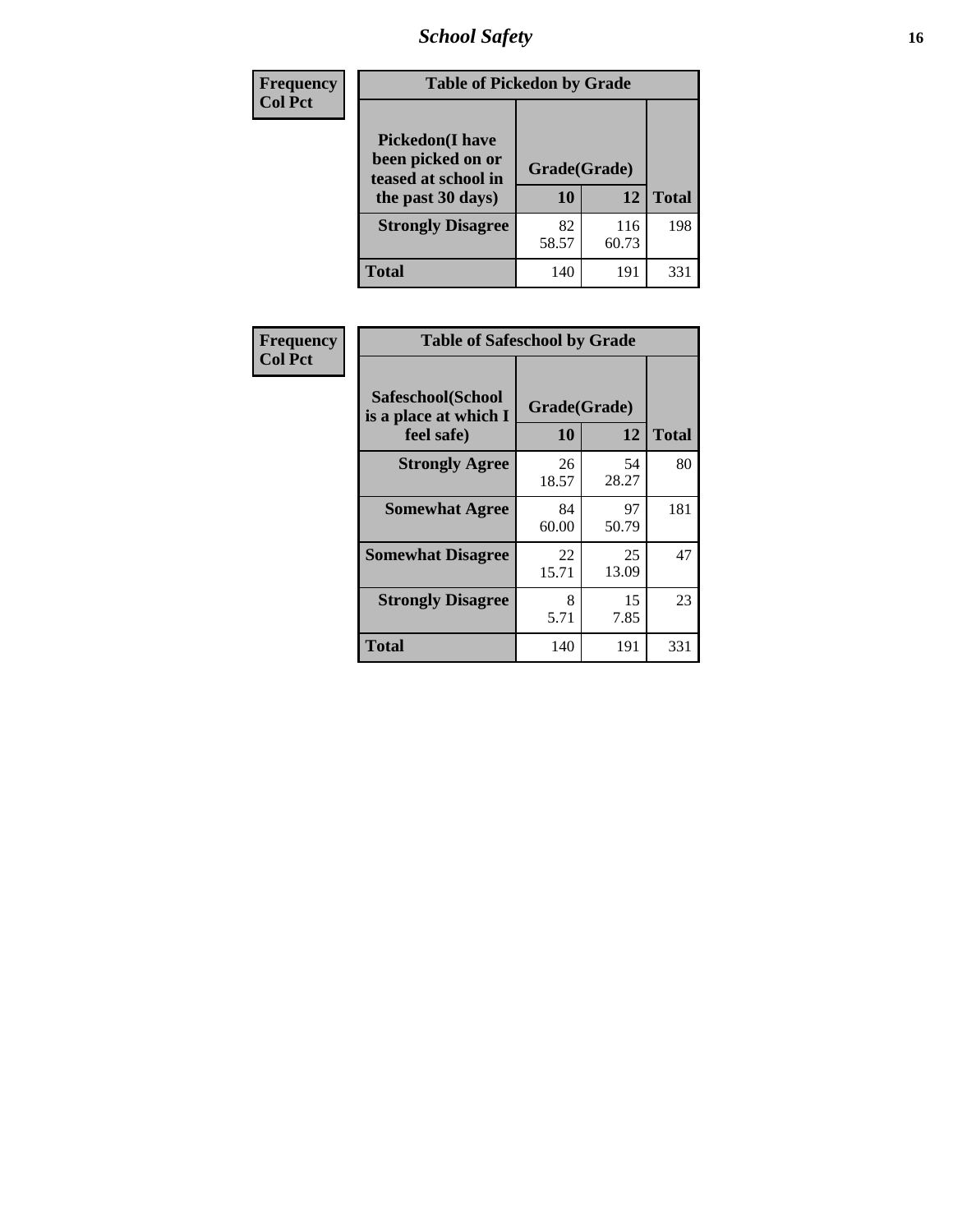| Frequency Col Pct | Table of Pickedon by Grade | | |
|---|---|---|---|
| Pickedon(I have been picked on or teased at school in the past 30 days) | Grade(Grade) | | |
| | 10 | 12 | Total |
| Strongly Disagree | 82<br>58.57 | 116<br>60.73 | 198 |
| Total | 140 | 191 | 331 |

| Frequency Col Pct | Table of Safeschool by Grade | | |
|---|---|---|---|
| Safeschool(School is a place at which I feel safe) | Grade(Grade) | | |
| | 10 | 12 | Total |
| Strongly Agree | 26<br>18.57 | 54<br>28.27 | 80 |
| Somewhat Agree | 84<br>60.00 | 97<br>50.79 | 181 |
| Somewhat Disagree | 22<br>15.71 | 25<br>13.09 | 47 |
| Strongly Disagree | 8<br>5.71 | 15<br>7.85 | 23 |
| Total | 140 | 191 | 331 |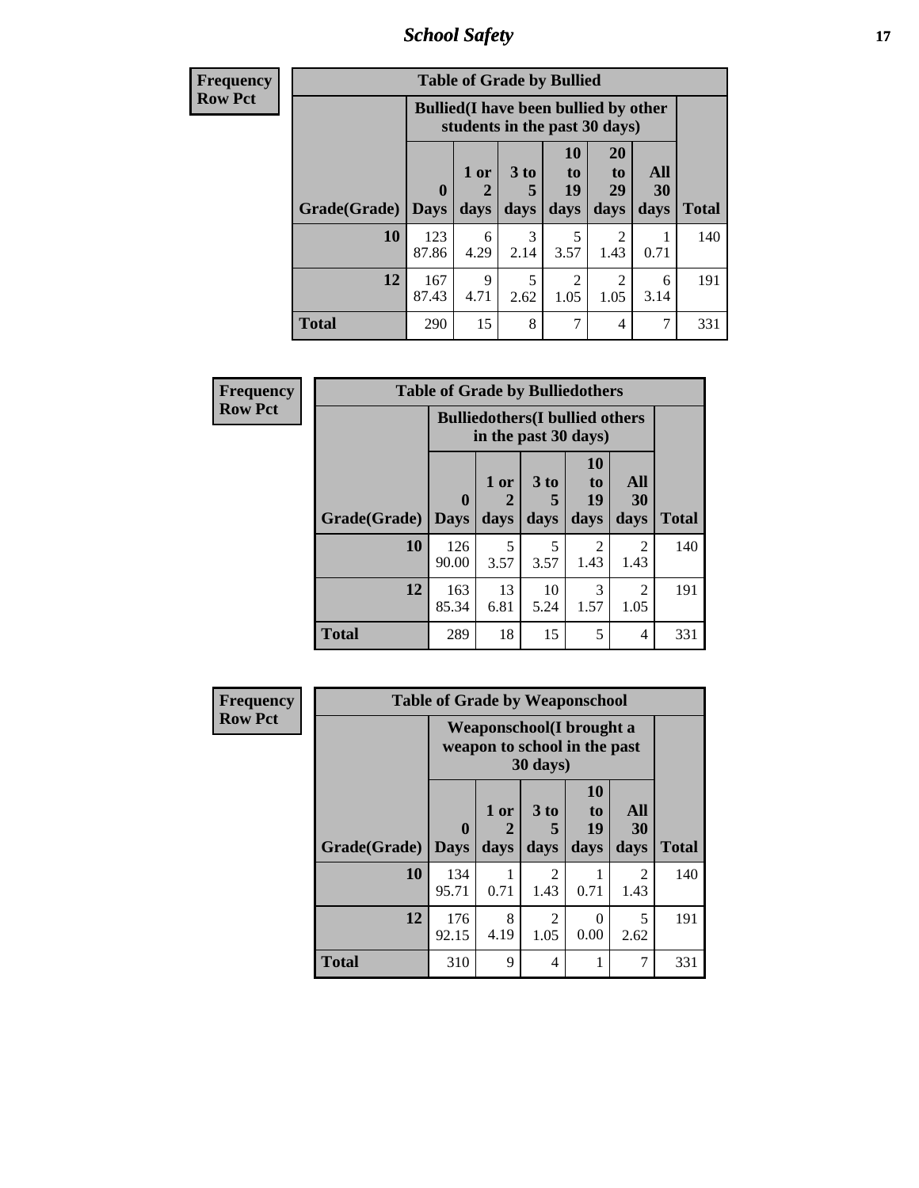| Frequency<br>Row Pct | Table of Grade by Bullied | | | | | | |
|---|---|---|---|---|---|---|---|
| | Bullied(I have been bullied by other students in the past 30 days) | | | | | | |
| Grade(Grade) | 0 Days | 1 or 2 days | 3 to 5 days | 10 to 19 days | 20 to 29 days | All 30 days | Total |
| 10 | 123<br>87.86 | 6<br>4.29 | 3<br>2.14 | 5<br>3.57 | 2<br>1.43 | 1<br>0.71 | 140 |
| 12 | 167<br>87.43 | 9<br>4.71 | 5<br>2.62 | 2<br>1.05 | 2<br>1.05 | 6<br>3.14 | 191 |
| Total | 290 | 15 | 8 | 7 | 4 | 7 | 331 |

| Frequency<br>Row Pct | Table of Grade by Bulliedothers | | | | | |
|---|---|---|---|---|---|---|
| | Bulliedothers(I bullied others in the past 30 days) | | | | | |
| Grade(Grade) | 0 Days | 1 or 2 days | 3 to 5 days | 10 to 19 days | All 30 days | Total |
| 10 | 126<br>90.00 | 5<br>3.57 | 5<br>3.57 | 2<br>1.43 | 2<br>1.43 | 140 |
| 12 | 163<br>85.34 | 13<br>6.81 | 10<br>5.24 | 3<br>1.57 | 2<br>1.05 | 191 |
| Total | 289 | 18 | 15 | 5 | 4 | 331 |

| Frequency<br>Row Pct | Table of Grade by Weaponschool | | | | | |
|---|---|---|---|---|---|---|
| | Weaponschool(I brought a weapon to school in the past 30 days) | | | | | |
| Grade(Grade) | 0 Days | 1 or 2 days | 3 to 5 days | 10 to 19 days | All 30 days | Total |
| 10 | 134<br>95.71 | 1<br>0.71 | 2<br>1.43 | 1<br>0.71 | 2<br>1.43 | 140 |
| 12 | 176<br>92.15 | 8<br>4.19 | 2<br>1.05 | 0<br>0.00 | 5<br>2.62 | 191 |
| Total | 310 | 9 | 4 | 1 | 7 | 331 |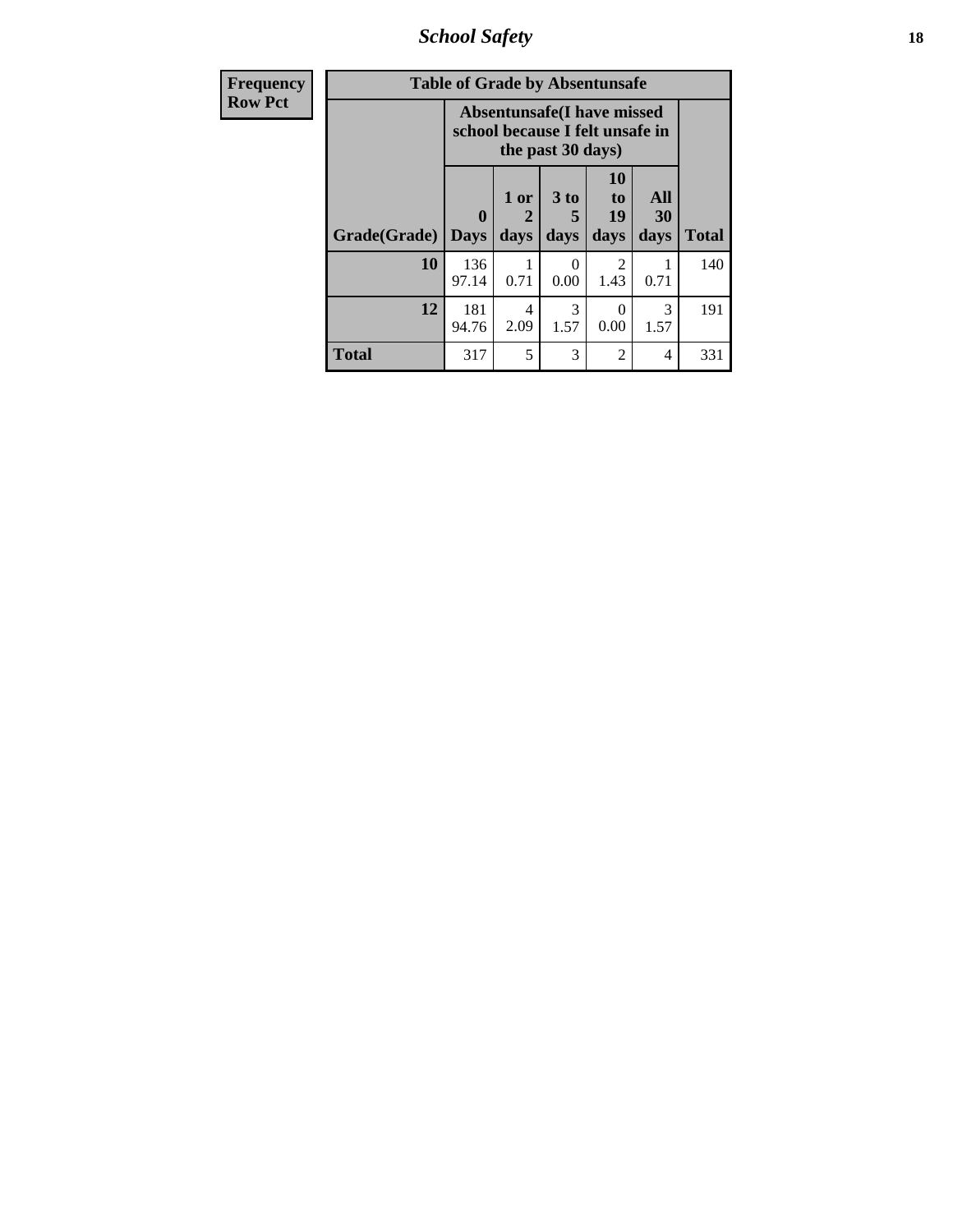| Frequency Row Pct | Table of Grade by Absentunsafe | | | | | |
|---|---|---|---|---|---|---|
| | Absentunsafe(I have missed school because I felt unsafe in the past 30 days) | | | | | |
| Grade(Grade) | 0 Days | 1 or 2 days | 3 to 5 days | 10 to 19 days | All 30 days | Total |
| 10 | 136 97.14 | 1 0.71 | 0 0.00 | 2 1.43 | 1 0.71 | 140 |
| 12 | 181 94.76 | 4 2.09 | 3 1.57 | 0 0.00 | 3 1.57 | 191 |
| Total | 317 | 5 | 3 | 2 | 4 | 331 |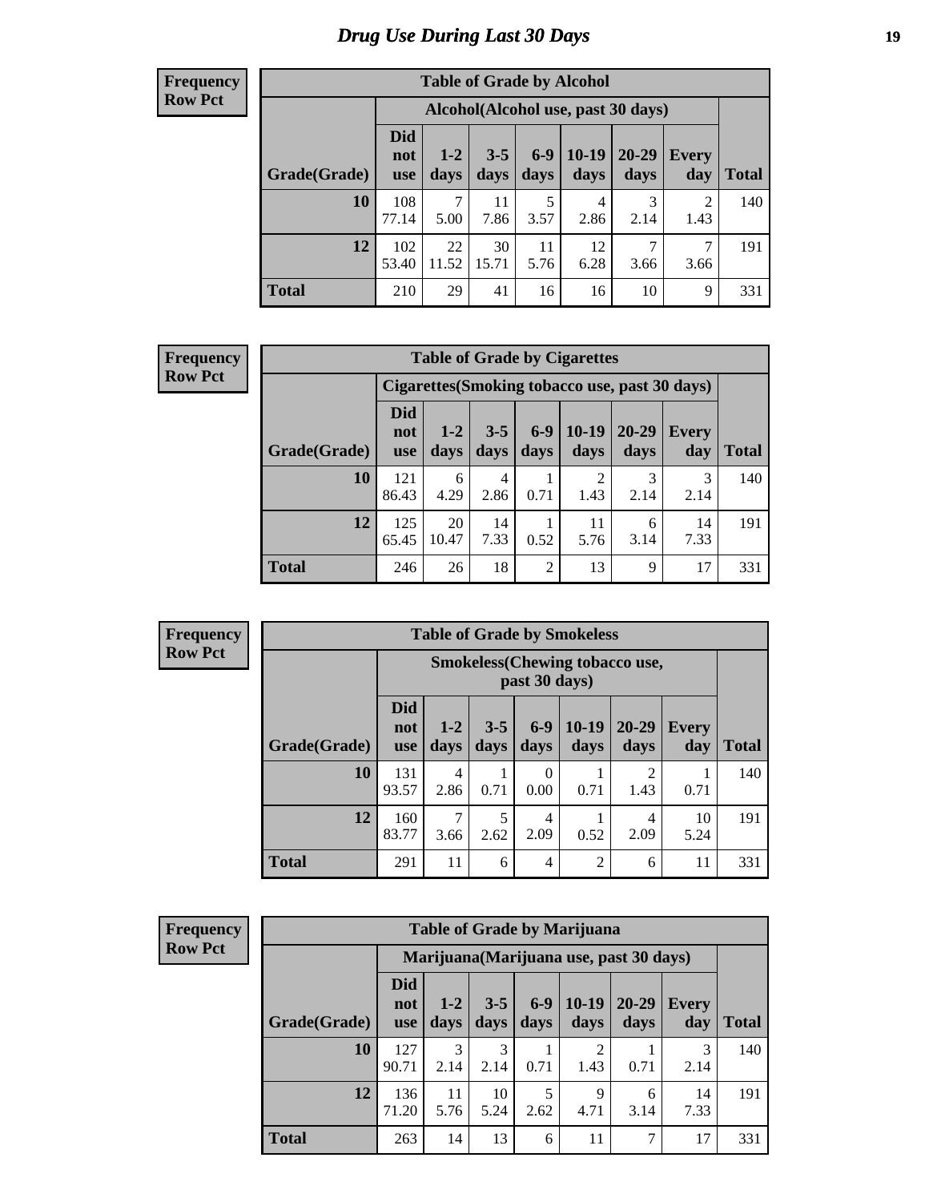# Drug Use During Last 30 Days

**Frequency**
**Row Pct**

| Table of Grade by Alcohol | | | | | | | | |
|---|---|---|---|---|---|---|---|---|
| | Alcohol(Alcohol use, past 30 days) | | | | | | | |
| Grade(Grade) | Did not use | 1-2 days | 3-5 days | 6-9 days | 10-19 days | 20-29 days | Every day | Total |
| 10 | 108<br>77.14 | 7<br>5.00 | 11<br>7.86 | 5<br>3.57 | 4<br>2.86 | 3<br>2.14 | 2<br>1.43 | 140 |
| 12 | 102<br>53.40 | 22<br>11.52 | 30<br>15.71 | 11<br>5.76 | 12<br>6.28 | 7<br>3.66 | 7<br>3.66 | 191 |
| Total | 210 | 29 | 41 | 16 | 16 | 10 | 9 | 331 |

**Frequency**
**Row Pct**

| Table of Grade by Cigarettes | | | | | | | | |
|---|---|---|---|---|---|---|---|---|
| | Cigarettes(Smoking tobacco use, past 30 days) | | | | | | | |
| Grade(Grade) | Did not use | 1-2 days | 3-5 days | 6-9 days | 10-19 days | 20-29 days | Every day | Total |
| 10 | 121<br>86.43 | 6<br>4.29 | 4<br>2.86 | 1<br>0.71 | 2<br>1.43 | 3<br>2.14 | 3<br>2.14 | 140 |
| 12 | 125<br>65.45 | 20<br>10.47 | 14<br>7.33 | 1<br>0.52 | 11<br>5.76 | 6<br>3.14 | 14<br>7.33 | 191 |
| Total | 246 | 26 | 18 | 2 | 13 | 9 | 17 | 331 |

**Frequency**
**Row Pct**

| Table of Grade by Smokeless | | | | | | | | |
|---|---|---|---|---|---|---|---|---|
| | Smokeless(Chewing tobacco use, past 30 days) | | | | | | | |
| Grade(Grade) | Did not use | 1-2 days | 3-5 days | 6-9 days | 10-19 days | 20-29 days | Every day | Total |
| 10 | 131<br>93.57 | 4<br>2.86 | 1<br>0.71 | 0<br>0.00 | 1<br>0.71 | 2<br>1.43 | 1<br>0.71 | 140 |
| 12 | 160<br>83.77 | 7<br>3.66 | 5<br>2.62 | 4<br>2.09 | 1<br>0.52 | 4<br>2.09 | 10<br>5.24 | 191 |
| Total | 291 | 11 | 6 | 4 | 2 | 6 | 11 | 331 |

**Frequency**
**Row Pct**

| Table of Grade by Marijuana | | | | | | | | |
|---|---|---|---|---|---|---|---|---|
| | Marijuana(Marijuana use, past 30 days) | | | | | | | |
| Grade(Grade) | Did not use | 1-2 days | 3-5 days | 6-9 days | 10-19 days | 20-29 days | Every day | Total |
| 10 | 127<br>90.71 | 3<br>2.14 | 3<br>2.14 | 1<br>0.71 | 2<br>1.43 | 1<br>0.71 | 3<br>2.14 | 140 |
| 12 | 136<br>71.20 | 11<br>5.76 | 10<br>5.24 | 5<br>2.62 | 9<br>4.71 | 6<br>3.14 | 14<br>7.33 | 191 |
| Total | 263 | 14 | 13 | 6 | 11 | 7 | 17 | 331 |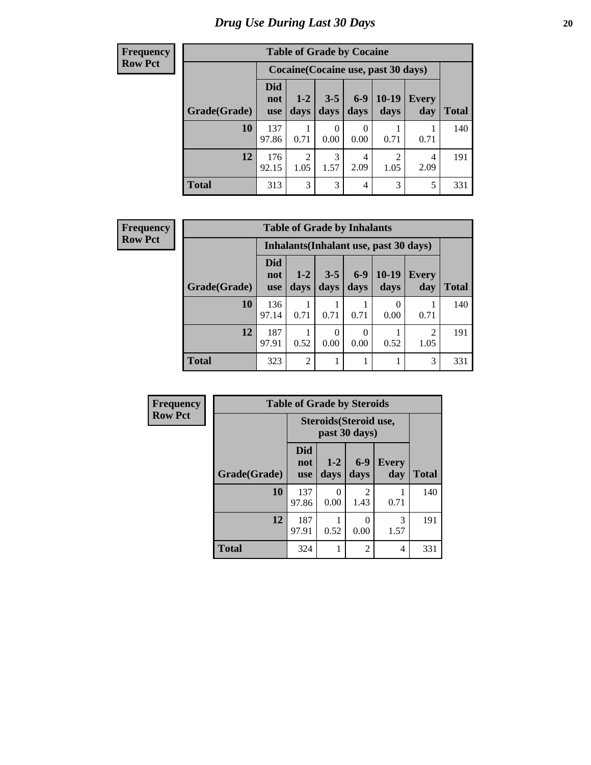# Drug Use During Last 30 Days

**Frequency**
**Row Pct**

| Table of Grade by Cocaine | | | | | | | |
|---|---|---|---|---|---|---|---|
| | Cocaine(Cocaine use, past 30 days) | | | | | | |
| Grade(Grade) | Did not use | 1-2 days | 3-5 days | 6-9 days | 10-19 days | Every day | Total |
| **10** | 137<br>97.86 | 1<br>0.71 | 0<br>0.00 | 0<br>0.00 | 1<br>0.71 | 1<br>0.71 | 140 |
| **12** | 176<br>92.15 | 2<br>1.05 | 3<br>1.57 | 4<br>2.09 | 2<br>1.05 | 4<br>2.09 | 191 |
| **Total** | 313 | 3 | 3 | 4 | 3 | 5 | 331 |

**Frequency**
**Row Pct**

| Table of Grade by Inhalants | | | | | | | |
|---|---|---|---|---|---|---|---|
| | Inhalants(Inhalant use, past 30 days) | | | | | | |
| Grade(Grade) | Did not use | 1-2 days | 3-5 days | 6-9 days | 10-19 days | Every day | Total |
| **10** | 136<br>97.14 | 1<br>0.71 | 1<br>0.71 | 1<br>0.71 | 0<br>0.00 | 1<br>0.71 | 140 |
| **12** | 187<br>97.91 | 1<br>0.52 | 0<br>0.00 | 0<br>0.00 | 1<br>0.52 | 2<br>1.05 | 191 |
| **Total** | 323 | 2 | 1 | 1 | 1 | 3 | 331 |

**Frequency**
**Row Pct**

| Table of Grade by Steroids | | | | | |
|---|---|---|---|---|---|
| | Steroids(Steroid use, past 30 days) | | | | |
| Grade(Grade) | Did not use | 1-2 days | 6-9 days | Every day | Total |
| **10** | 137<br>97.86 | 0<br>0.00 | 2<br>1.43 | 1<br>0.71 | 140 |
| **12** | 187<br>97.91 | 1<br>0.52 | 0<br>0.00 | 3<br>1.57 | 191 |
| **Total** | 324 | 1 | 2 | 4 | 331 |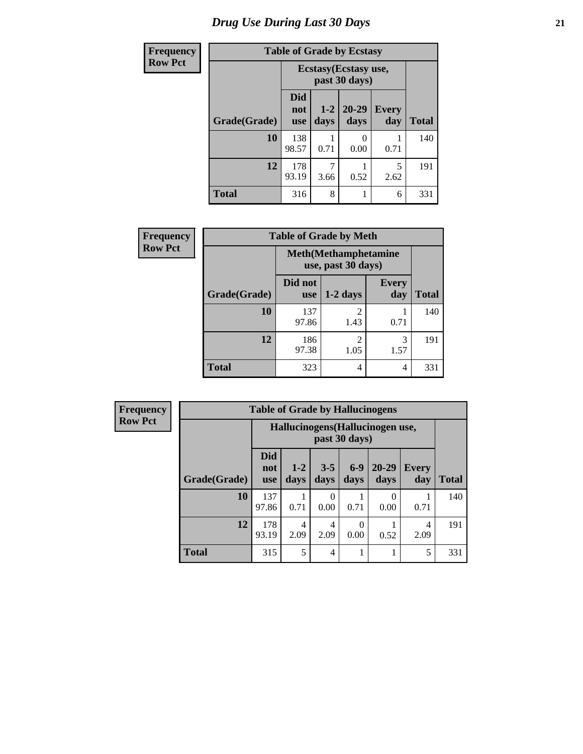# Drug Use During Last 30 Days

| Frequency Row Pct |
|---|

**Table of Grade by Ecstasy**

| Grade(Grade) | Ecstasy(Ecstasy use, past 30 days) | | | | Total |
|---|---|---|---|---|---|
| | Did not use | 1-2 days | 20-29 days | Every day | |
| **10** | 138<br>98.57 | 1<br>0.71 | 0<br>0.00 | 1<br>0.71 | 140 |
| **12** | 178<br>93.19 | 7<br>3.66 | 1<br>0.52 | 5<br>2.62 | 191 |
| **Total** | 316 | 8 | 1 | 6 | 331 |

| Frequency Row Pct |
|---|

**Table of Grade by Meth**

| Grade(Grade) | Meth(Methamphetamine use, past 30 days) | | | Total |
|---|---|---|---|---|
| | Did not use | 1-2 days | Every day | |
| **10** | 137<br>97.86 | 2<br>1.43 | 1<br>0.71 | 140 |
| **12** | 186<br>97.38 | 2<br>1.05 | 3<br>1.57 | 191 |
| **Total** | 323 | 4 | 4 | 331 |

| Frequency Row Pct |
|---|

**Table of Grade by Hallucinogens**

| Grade(Grade) | Hallucinogens(Hallucinogen use, past 30 days) | | | | | | Total |
|---|---|---|---|---|---|---|---|
| | Did not use | 1-2 days | 3-5 days | 6-9 days | 20-29 days | Every day | |
| **10** | 137<br>97.86 | 1<br>0.71 | 0<br>0.00 | 1<br>0.71 | 0<br>0.00 | 1<br>0.71 | 140 |
| **12** | 178<br>93.19 | 4<br>2.09 | 4<br>2.09 | 0<br>0.00 | 1<br>0.52 | 4<br>2.09 | 191 |
| **Total** | 315 | 5 | 4 | 1 | 1 | 5 | 331 |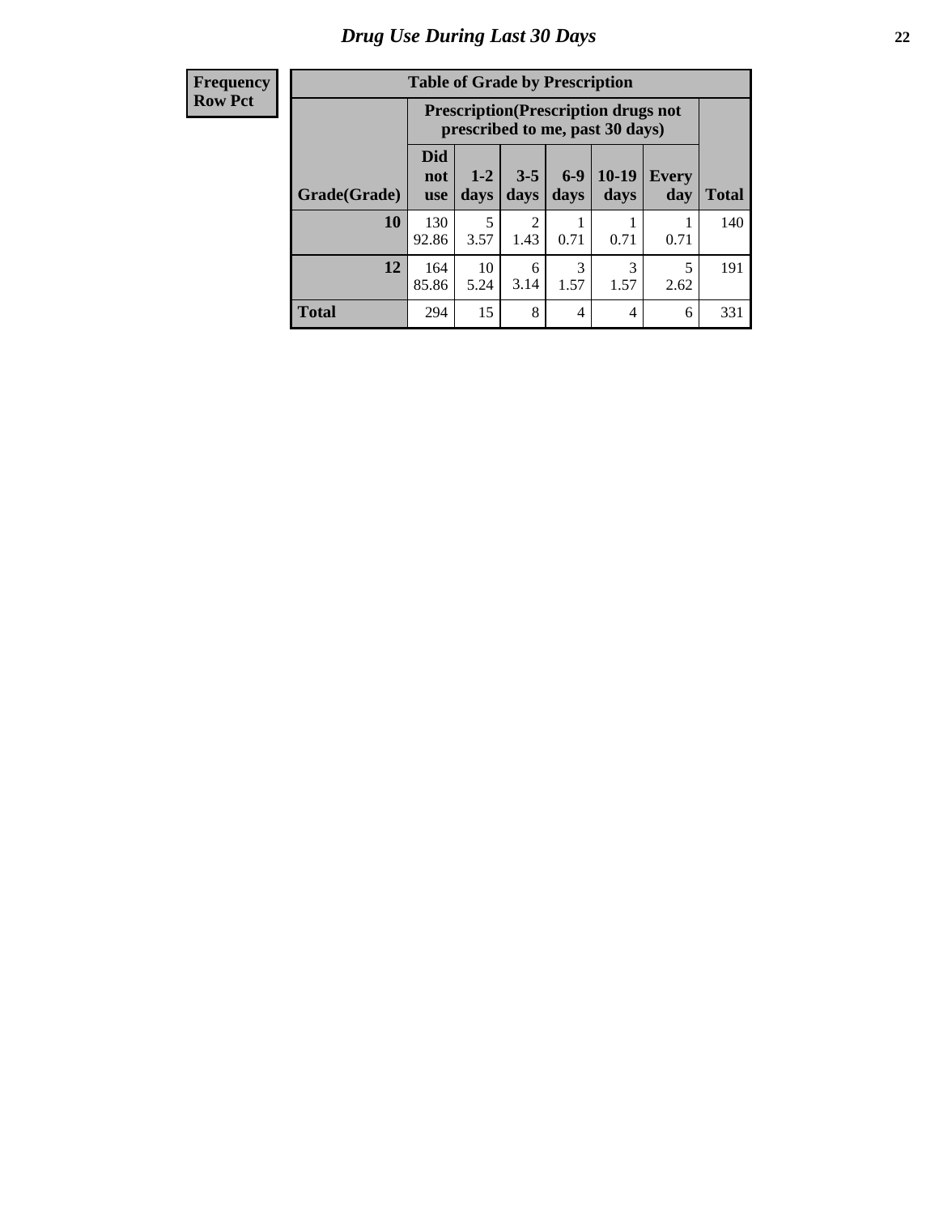# Drug Use During Last 30 Days

| Frequency<br>Row Pct | | | | | | | |
|---|---|---|---|---|---|---|---|

**Table of Grade by Prescription**

| | Prescription(Prescription drugs not prescribed to me, past 30 days) | | | | | | |
|---|---|---|---|---|---|---|---|
| Grade(Grade) | Did not use | 1-2 days | 3-5 days | 6-9 days | 10-19 days | Every day | Total |
| **10** | 130<br>92.86 | 5<br>3.57 | 2<br>1.43 | 1<br>0.71 | 1<br>0.71 | 1<br>0.71 | 140 |
| **12** | 164<br>85.86 | 10<br>5.24 | 6<br>3.14 | 3<br>1.57 | 3<br>1.57 | 5<br>2.62 | 191 |
| **Total** | 294 | 15 | 8 | 4 | 4 | 6 | 331 |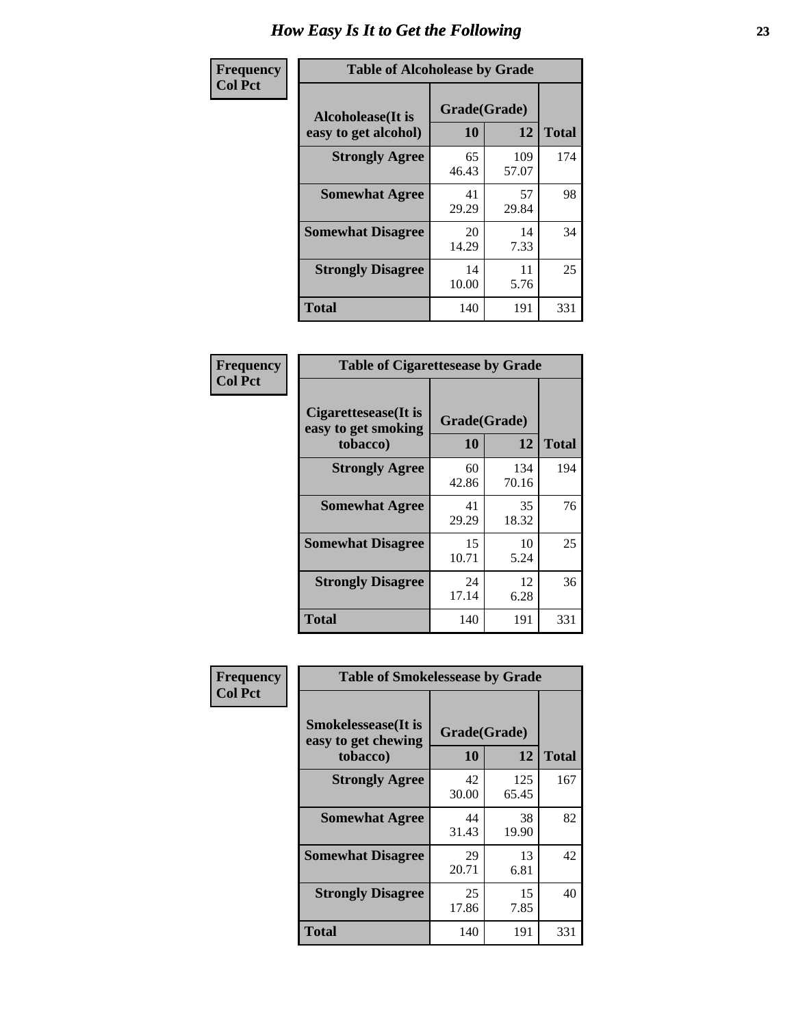# How Easy Is It to Get the Following

**Frequency**
**Col Pct**

**Table of Alcoholease by Grade**

| Alcoholease(It is easy to get alcohol) | Grade(Grade) | | Total |
|---|---|---|---|
| | 10 | 12 | |
| Strongly Agree | 65<br>46.43 | 109<br>57.07 | 174 |
| Somewhat Agree | 41<br>29.29 | 57<br>29.84 | 98 |
| Somewhat Disagree | 20<br>14.29 | 14<br>7.33 | 34 |
| Strongly Disagree | 14<br>10.00 | 11<br>5.76 | 25 |
| Total | 140 | 191 | 331 |

**Frequency**
**Col Pct**

**Table of Cigarettesease by Grade**

| Cigarettesease(It is easy to get smoking tobacco) | Grade(Grade) | | Total |
|---|---|---|---|
| | 10 | 12 | |
| Strongly Agree | 60<br>42.86 | 134<br>70.16 | 194 |
| Somewhat Agree | 41<br>29.29 | 35<br>18.32 | 76 |
| Somewhat Disagree | 15<br>10.71 | 10<br>5.24 | 25 |
| Strongly Disagree | 24<br>17.14 | 12<br>6.28 | 36 |
| Total | 140 | 191 | 331 |

**Frequency**
**Col Pct**

**Table of Smokelessease by Grade**

| Smokelessease(It is easy to get chewing tobacco) | Grade(Grade) | | Total |
|---|---|---|---|
| | 10 | 12 | |
| Strongly Agree | 42<br>30.00 | 125<br>65.45 | 167 |
| Somewhat Agree | 44<br>31.43 | 38<br>19.90 | 82 |
| Somewhat Disagree | 29<br>20.71 | 13<br>6.81 | 42 |
| Strongly Disagree | 25<br>17.86 | 15<br>7.85 | 40 |
| Total | 140 | 191 | 331 |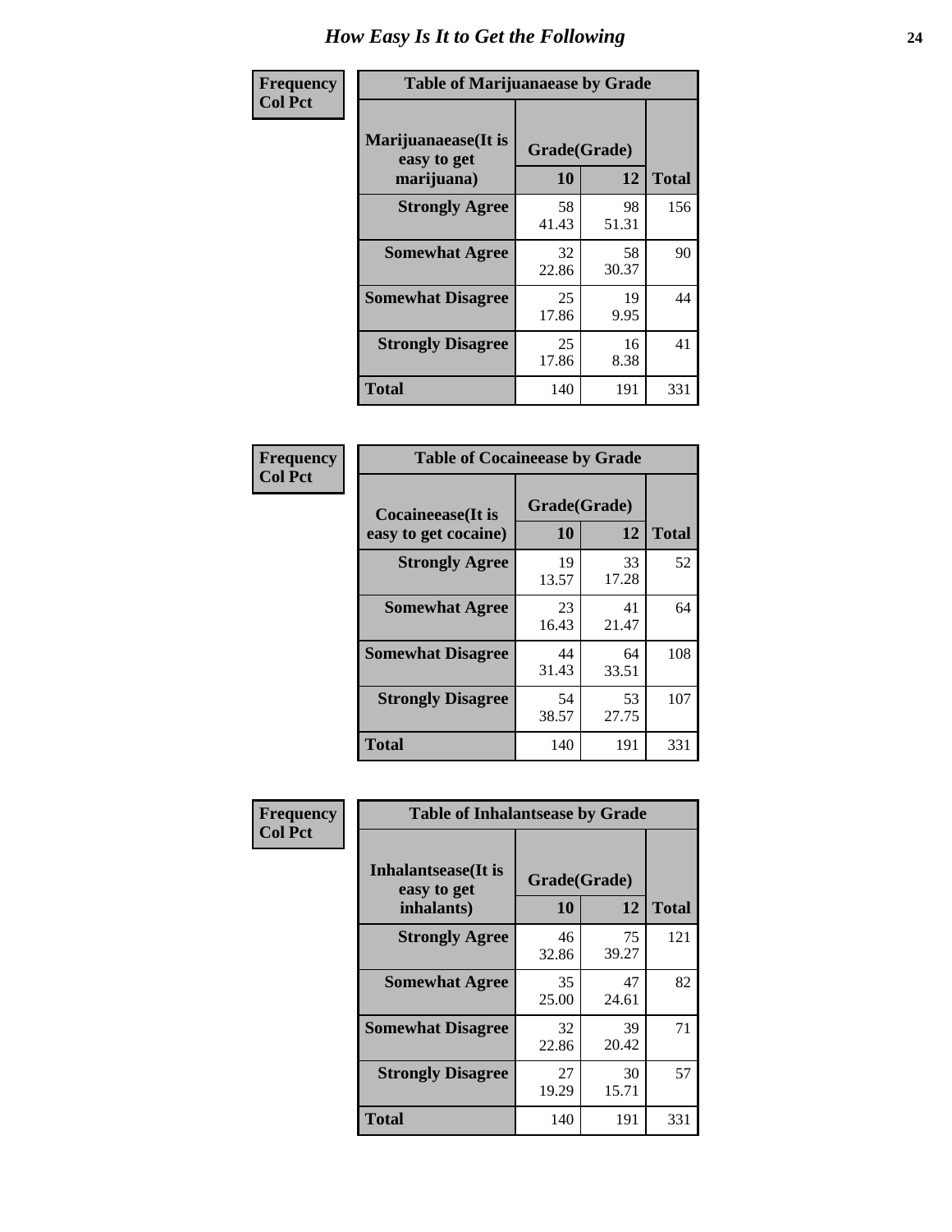# How Easy Is It to Get the Following

**Frequency**
**Col Pct**

| Table of Marijuanaease by Grade | | | |
|---|---|---|---|
| **Marijuanaease(It is easy to get marijuana)** | **Grade(Grade)** | | **Total** |
| | **10** | **12** | |
| **Strongly Agree** | 58<br>41.43 | 98<br>51.31 | 156 |
| **Somewhat Agree** | 32<br>22.86 | 58<br>30.37 | 90 |
| **Somewhat Disagree** | 25<br>17.86 | 19<br>9.95 | 44 |
| **Strongly Disagree** | 25<br>17.86 | 16<br>8.38 | 41 |
| **Total** | 140 | 191 | 331 |

**Frequency**
**Col Pct**

| Table of Cocaineease by Grade | | | |
|---|---|---|---|
| **Cocaineease(It is easy to get cocaine)** | **Grade(Grade)** | | **Total** |
| | **10** | **12** | |
| **Strongly Agree** | 19<br>13.57 | 33<br>17.28 | 52 |
| **Somewhat Agree** | 23<br>16.43 | 41<br>21.47 | 64 |
| **Somewhat Disagree** | 44<br>31.43 | 64<br>33.51 | 108 |
| **Strongly Disagree** | 54<br>38.57 | 53<br>27.75 | 107 |
| **Total** | 140 | 191 | 331 |

**Frequency**
**Col Pct**

| Table of Inhalantsease by Grade | | | |
|---|---|---|---|
| **Inhalantsease(It is easy to get inhalants)** | **Grade(Grade)** | | **Total** |
| | **10** | **12** | |
| **Strongly Agree** | 46<br>32.86 | 75<br>39.27 | 121 |
| **Somewhat Agree** | 35<br>25.00 | 47<br>24.61 | 82 |
| **Somewhat Disagree** | 32<br>22.86 | 39<br>20.42 | 71 |
| **Strongly Disagree** | 27<br>19.29 | 30<br>15.71 | 57 |
| **Total** | 140 | 191 | 331 |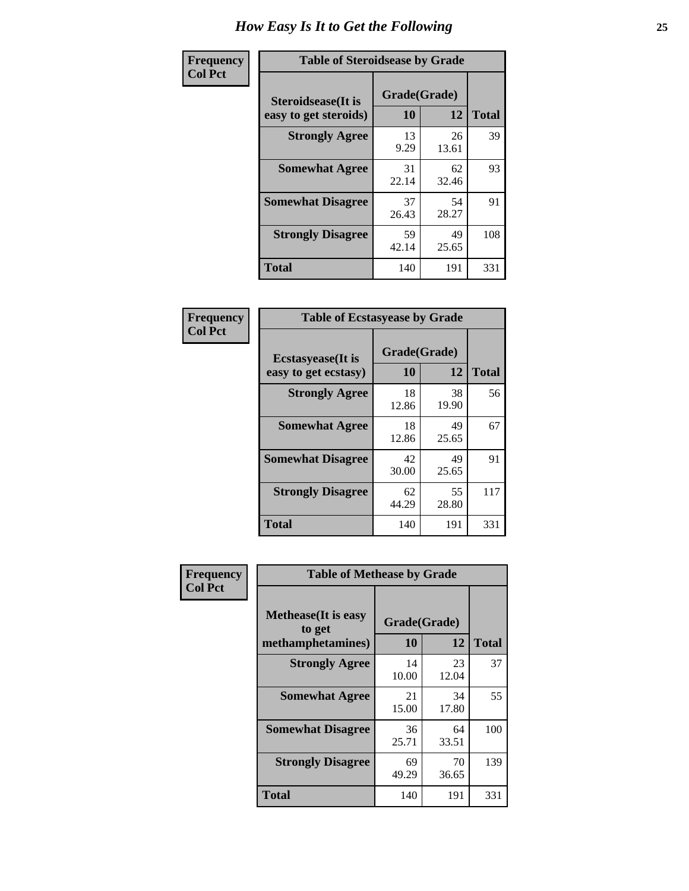# How Easy Is It to Get the Following

**Frequency**
**Col Pct**

| Table of Steroidsease by Grade | | | |
|---|---|---|---|
| **Steroidsease(It is easy to get steroids)** | **Grade(Grade)** | | **Total** |
| | **10** | **12** | |
| **Strongly Agree** | 13<br>9.29 | 26<br>13.61 | 39 |
| **Somewhat Agree** | 31<br>22.14 | 62<br>32.46 | 93 |
| **Somewhat Disagree** | 37<br>26.43 | 54<br>28.27 | 91 |
| **Strongly Disagree** | 59<br>42.14 | 49<br>25.65 | 108 |
| **Total** | 140 | 191 | 331 |

**Frequency**
**Col Pct**

| Table of Ecstasyease by Grade | | | |
|---|---|---|---|
| **Ecstasyease(It is easy to get ecstasy)** | **Grade(Grade)** | | **Total** |
| | **10** | **12** | |
| **Strongly Agree** | 18<br>12.86 | 38<br>19.90 | 56 |
| **Somewhat Agree** | 18<br>12.86 | 49<br>25.65 | 67 |
| **Somewhat Disagree** | 42<br>30.00 | 49<br>25.65 | 91 |
| **Strongly Disagree** | 62<br>44.29 | 55<br>28.80 | 117 |
| **Total** | 140 | 191 | 331 |

**Frequency**
**Col Pct**

| Table of Methease by Grade | | | |
|---|---|---|---|
| **Methease(It is easy to get methamphetamines)** | **Grade(Grade)** | | **Total** |
| | **10** | **12** | |
| **Strongly Agree** | 14<br>10.00 | 23<br>12.04 | 37 |
| **Somewhat Agree** | 21<br>15.00 | 34<br>17.80 | 55 |
| **Somewhat Disagree** | 36<br>25.71 | 64<br>33.51 | 100 |
| **Strongly Disagree** | 69<br>49.29 | 70<br>36.65 | 139 |
| **Total** | 140 | 191 | 331 |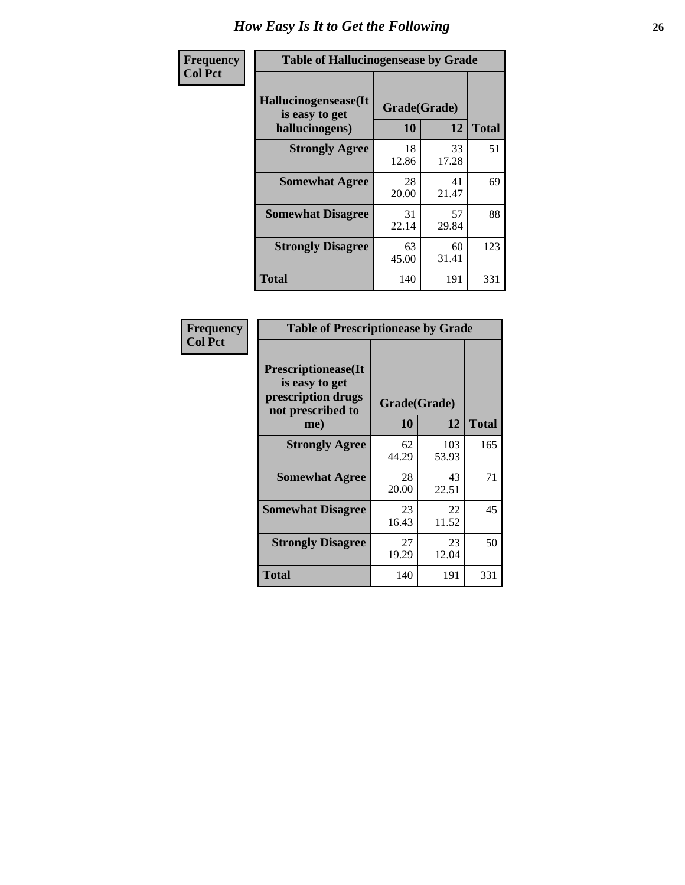# How Easy Is It to Get the Following

| Frequency Col Pct | Table of Hallucinogensease by Grade | | |
|---|---|---|---|
| Hallucinogensease(It is easy to get hallucinogens) | Grade(Grade) | | |
| | 10 | 12 | Total |
| Strongly Agree | 18<br>12.86 | 33<br>17.28 | 51 |
| Somewhat Agree | 28<br>20.00 | 41<br>21.47 | 69 |
| Somewhat Disagree | 31<br>22.14 | 57<br>29.84 | 88 |
| Strongly Disagree | 63<br>45.00 | 60<br>31.41 | 123 |
| Total | 140 | 191 | 331 |

| Frequency Col Pct | Table of Prescriptionease by Grade | | |
|---|---|---|---|
| Prescriptionease(It is easy to get prescription drugs not prescribed to me) | Grade(Grade) | | |
| | 10 | 12 | Total |
| Strongly Agree | 62<br>44.29 | 103<br>53.93 | 165 |
| Somewhat Agree | 28<br>20.00 | 43<br>22.51 | 71 |
| Somewhat Disagree | 23<br>16.43 | 22<br>11.52 | 45 |
| Strongly Disagree | 27<br>19.29 | 23<br>12.04 | 50 |
| Total | 140 | 191 | 331 |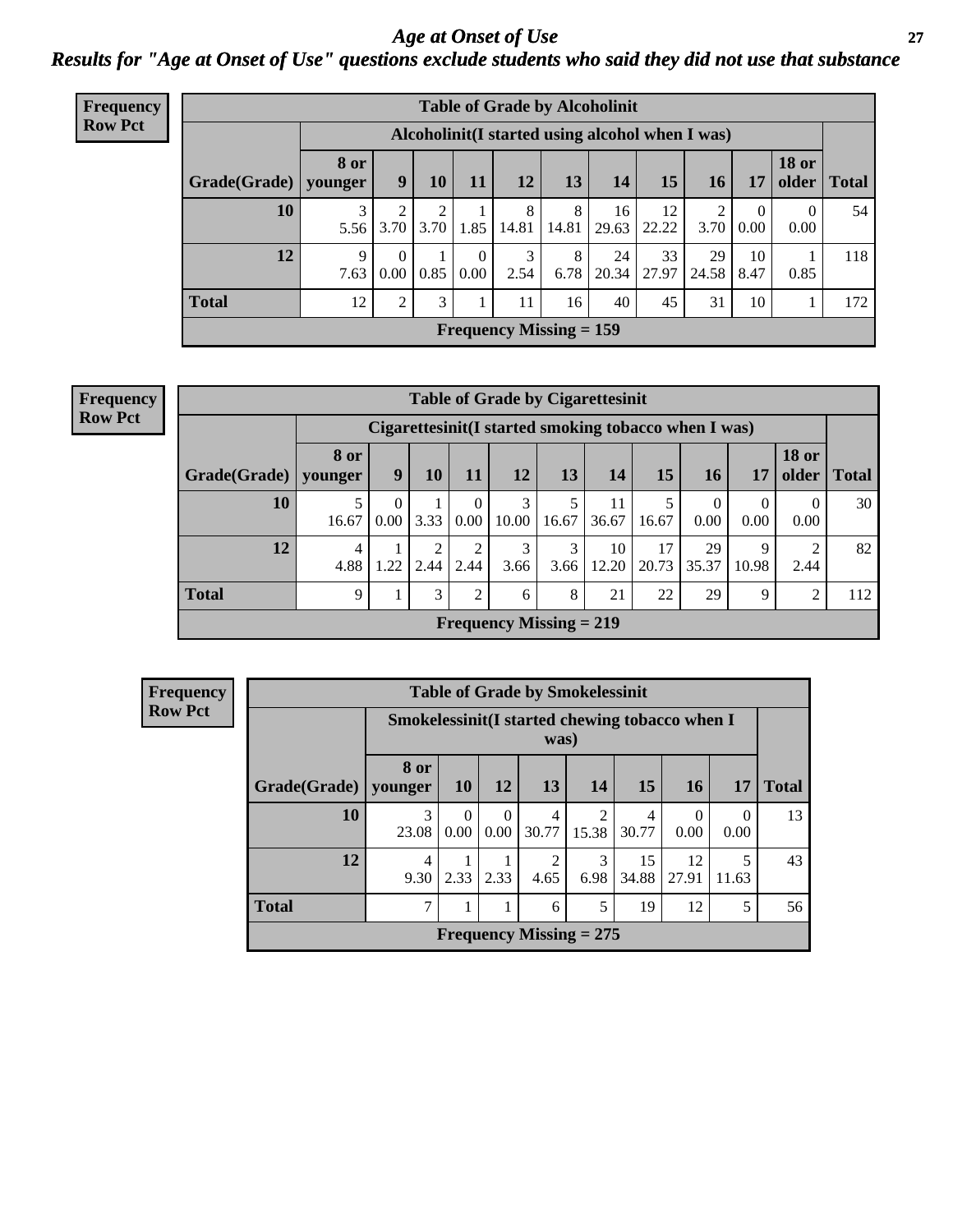# Age at Onset of Use

## Results for "Age at Onset of Use" questions exclude students who said they did not use that substance

**Frequency Row Pct**

**Table of Grade by Alcoholinit**

| | Alcoholinit(I started using alcohol when I was) | | | | | | | | | | | |
|---|---|---|---|---|---|---|---|---|---|---|---|---|
| Grade(Grade) | 8 or younger | 9 | 10 | 11 | 12 | 13 | 14 | 15 | 16 | 17 | 18 or older | Total |
| 10 | 3<br>5.56 | 2<br>3.70 | 2<br>3.70 | 1<br>1.85 | 8<br>14.81 | 8<br>14.81 | 16<br>29.63 | 12<br>22.22 | 2<br>3.70 | 0<br>0.00 | 0<br>0.00 | 54 |
| 12 | 9<br>7.63 | 0<br>0.00 | 1<br>0.85 | 0<br>0.00 | 3<br>2.54 | 8<br>6.78 | 24<br>20.34 | 33<br>27.97 | 29<br>24.58 | 10<br>8.47 | 1<br>0.85 | 118 |
| Total | 12 | 2 | 3 | 1 | 11 | 16 | 40 | 45 | 31 | 10 | 1 | 172 |

Frequency Missing = 159

**Frequency Row Pct**

**Table of Grade by Cigarettesinit**

| | Cigarettesinit(I started smoking tobacco when I was) | | | | | | | | | | | |
|---|---|---|---|---|---|---|---|---|---|---|---|---|
| Grade(Grade) | 8 or younger | 9 | 10 | 11 | 12 | 13 | 14 | 15 | 16 | 17 | 18 or older | Total |
| 10 | 5<br>16.67 | 0<br>0.00 | 1<br>3.33 | 0<br>0.00 | 3<br>10.00 | 5<br>16.67 | 11<br>36.67 | 5<br>16.67 | 0<br>0.00 | 0<br>0.00 | 0<br>0.00 | 30 |
| 12 | 4<br>4.88 | 1<br>1.22 | 2<br>2.44 | 2<br>2.44 | 3<br>3.66 | 3<br>3.66 | 10<br>12.20 | 17<br>20.73 | 29<br>35.37 | 9<br>10.98 | 2<br>2.44 | 82 |
| Total | 9 | 1 | 3 | 2 | 6 | 8 | 21 | 22 | 29 | 9 | 2 | 112 |

Frequency Missing = 219

**Frequency Row Pct**

**Table of Grade by Smokelessinit**

| | Smokelessinit(I started chewing tobacco when I was) | | | | | | | | |
|---|---|---|---|---|---|---|---|---|---|
| Grade(Grade) | 8 or younger | 10 | 12 | 13 | 14 | 15 | 16 | 17 | Total |
| 10 | 3<br>23.08 | 0<br>0.00 | 0<br>0.00 | 4<br>30.77 | 2<br>15.38 | 4<br>30.77 | 0<br>0.00 | 0<br>0.00 | 13 |
| 12 | 4<br>9.30 | 1<br>2.33 | 1<br>2.33 | 2<br>4.65 | 3<br>6.98 | 15<br>34.88 | 12<br>27.91 | 5<br>11.63 | 43 |
| Total | 7 | 1 | 1 | 6 | 5 | 19 | 12 | 5 | 56 |

Frequency Missing = 275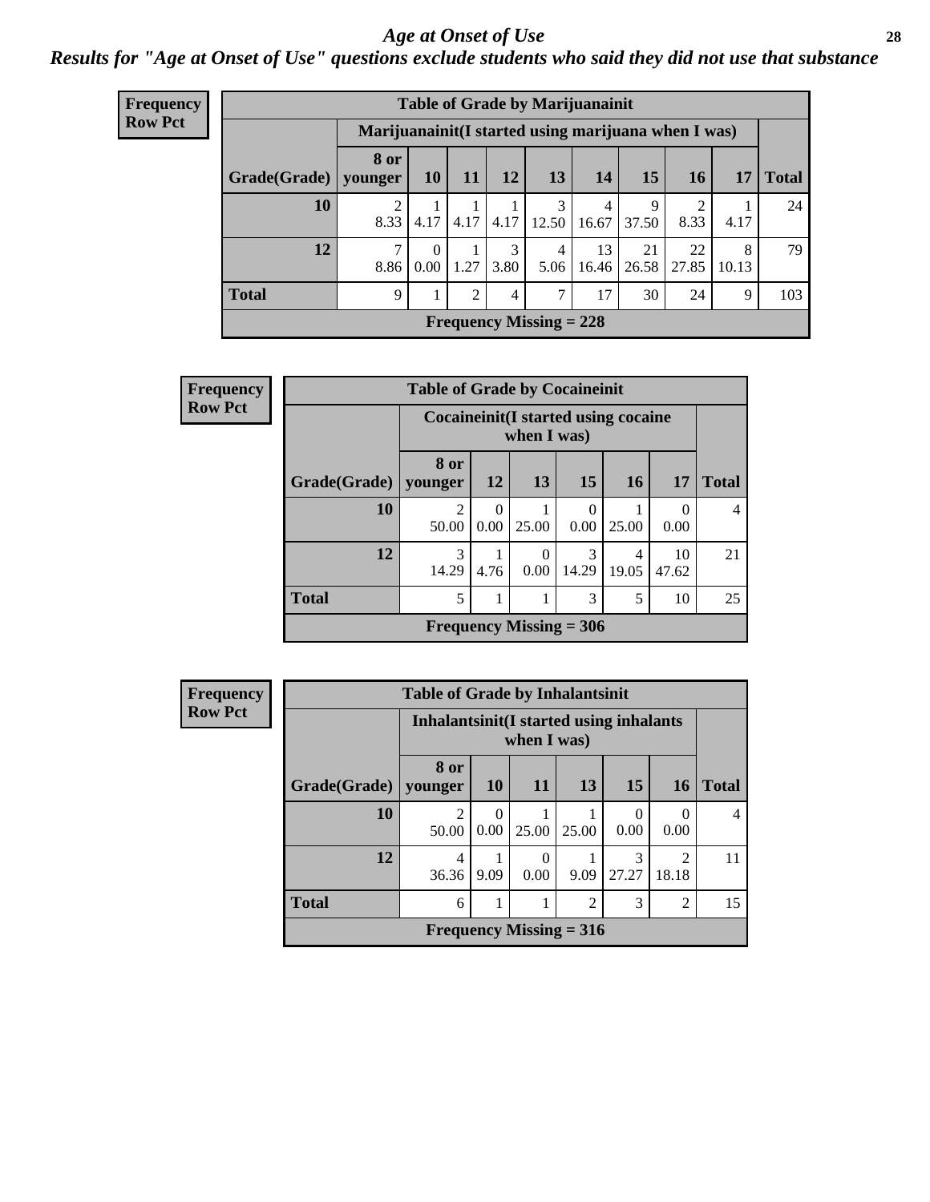# *Age at Onset of Use*

## *Results for "Age at Onset of Use" questions exclude students who said they did not use that substance*

**Frequency**
**Row Pct**

| Table of Grade by Marijuanainit | | | | | | | | | | |
|---|---|---|---|---|---|---|---|---|---|---|
| | Marijuanainit(I started using marijuana when I was) | | | | | | | | | |
| Grade(Grade) | 8 or younger | 10 | 11 | 12 | 13 | 14 | 15 | 16 | 17 | Total |
| 10 | 2<br>8.33 | 1<br>4.17 | 1<br>4.17 | 1<br>4.17 | 3<br>12.50 | 4<br>16.67 | 9<br>37.50 | 2<br>8.33 | 1<br>4.17 | 24 |
| 12 | 7<br>8.86 | 0<br>0.00 | 1<br>1.27 | 3<br>3.80 | 4<br>5.06 | 13<br>16.46 | 21<br>26.58 | 22<br>27.85 | 8<br>10.13 | 79 |
| Total | 9 | 1 | 2 | 4 | 7 | 17 | 30 | 24 | 9 | 103 |
| Frequency Missing = 228 | | | | | | | | | | |

**Frequency**
**Row Pct**

| Table of Grade by Cocaineinit | | | | | | | |
|---|---|---|---|---|---|---|---|
| | Cocaineinit(I started using cocaine when I was) | | | | | | |
| Grade(Grade) | 8 or younger | 12 | 13 | 15 | 16 | 17 | Total |
| 10 | 2<br>50.00 | 0<br>0.00 | 1<br>25.00 | 0<br>0.00 | 1<br>25.00 | 0<br>0.00 | 4 |
| 12 | 3<br>14.29 | 1<br>4.76 | 0<br>0.00 | 3<br>14.29 | 4<br>19.05 | 10<br>47.62 | 21 |
| Total | 5 | 1 | 1 | 3 | 5 | 10 | 25 |
| Frequency Missing = 306 | | | | | | | |

**Frequency**
**Row Pct**

| Table of Grade by Inhalantsinit | | | | | | | |
|---|---|---|---|---|---|---|---|
| | Inhalantsinit(I started using inhalants when I was) | | | | | | |
| Grade(Grade) | 8 or younger | 10 | 11 | 13 | 15 | 16 | Total |
| 10 | 2<br>50.00 | 0<br>0.00 | 1<br>25.00 | 1<br>25.00 | 0<br>0.00 | 0<br>0.00 | 4 |
| 12 | 4<br>36.36 | 1<br>9.09 | 0<br>0.00 | 1<br>9.09 | 3<br>27.27 | 2<br>18.18 | 11 |
| Total | 6 | 1 | 1 | 2 | 3 | 2 | 15 |
| Frequency Missing = 316 | | | | | | | |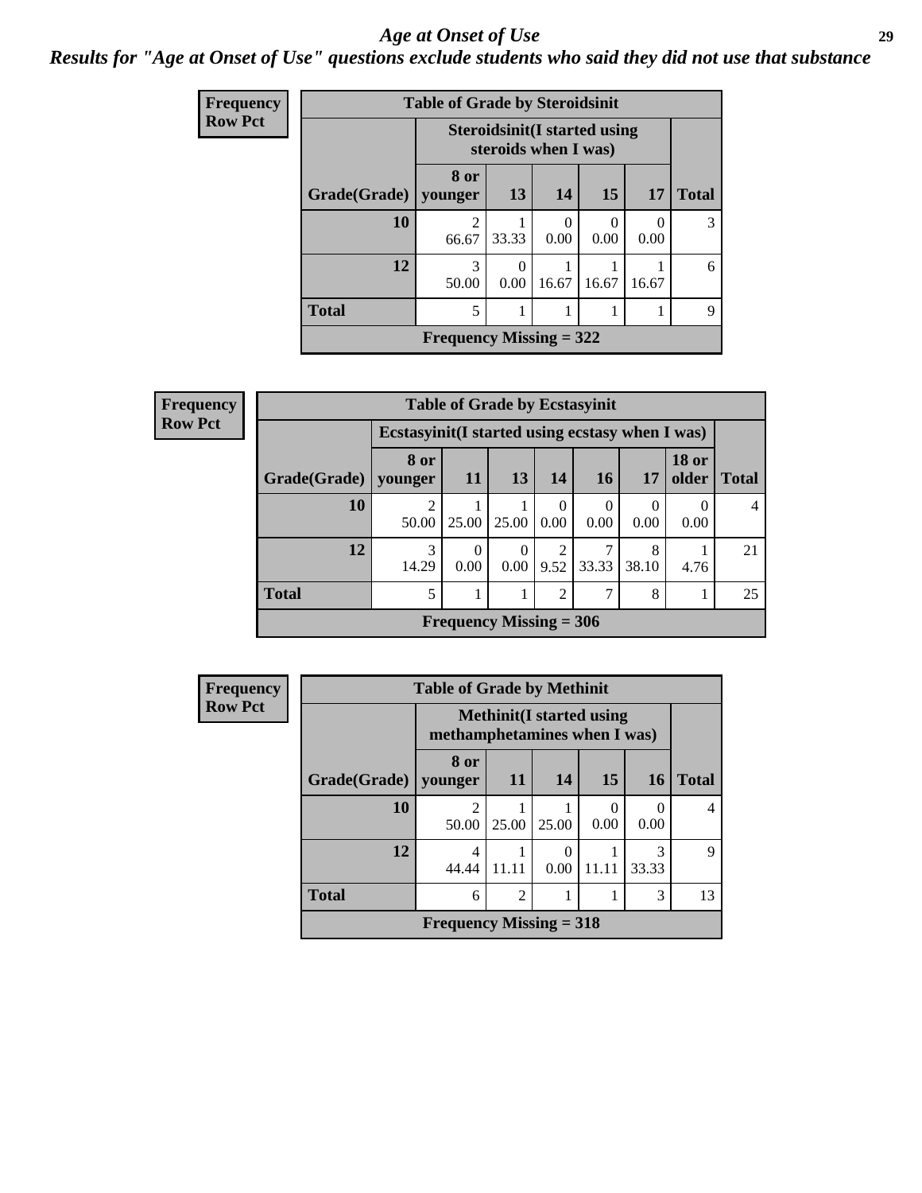# *Age at Onset of Use*

## *Results for "Age at Onset of Use" questions exclude students who said they did not use that substance*

**Frequency**
**Row Pct**

**Table of Grade by Steroidsinit**

| Grade(Grade) | Steroidsinit(I started using steroids when I was) | | | | | Total |
|---|---|---|---|---|---|---|
| | 8 or younger | 13 | 14 | 15 | 17 | |
| **10** | 2<br>66.67 | 1<br>33.33 | 0<br>0.00 | 0<br>0.00 | 0<br>0.00 | 3 |
| **12** | 3<br>50.00 | 0<br>0.00 | 1<br>16.67 | 1<br>16.67 | 1<br>16.67 | 6 |
| **Total** | 5 | 1 | 1 | 1 | 1 | 9 |

**Frequency Missing = 322**

**Frequency**
**Row Pct**

**Table of Grade by Ecstasyinit**

| Grade(Grade) | Ecstasyinit(I started using ecstasy when I was) | | | | | | | Total |
|---|---|---|---|---|---|---|---|---|
| | 8 or younger | 11 | 13 | 14 | 16 | 17 | 18 or older | |
| **10** | 2<br>50.00 | 1<br>25.00 | 1<br>25.00 | 0<br>0.00 | 0<br>0.00 | 0<br>0.00 | 0<br>0.00 | 4 |
| **12** | 3<br>14.29 | 0<br>0.00 | 0<br>0.00 | 2<br>9.52 | 7<br>33.33 | 8<br>38.10 | 1<br>4.76 | 21 |
| **Total** | 5 | 1 | 1 | 2 | 7 | 8 | 1 | 25 |

**Frequency Missing = 306**

**Frequency**
**Row Pct**

**Table of Grade by Methinit**

| Grade(Grade) | Methinit(I started using methamphetamines when I was) | | | | | Total |
|---|---|---|---|---|---|---|
| | 8 or younger | 11 | 14 | 15 | 16 | |
| **10** | 2<br>50.00 | 1<br>25.00 | 1<br>25.00 | 0<br>0.00 | 0<br>0.00 | 4 |
| **12** | 4<br>44.44 | 1<br>11.11 | 0<br>0.00 | 1<br>11.11 | 3<br>33.33 | 9 |
| **Total** | 6 | 2 | 1 | 1 | 3 | 13 |

**Frequency Missing = 318**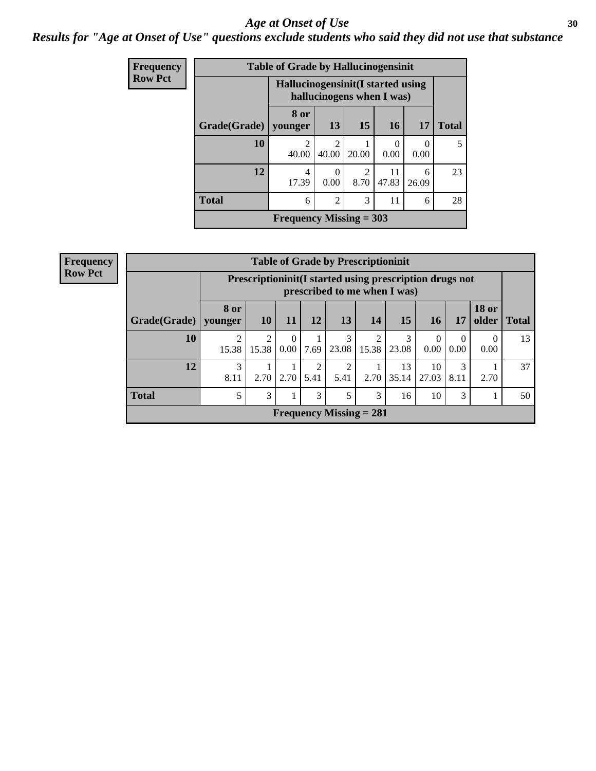# Age at Onset of Use

## Results for "Age at Onset of Use" questions exclude students who said they did not use that substance

**Frequency**
**Row Pct**

| Table of Grade by Hallucinogensinit | | | | | | |
|---|---|---|---|---|---|---|
| | Hallucinogensinit(I started using hallucinogens when I was) | | | | | |
| Grade(Grade) | 8 or younger | 13 | 15 | 16 | 17 | Total |
| 10 | 2<br>40.00 | 2<br>40.00 | 1<br>20.00 | 0<br>0.00 | 0<br>0.00 | 5 |
| 12 | 4<br>17.39 | 0<br>0.00 | 2<br>8.70 | 11<br>47.83 | 6<br>26.09 | 23 |
| Total | 6 | 2 | 3 | 11 | 6 | 28 |
| Frequency Missing = 303 | | | | | | |

**Frequency**
**Row Pct**

| Table of Grade by Prescriptioninit | | | | | | | | | | | |
|---|---|---|---|---|---|---|---|---|---|---|---|
| | Prescriptioninit(I started using prescription drugs not prescribed to me when I was) | | | | | | | | | | |
| Grade(Grade) | 8 or younger | 10 | 11 | 12 | 13 | 14 | 15 | 16 | 17 | 18 or older | Total |
| 10 | 2<br>15.38 | 2<br>15.38 | 0<br>0.00 | 1<br>7.69 | 3<br>23.08 | 2<br>15.38 | 3<br>23.08 | 0<br>0.00 | 0<br>0.00 | 0<br>0.00 | 13 |
| 12 | 3<br>8.11 | 1<br>2.70 | 1<br>2.70 | 2<br>5.41 | 2<br>5.41 | 1<br>2.70 | 13<br>35.14 | 10<br>27.03 | 3<br>8.11 | 1<br>2.70 | 37 |
| Total | 5 | 3 | 1 | 3 | 5 | 3 | 16 | 10 | 3 | 1 | 50 |
| Frequency Missing = 281 | | | | | | | | | | | |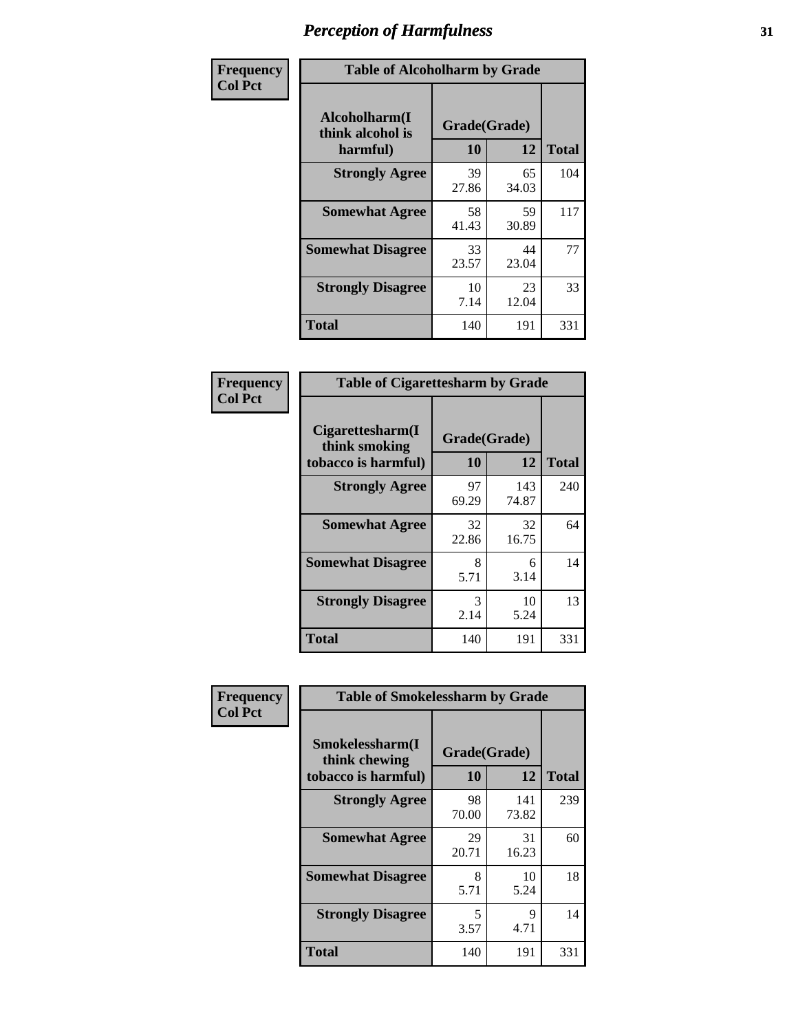# Perception of Harmfulness

**Frequency / Col Pct**

| Table of Alcoholharm by Grade | | | |
|---|---|---|---|
| Alcoholharm(I think alcohol is harmful) | Grade(Grade) | | Total |
| | 10 | 12 | |
| **Strongly Agree** | 39<br>27.86 | 65<br>34.03 | 104 |
| **Somewhat Agree** | 58<br>41.43 | 59<br>30.89 | 117 |
| **Somewhat Disagree** | 33<br>23.57 | 44<br>23.04 | 77 |
| **Strongly Disagree** | 10<br>7.14 | 23<br>12.04 | 33 |
| **Total** | 140 | 191 | 331 |

**Frequency / Col Pct**

| Table of Cigarettesharm by Grade | | | |
|---|---|---|---|
| Cigarettesharm(I think smoking tobacco is harmful) | Grade(Grade) | | Total |
| | 10 | 12 | |
| **Strongly Agree** | 97<br>69.29 | 143<br>74.87 | 240 |
| **Somewhat Agree** | 32<br>22.86 | 32<br>16.75 | 64 |
| **Somewhat Disagree** | 8<br>5.71 | 6<br>3.14 | 14 |
| **Strongly Disagree** | 3<br>2.14 | 10<br>5.24 | 13 |
| **Total** | 140 | 191 | 331 |

**Frequency / Col Pct**

| Table of Smokelessharm by Grade | | | |
|---|---|---|---|
| Smokelessharm(I think chewing tobacco is harmful) | Grade(Grade) | | Total |
| | 10 | 12 | |
| **Strongly Agree** | 98<br>70.00 | 141<br>73.82 | 239 |
| **Somewhat Agree** | 29<br>20.71 | 31<br>16.23 | 60 |
| **Somewhat Disagree** | 8<br>5.71 | 10<br>5.24 | 18 |
| **Strongly Disagree** | 5<br>3.57 | 9<br>4.71 | 14 |
| **Total** | 140 | 191 | 331 |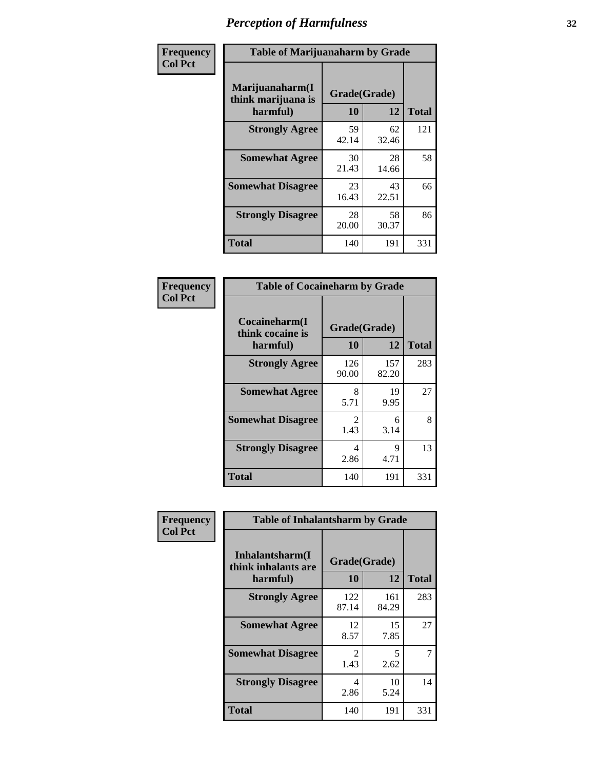# Perception of Harmfulness

**Frequency**
**Col Pct**

| Table of Marijuanaharm by Grade | | | |
|---|---|---|---|
| Marijuanaharm(I think marijuana is harmful) | Grade(Grade) | | Total |
| | 10 | 12 | |
| **Strongly Agree** | 59<br>42.14 | 62<br>32.46 | 121 |
| **Somewhat Agree** | 30<br>21.43 | 28<br>14.66 | 58 |
| **Somewhat Disagree** | 23<br>16.43 | 43<br>22.51 | 66 |
| **Strongly Disagree** | 28<br>20.00 | 58<br>30.37 | 86 |
| **Total** | 140 | 191 | 331 |

**Frequency**
**Col Pct**

| Table of Cocaineharm by Grade | | | |
|---|---|---|---|
| Cocaineharm(I think cocaine is harmful) | Grade(Grade) | | Total |
| | 10 | 12 | |
| **Strongly Agree** | 126<br>90.00 | 157<br>82.20 | 283 |
| **Somewhat Agree** | 8<br>5.71 | 19<br>9.95 | 27 |
| **Somewhat Disagree** | 2<br>1.43 | 6<br>3.14 | 8 |
| **Strongly Disagree** | 4<br>2.86 | 9<br>4.71 | 13 |
| **Total** | 140 | 191 | 331 |

**Frequency**
**Col Pct**

| Table of Inhalantsharm by Grade | | | |
|---|---|---|---|
| Inhalantsharm(I think inhalants are harmful) | Grade(Grade) | | Total |
| | 10 | 12 | |
| **Strongly Agree** | 122<br>87.14 | 161<br>84.29 | 283 |
| **Somewhat Agree** | 12<br>8.57 | 15<br>7.85 | 27 |
| **Somewhat Disagree** | 2<br>1.43 | 5<br>2.62 | 7 |
| **Strongly Disagree** | 4<br>2.86 | 10<br>5.24 | 14 |
| **Total** | 140 | 191 | 331 |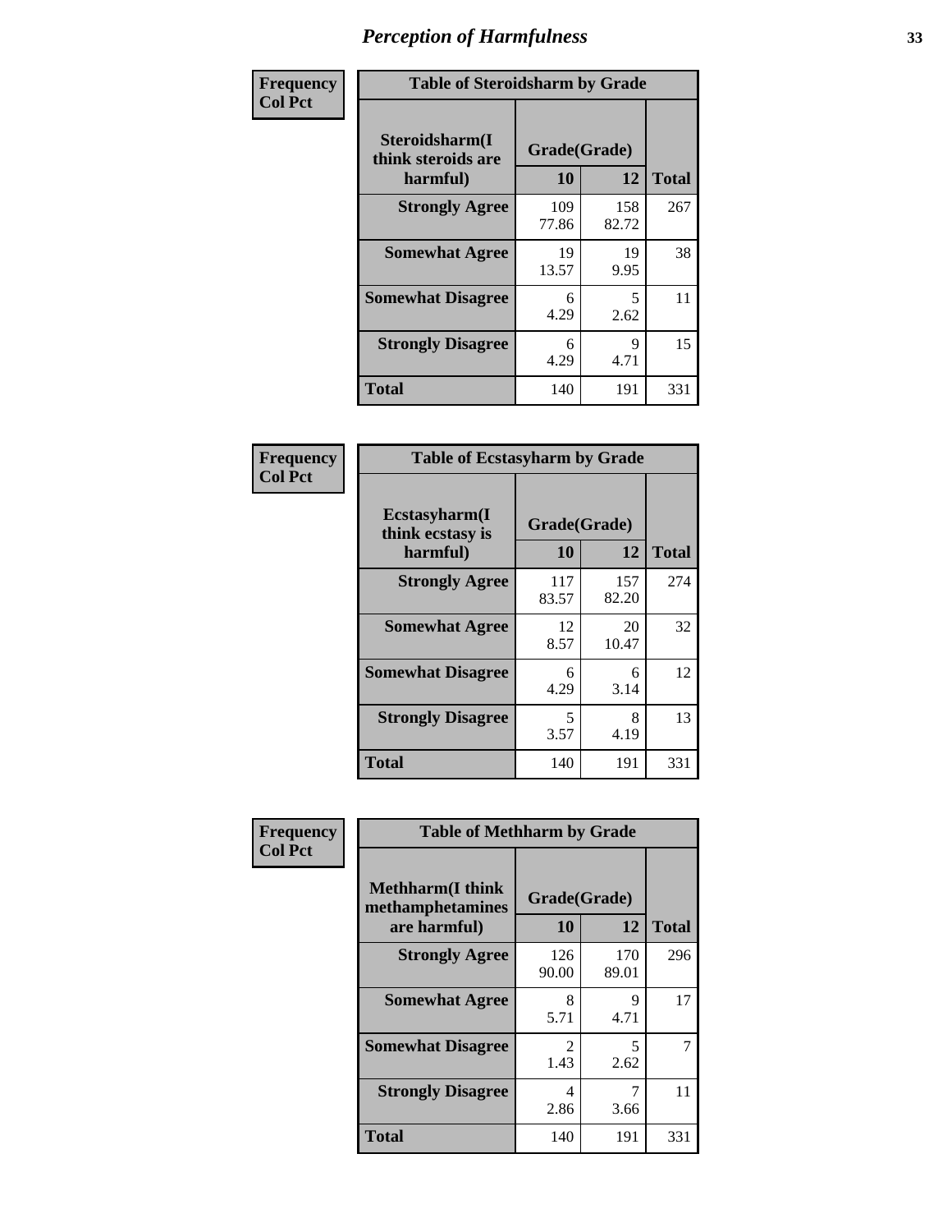# Perception of Harmfulness

**Frequency / Col Pct**

| Table of Steroidsharm by Grade | | | |
|---|---|---|---|
| **Steroidsharm(I think steroids are harmful)** | **Grade(Grade)** | | **Total** |
| | **10** | **12** | |
| **Strongly Agree** | 109<br>77.86 | 158<br>82.72 | 267 |
| **Somewhat Agree** | 19<br>13.57 | 19<br>9.95 | 38 |
| **Somewhat Disagree** | 6<br>4.29 | 5<br>2.62 | 11 |
| **Strongly Disagree** | 6<br>4.29 | 9<br>4.71 | 15 |
| **Total** | 140 | 191 | 331 |

**Frequency / Col Pct**

| Table of Ecstasyharm by Grade | | | |
|---|---|---|---|
| **Ecstasyharm(I think ecstasy is harmful)** | **Grade(Grade)** | | **Total** |
| | **10** | **12** | |
| **Strongly Agree** | 117<br>83.57 | 157<br>82.20 | 274 |
| **Somewhat Agree** | 12<br>8.57 | 20<br>10.47 | 32 |
| **Somewhat Disagree** | 6<br>4.29 | 6<br>3.14 | 12 |
| **Strongly Disagree** | 5<br>3.57 | 8<br>4.19 | 13 |
| **Total** | 140 | 191 | 331 |

**Frequency / Col Pct**

| Table of Methharm by Grade | | | |
|---|---|---|---|
| **Methharm(I think methamphetamines are harmful)** | **Grade(Grade)** | | **Total** |
| | **10** | **12** | |
| **Strongly Agree** | 126<br>90.00 | 170<br>89.01 | 296 |
| **Somewhat Agree** | 8<br>5.71 | 9<br>4.71 | 17 |
| **Somewhat Disagree** | 2<br>1.43 | 5<br>2.62 | 7 |
| **Strongly Disagree** | 4<br>2.86 | 7<br>3.66 | 11 |
| **Total** | 140 | 191 | 331 |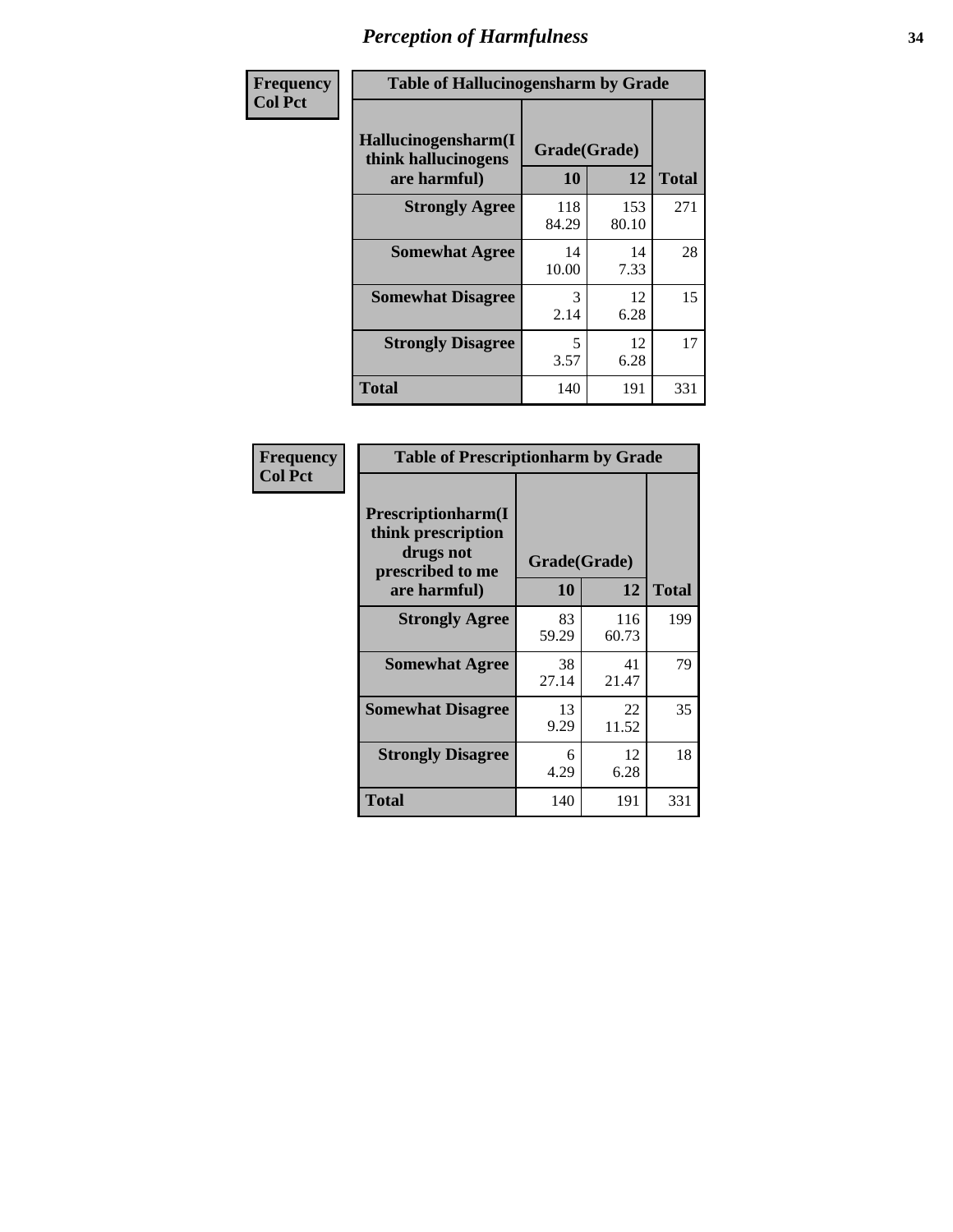# Perception of Harmfulness

**Frequency**
**Col Pct**

| Table of Hallucinogensharm by Grade | | | |
|---|---|---|---|
| **Hallucinogensharm(I think hallucinogens are harmful)** | **Grade(Grade)** | | **Total** |
| | **10** | **12** | |
| **Strongly Agree** | 118<br>84.29 | 153<br>80.10 | 271 |
| **Somewhat Agree** | 14<br>10.00 | 14<br>7.33 | 28 |
| **Somewhat Disagree** | 3<br>2.14 | 12<br>6.28 | 15 |
| **Strongly Disagree** | 5<br>3.57 | 12<br>6.28 | 17 |
| **Total** | 140 | 191 | 331 |

**Frequency**
**Col Pct**

| Table of Prescriptionharm by Grade | | | |
|---|---|---|---|
| **Prescriptionharm(I think prescription drugs not prescribed to me are harmful)** | **Grade(Grade)** | | **Total** |
| | **10** | **12** | |
| **Strongly Agree** | 83<br>59.29 | 116<br>60.73 | 199 |
| **Somewhat Agree** | 38<br>27.14 | 41<br>21.47 | 79 |
| **Somewhat Disagree** | 13<br>9.29 | 22<br>11.52 | 35 |
| **Strongly Disagree** | 6<br>4.29 | 12<br>6.28 | 18 |
| **Total** | 140 | 191 | 331 |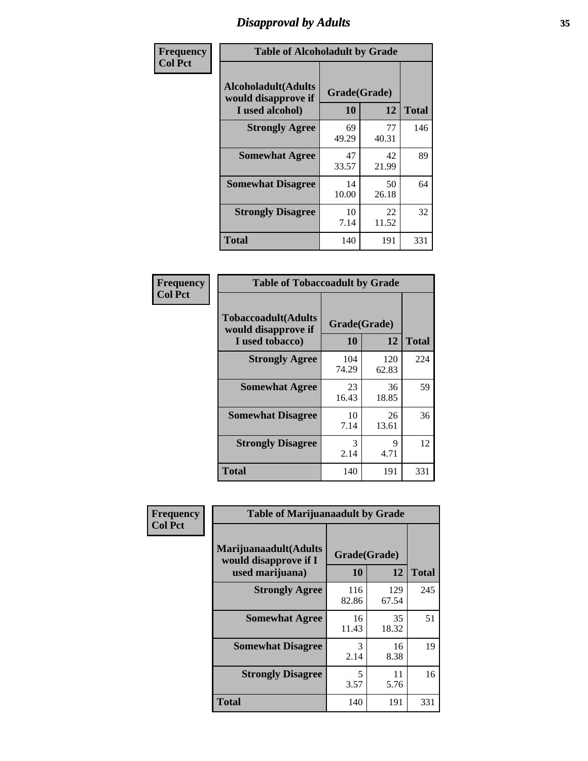# Disapproval by Adults

| Frequency<br>Col Pct |
|---|

**Table of Alcoholadult by Grade**

| Alcoholadult(Adults would disapprove if I used alcohol) | Grade(Grade) | | Total |
|---|---|---|---|
| | 10 | 12 | |
| Strongly Agree | 69<br>49.29 | 77<br>40.31 | 146 |
| Somewhat Agree | 47<br>33.57 | 42<br>21.99 | 89 |
| Somewhat Disagree | 14<br>10.00 | 50<br>26.18 | 64 |
| Strongly Disagree | 10<br>7.14 | 22<br>11.52 | 32 |
| Total | 140 | 191 | 331 |

| Frequency<br>Col Pct |
|---|

**Table of Tobaccoadult by Grade**

| Tobaccoadult(Adults would disapprove if I used tobacco) | Grade(Grade) | | Total |
|---|---|---|---|
| | 10 | 12 | |
| Strongly Agree | 104<br>74.29 | 120<br>62.83 | 224 |
| Somewhat Agree | 23<br>16.43 | 36<br>18.85 | 59 |
| Somewhat Disagree | 10<br>7.14 | 26<br>13.61 | 36 |
| Strongly Disagree | 3<br>2.14 | 9<br>4.71 | 12 |
| Total | 140 | 191 | 331 |

| Frequency<br>Col Pct |
|---|

**Table of Marijuanaadult by Grade**

| Marijuanaadult(Adults would disapprove if I used marijuana) | Grade(Grade) | | Total |
|---|---|---|---|
| | 10 | 12 | |
| Strongly Agree | 116<br>82.86 | 129<br>67.54 | 245 |
| Somewhat Agree | 16<br>11.43 | 35<br>18.32 | 51 |
| Somewhat Disagree | 3<br>2.14 | 16<br>8.38 | 19 |
| Strongly Disagree | 5<br>3.57 | 11<br>5.76 | 16 |
| Total | 140 | 191 | 331 |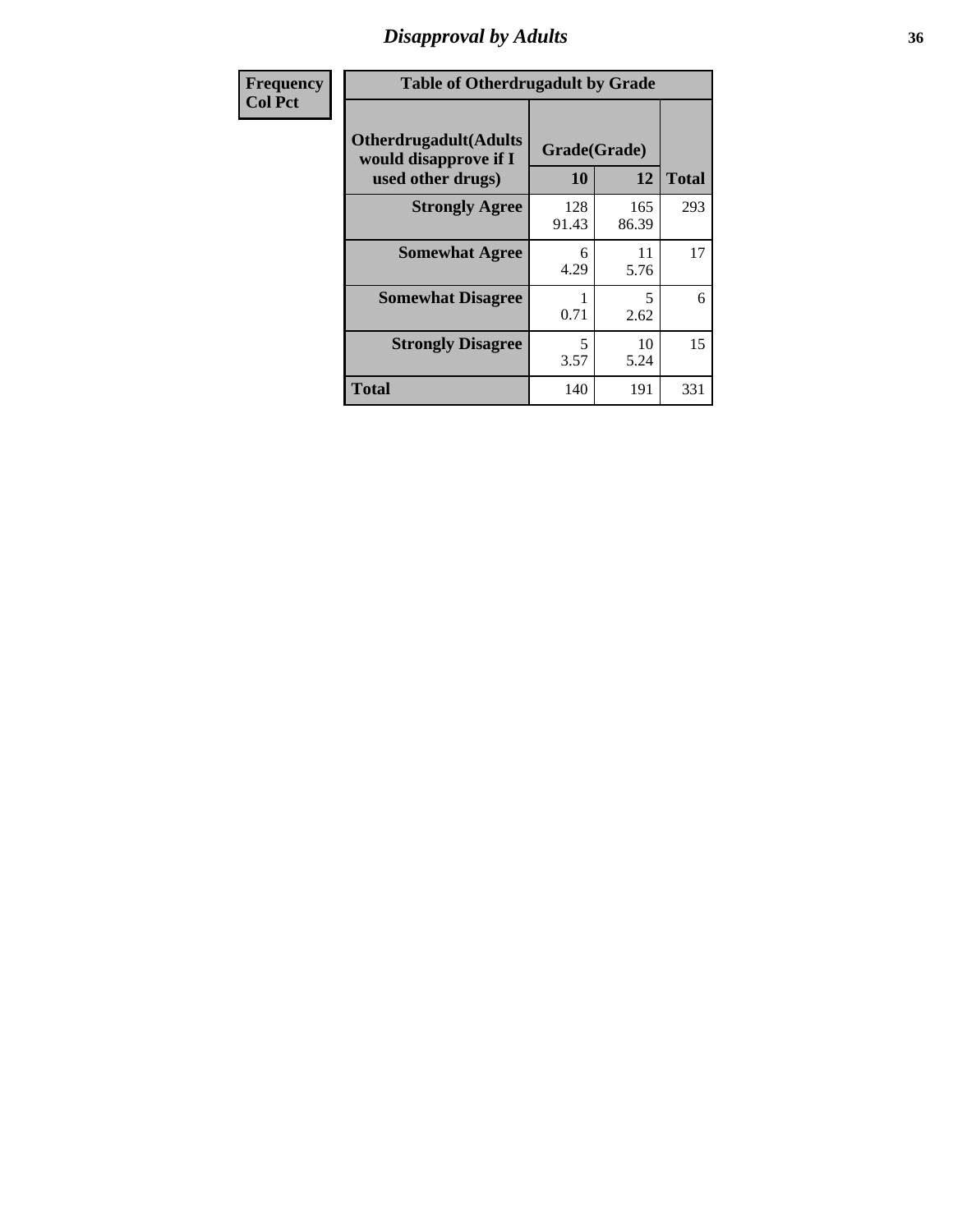# Disapproval by Adults

| Frequency<br>Col Pct | Table of Otherdrugadult by Grade | | |
|---|---|---|---|
| Otherdrugadult(Adults would disapprove if I used other drugs) | Grade(Grade) | | |
| | 10 | 12 | Total |
| Strongly Agree | 128<br>91.43 | 165<br>86.39 | 293 |
| Somewhat Agree | 6<br>4.29 | 11<br>5.76 | 17 |
| Somewhat Disagree | 1<br>0.71 | 5<br>2.62 | 6 |
| Strongly Disagree | 5<br>3.57 | 10<br>5.24 | 15 |
| Total | 140 | 191 | 331 |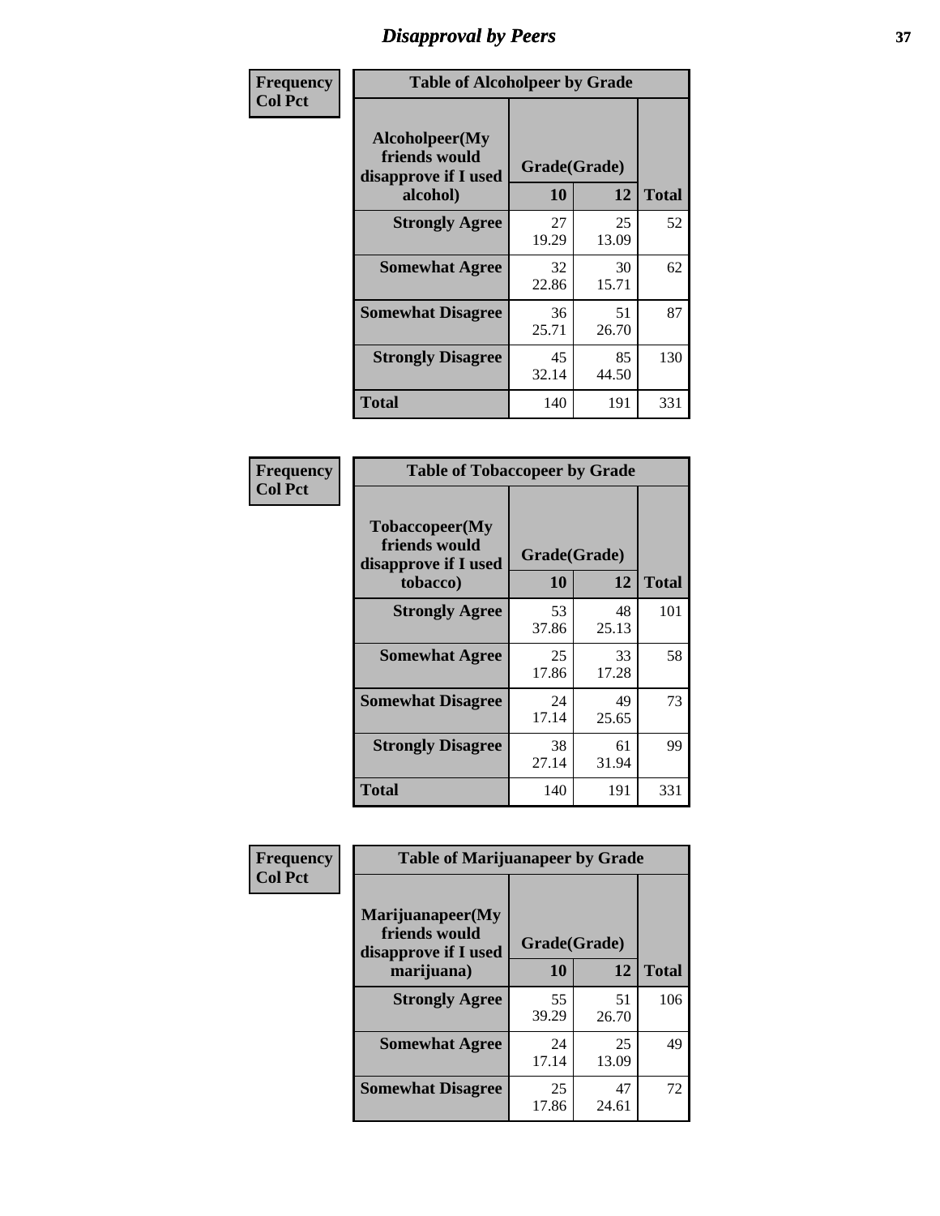# Disapproval by Peers

**Frequency**
**Col Pct**

| Table of Alcoholpeer by Grade | | | |
|---|---|---|---|
| Alcoholpeer(My friends would disapprove if I used alcohol) | Grade(Grade) | | |
| | 10 | 12 | Total |
| Strongly Agree | 27<br>19.29 | 25<br>13.09 | 52 |
| Somewhat Agree | 32<br>22.86 | 30<br>15.71 | 62 |
| Somewhat Disagree | 36<br>25.71 | 51<br>26.70 | 87 |
| Strongly Disagree | 45<br>32.14 | 85<br>44.50 | 130 |
| Total | 140 | 191 | 331 |

**Frequency**
**Col Pct**

| Table of Tobaccopeer by Grade | | | |
|---|---|---|---|
| Tobaccopeer(My friends would disapprove if I used tobacco) | Grade(Grade) | | |
| | 10 | 12 | Total |
| Strongly Agree | 53<br>37.86 | 48<br>25.13 | 101 |
| Somewhat Agree | 25<br>17.86 | 33<br>17.28 | 58 |
| Somewhat Disagree | 24<br>17.14 | 49<br>25.65 | 73 |
| Strongly Disagree | 38<br>27.14 | 61<br>31.94 | 99 |
| Total | 140 | 191 | 331 |

**Frequency**
**Col Pct**

| Table of Marijuanapeer by Grade | | | |
|---|---|---|---|
| Marijuanapeer(My friends would disapprove if I used marijuana) | Grade(Grade) | | |
| | 10 | 12 | Total |
| Strongly Agree | 55<br>39.29 | 51<br>26.70 | 106 |
| Somewhat Agree | 24<br>17.14 | 25<br>13.09 | 49 |
| Somewhat Disagree | 25<br>17.86 | 47<br>24.61 | 72 |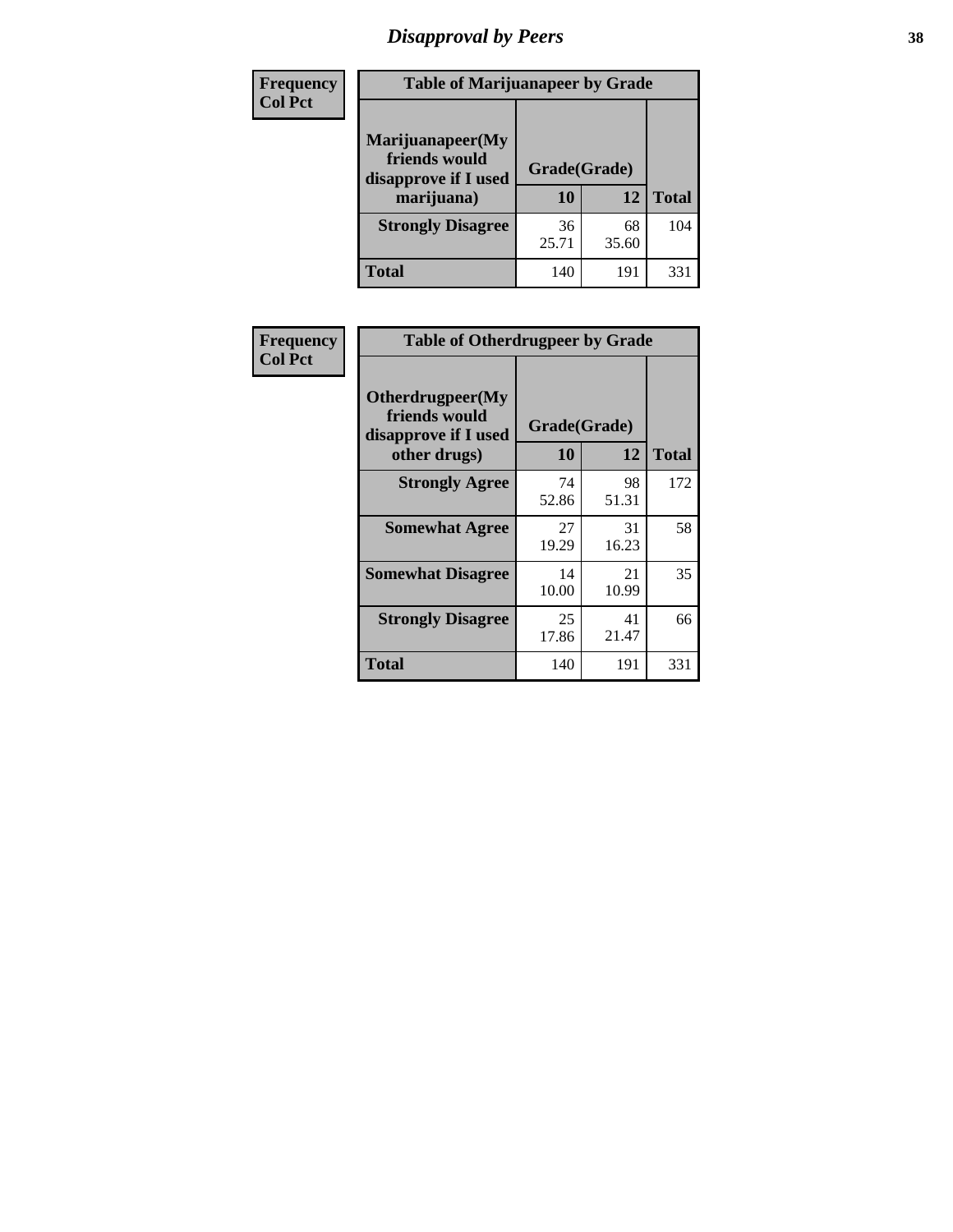# Disapproval by Peers

| Frequency<br>Col Pct | Table of Marijuanapeer by Grade | | |
|---|---|---|---|
| Marijuanapeer(My friends would disapprove if I used marijuana) | Grade(Grade) | | |
| | 10 | 12 | Total |
| Strongly Disagree | 36<br>25.71 | 68<br>35.60 | 104 |
| Total | 140 | 191 | 331 |

| Frequency<br>Col Pct | Table of Otherdrugpeer by Grade | | |
|---|---|---|---|
| Otherdrugpeer(My friends would disapprove if I used other drugs) | Grade(Grade) | | |
| | 10 | 12 | Total |
| Strongly Agree | 74<br>52.86 | 98<br>51.31 | 172 |
| Somewhat Agree | 27<br>19.29 | 31<br>16.23 | 58 |
| Somewhat Disagree | 14<br>10.00 | 21<br>10.99 | 35 |
| Strongly Disagree | 25<br>17.86 | 41<br>21.47 | 66 |
| Total | 140 | 191 | 331 |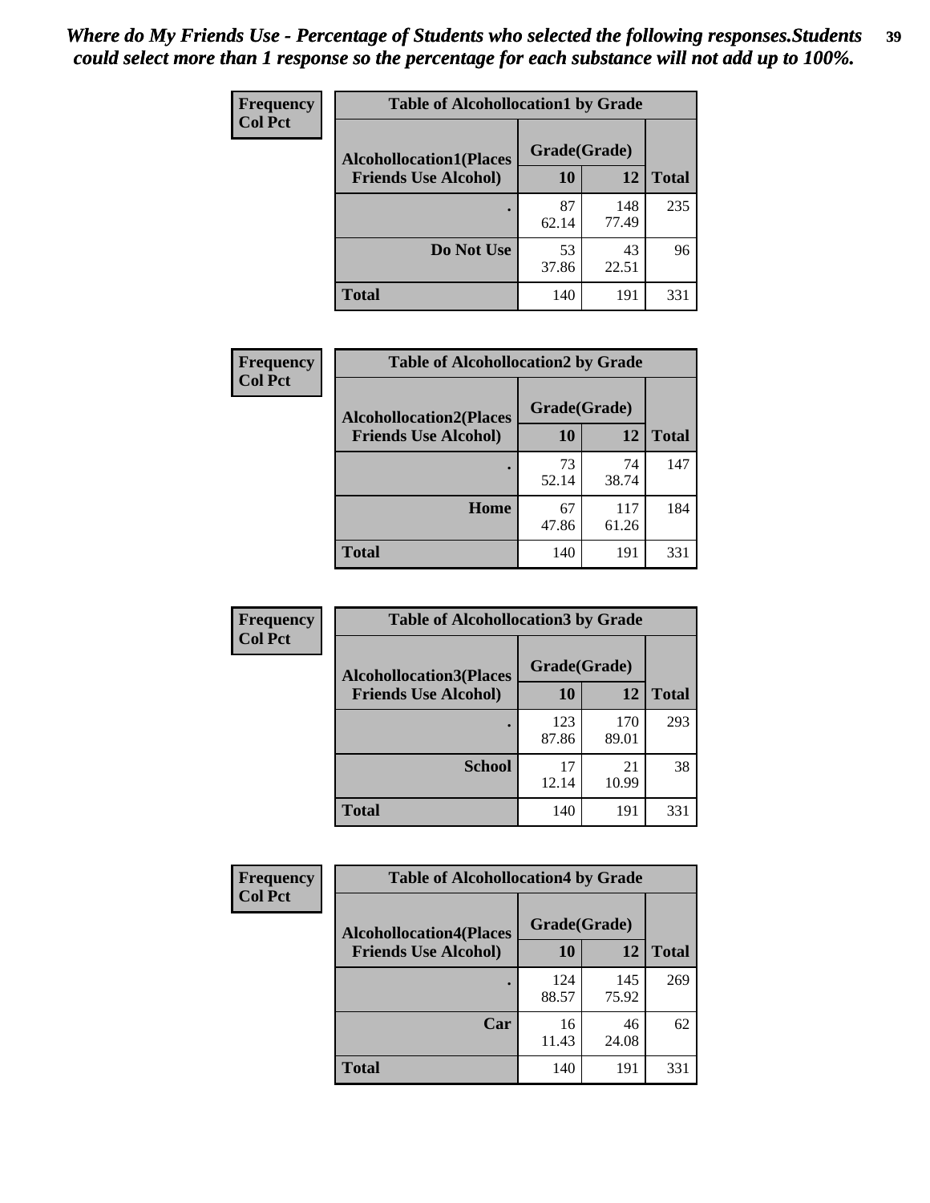*Where do My Friends Use - Percentage of Students who selected the following responses.Students could select more than 1 response so the percentage for each substance will not add up to 100%.*

**Frequency**
**Col Pct**

| Table of Alcohollocation1 by Grade | | | |
|---|---|---|---|
| **Alcohollocation1(Places Friends Use Alcohol)** | **Grade(Grade)** | | **Total** |
| | **10** | **12** | |
| **.** | 87<br>62.14 | 148<br>77.49 | 235 |
| **Do Not Use** | 53<br>37.86 | 43<br>22.51 | 96 |
| **Total** | 140 | 191 | 331 |

**Frequency**
**Col Pct**

| Table of Alcohollocation2 by Grade | | | |
|---|---|---|---|
| **Alcohollocation2(Places Friends Use Alcohol)** | **Grade(Grade)** | | **Total** |
| | **10** | **12** | |
| **.** | 73<br>52.14 | 74<br>38.74 | 147 |
| **Home** | 67<br>47.86 | 117<br>61.26 | 184 |
| **Total** | 140 | 191 | 331 |

**Frequency**
**Col Pct**

| Table of Alcohollocation3 by Grade | | | |
|---|---|---|---|
| **Alcohollocation3(Places Friends Use Alcohol)** | **Grade(Grade)** | | **Total** |
| | **10** | **12** | |
| **.** | 123<br>87.86 | 170<br>89.01 | 293 |
| **School** | 17<br>12.14 | 21<br>10.99 | 38 |
| **Total** | 140 | 191 | 331 |

**Frequency**
**Col Pct**

| Table of Alcohollocation4 by Grade | | | |
|---|---|---|---|
| **Alcohollocation4(Places Friends Use Alcohol)** | **Grade(Grade)** | | **Total** |
| | **10** | **12** | |
| **.** | 124<br>88.57 | 145<br>75.92 | 269 |
| **Car** | 16<br>11.43 | 46<br>24.08 | 62 |
| **Total** | 140 | 191 | 331 |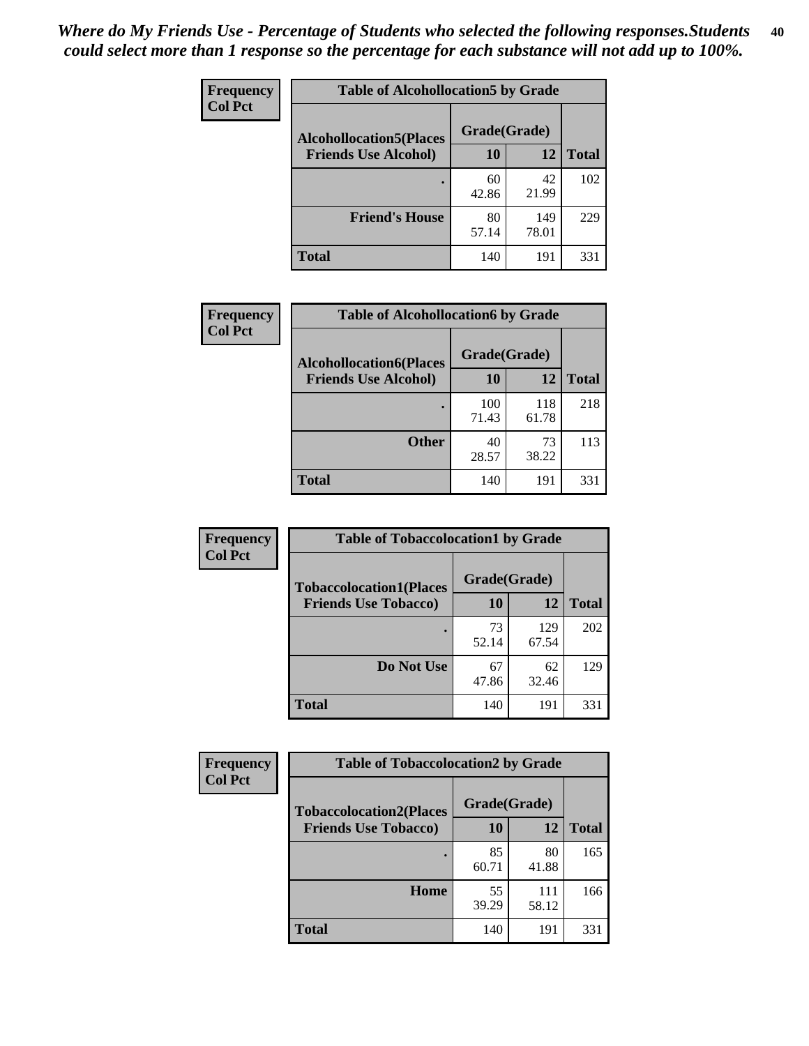*Where do My Friends Use - Percentage of Students who selected the following responses.Students could select more than 1 response so the percentage for each substance will not add up to 100%.*

**Frequency**
**Col Pct**

| Table of Alcohollocation5 by Grade | | | |
|---|---|---|---|
| **Alcohollocation5(Places Friends Use Alcohol)** | **Grade(Grade)** | | **Total** |
| | **10** | **12** | |
| **.** | 60<br>42.86 | 42<br>21.99 | 102 |
| **Friend's House** | 80<br>57.14 | 149<br>78.01 | 229 |
| **Total** | 140 | 191 | 331 |

**Frequency**
**Col Pct**

| Table of Alcohollocation6 by Grade | | | |
|---|---|---|---|
| **Alcohollocation6(Places Friends Use Alcohol)** | **Grade(Grade)** | | **Total** |
| | **10** | **12** | |
| **.** | 100<br>71.43 | 118<br>61.78 | 218 |
| **Other** | 40<br>28.57 | 73<br>38.22 | 113 |
| **Total** | 140 | 191 | 331 |

**Frequency**
**Col Pct**

| Table of Tobaccolocation1 by Grade | | | |
|---|---|---|---|
| **Tobaccolocation1(Places Friends Use Tobacco)** | **Grade(Grade)** | | **Total** |
| | **10** | **12** | |
| **.** | 73<br>52.14 | 129<br>67.54 | 202 |
| **Do Not Use** | 67<br>47.86 | 62<br>32.46 | 129 |
| **Total** | 140 | 191 | 331 |

**Frequency**
**Col Pct**

| Table of Tobaccolocation2 by Grade | | | |
|---|---|---|---|
| **Tobaccolocation2(Places Friends Use Tobacco)** | **Grade(Grade)** | | **Total** |
| | **10** | **12** | |
| **.** | 85<br>60.71 | 80<br>41.88 | 165 |
| **Home** | 55<br>39.29 | 111<br>58.12 | 166 |
| **Total** | 140 | 191 | 331 |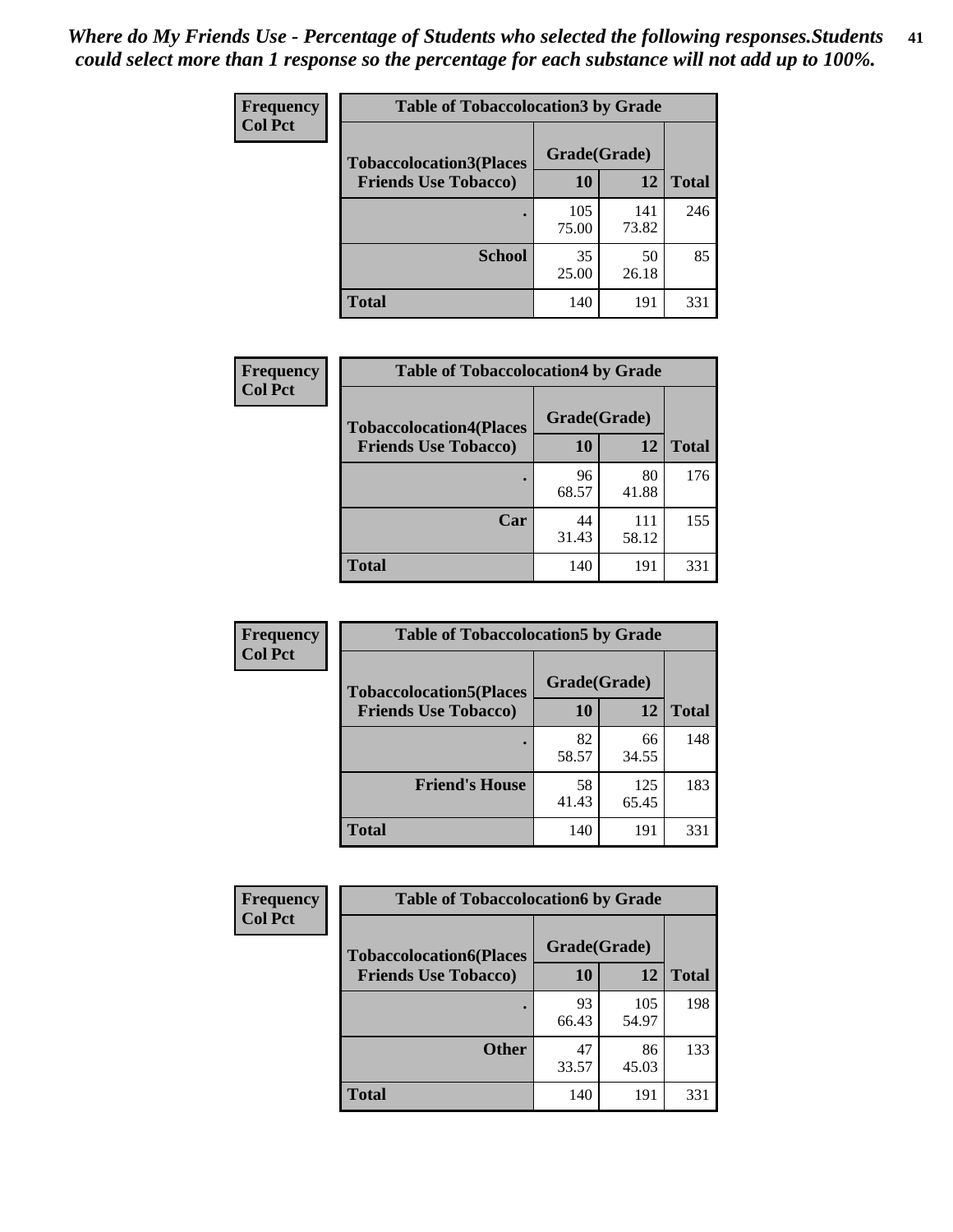*Where do My Friends Use - Percentage of Students who selected the following responses.Students could select more than 1 response so the percentage for each substance will not add up to 100%.*

**Frequency**
**Col Pct**

| Table of Tobaccolocation3 by Grade | | | |
|---|---|---|---|
| **Tobaccolocation3(Places Friends Use Tobacco)** | **Grade(Grade)** | | **Total** |
| | **10** | **12** | |
| **.** | 105<br>75.00 | 141<br>73.82 | 246 |
| **School** | 35<br>25.00 | 50<br>26.18 | 85 |
| **Total** | 140 | 191 | 331 |

**Frequency**
**Col Pct**

| Table of Tobaccolocation4 by Grade | | | |
|---|---|---|---|
| **Tobaccolocation4(Places Friends Use Tobacco)** | **Grade(Grade)** | | **Total** |
| | **10** | **12** | |
| **.** | 96<br>68.57 | 80<br>41.88 | 176 |
| **Car** | 44<br>31.43 | 111<br>58.12 | 155 |
| **Total** | 140 | 191 | 331 |

**Frequency**
**Col Pct**

| Table of Tobaccolocation5 by Grade | | | |
|---|---|---|---|
| **Tobaccolocation5(Places Friends Use Tobacco)** | **Grade(Grade)** | | **Total** |
| | **10** | **12** | |
| **.** | 82<br>58.57 | 66<br>34.55 | 148 |
| **Friend's House** | 58<br>41.43 | 125<br>65.45 | 183 |
| **Total** | 140 | 191 | 331 |

**Frequency**
**Col Pct**

| Table of Tobaccolocation6 by Grade | | | |
|---|---|---|---|
| **Tobaccolocation6(Places Friends Use Tobacco)** | **Grade(Grade)** | | **Total** |
| | **10** | **12** | |
| **.** | 93<br>66.43 | 105<br>54.97 | 198 |
| **Other** | 47<br>33.57 | 86<br>45.03 | 133 |
| **Total** | 140 | 191 | 331 |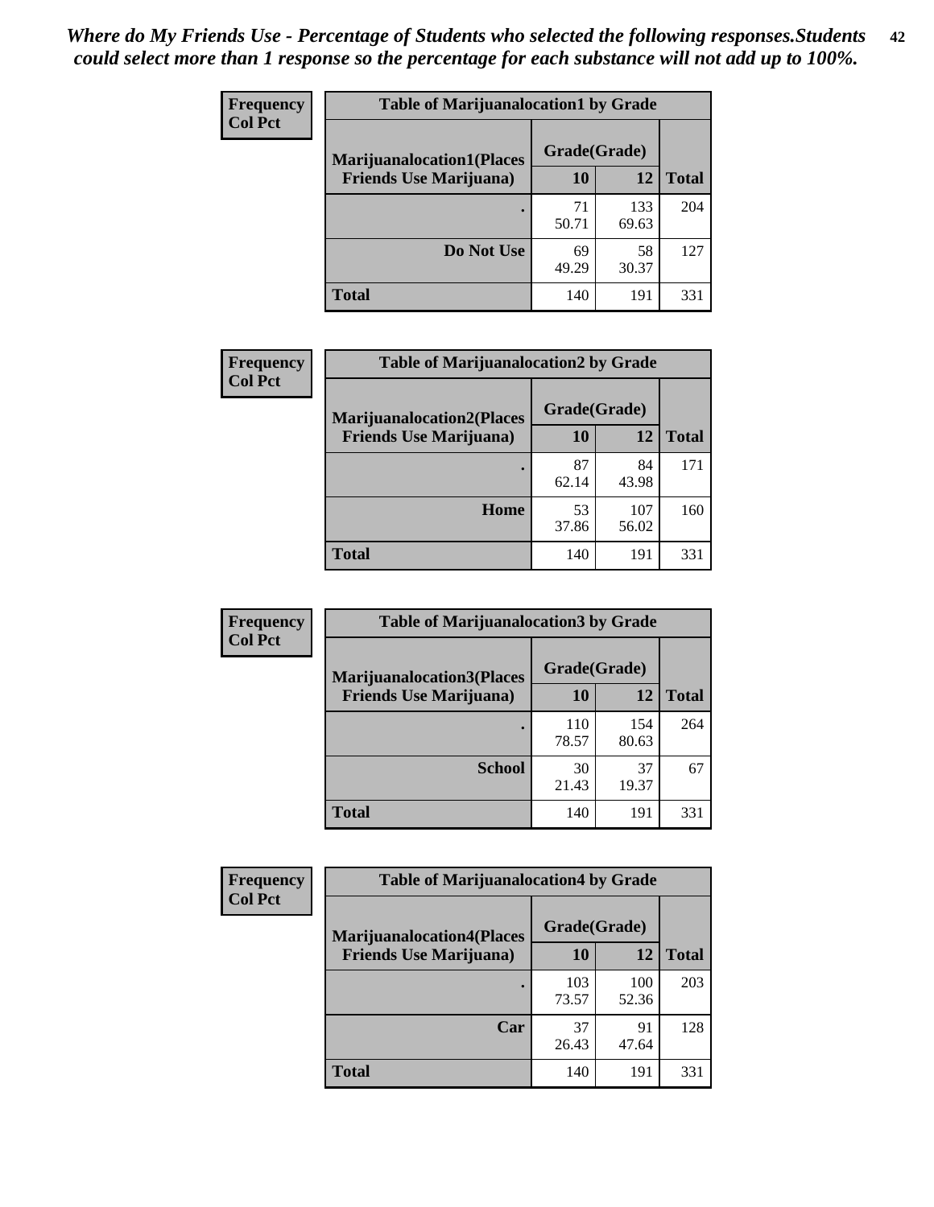*Where do My Friends Use - Percentage of Students who selected the following responses.Students could select more than 1 response so the percentage for each substance will not add up to 100%.*

**Frequency**
**Col Pct**

| Table of Marijuanalocation1 by Grade | | | |
|---|---|---|---|
| **Marijuanalocation1(Places Friends Use Marijuana)** | **Grade(Grade)** | | |
| | **10** | **12** | **Total** |
| . | 71<br>50.71 | 133<br>69.63 | 204 |
| **Do Not Use** | 69<br>49.29 | 58<br>30.37 | 127 |
| **Total** | 140 | 191 | 331 |

**Frequency**
**Col Pct**

| Table of Marijuanalocation2 by Grade | | | |
|---|---|---|---|
| **Marijuanalocation2(Places Friends Use Marijuana)** | **Grade(Grade)** | | |
| | **10** | **12** | **Total** |
| . | 87<br>62.14 | 84<br>43.98 | 171 |
| **Home** | 53<br>37.86 | 107<br>56.02 | 160 |
| **Total** | 140 | 191 | 331 |

**Frequency**
**Col Pct**

| Table of Marijuanalocation3 by Grade | | | |
|---|---|---|---|
| **Marijuanalocation3(Places Friends Use Marijuana)** | **Grade(Grade)** | | |
| | **10** | **12** | **Total** |
| . | 110<br>78.57 | 154<br>80.63 | 264 |
| **School** | 30<br>21.43 | 37<br>19.37 | 67 |
| **Total** | 140 | 191 | 331 |

**Frequency**
**Col Pct**

| Table of Marijuanalocation4 by Grade | | | |
|---|---|---|---|
| **Marijuanalocation4(Places Friends Use Marijuana)** | **Grade(Grade)** | | |
| | **10** | **12** | **Total** |
| . | 103<br>73.57 | 100<br>52.36 | 203 |
| **Car** | 37<br>26.43 | 91<br>47.64 | 128 |
| **Total** | 140 | 191 | 331 |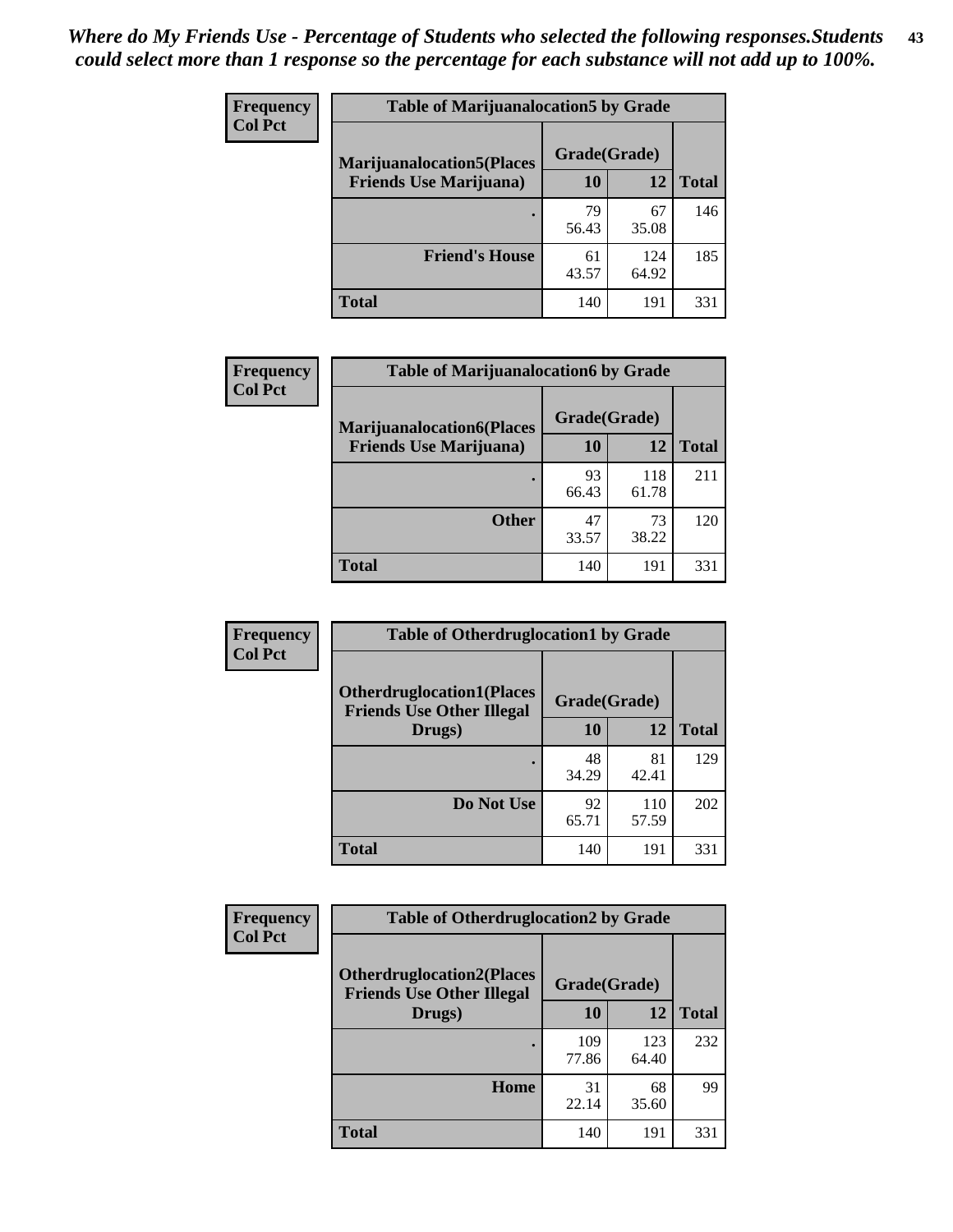*Where do My Friends Use - Percentage of Students who selected the following responses.Students could select more than 1 response so the percentage for each substance will not add up to 100%.*

**Frequency**
**Col Pct**

| Table of Marijuanalocation5 by Grade | | | |
|---|---|---|---|
| **Marijuanalocation5(Places Friends Use Marijuana)** | **Grade(Grade)** | | **Total** |
| | **10** | **12** | |
| . | 79<br>56.43 | 67<br>35.08 | 146 |
| **Friend's House** | 61<br>43.57 | 124<br>64.92 | 185 |
| **Total** | 140 | 191 | 331 |

**Frequency**
**Col Pct**

| Table of Marijuanalocation6 by Grade | | | |
|---|---|---|---|
| **Marijuanalocation6(Places Friends Use Marijuana)** | **Grade(Grade)** | | **Total** |
| | **10** | **12** | |
| . | 93<br>66.43 | 118<br>61.78 | 211 |
| **Other** | 47<br>33.57 | 73<br>38.22 | 120 |
| **Total** | 140 | 191 | 331 |

**Frequency**
**Col Pct**

| Table of Otherdruglocation1 by Grade | | | |
|---|---|---|---|
| **Otherdruglocation1(Places Friends Use Other Illegal Drugs)** | **Grade(Grade)** | | **Total** |
| | **10** | **12** | |
| . | 48<br>34.29 | 81<br>42.41 | 129 |
| **Do Not Use** | 92<br>65.71 | 110<br>57.59 | 202 |
| **Total** | 140 | 191 | 331 |

**Frequency**
**Col Pct**

| Table of Otherdruglocation2 by Grade | | | |
|---|---|---|---|
| **Otherdruglocation2(Places Friends Use Other Illegal Drugs)** | **Grade(Grade)** | | **Total** |
| | **10** | **12** | |
| . | 109<br>77.86 | 123<br>64.40 | 232 |
| **Home** | 31<br>22.14 | 68<br>35.60 | 99 |
| **Total** | 140 | 191 | 331 |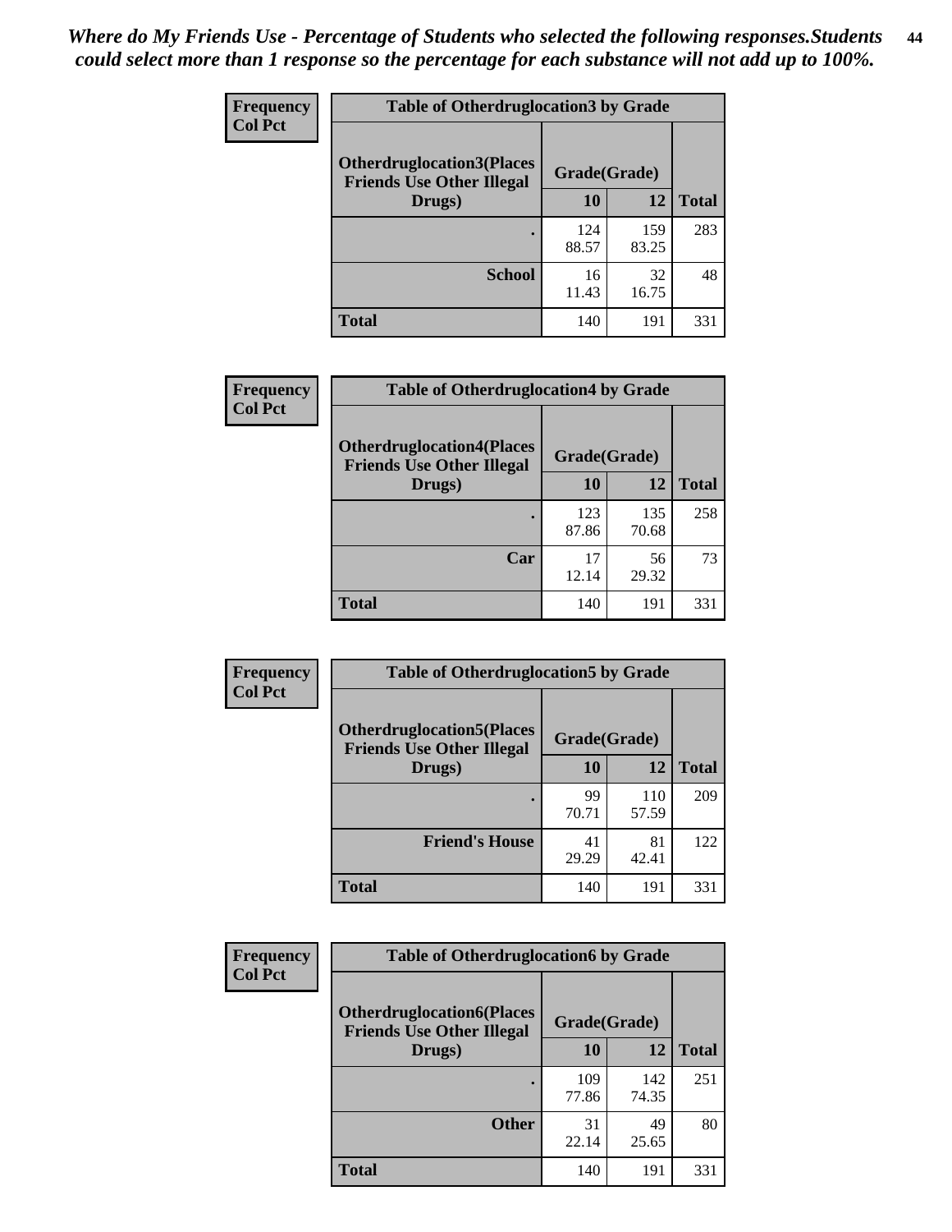*Where do My Friends Use - Percentage of Students who selected the following responses.Students could select more than 1 response so the percentage for each substance will not add up to 100%.*

**Frequency**
**Col Pct**

| Table of Otherdruglocation3 by Grade | | | |
|---|---|---|---|
| **Otherdruglocation3(Places Friends Use Other Illegal Drugs)** | **Grade(Grade)** | | **Total** |
| | **10** | **12** | |
| **.** | 124<br>88.57 | 159<br>83.25 | 283 |
| **School** | 16<br>11.43 | 32<br>16.75 | 48 |
| **Total** | 140 | 191 | 331 |

**Frequency**
**Col Pct**

| Table of Otherdruglocation4 by Grade | | | |
|---|---|---|---|
| **Otherdruglocation4(Places Friends Use Other Illegal Drugs)** | **Grade(Grade)** | | **Total** |
| | **10** | **12** | |
| **.** | 123<br>87.86 | 135<br>70.68 | 258 |
| **Car** | 17<br>12.14 | 56<br>29.32 | 73 |
| **Total** | 140 | 191 | 331 |

**Frequency**
**Col Pct**

| Table of Otherdruglocation5 by Grade | | | |
|---|---|---|---|
| **Otherdruglocation5(Places Friends Use Other Illegal Drugs)** | **Grade(Grade)** | | **Total** |
| | **10** | **12** | |
| **.** | 99<br>70.71 | 110<br>57.59 | 209 |
| **Friend's House** | 41<br>29.29 | 81<br>42.41 | 122 |
| **Total** | 140 | 191 | 331 |

**Frequency**
**Col Pct**

| Table of Otherdruglocation6 by Grade | | | |
|---|---|---|---|
| **Otherdruglocation6(Places Friends Use Other Illegal Drugs)** | **Grade(Grade)** | | **Total** |
| | **10** | **12** | |
| **.** | 109<br>77.86 | 142<br>74.35 | 251 |
| **Other** | 31<br>22.14 | 49<br>25.65 | 80 |
| **Total** | 140 | 191 | 331 |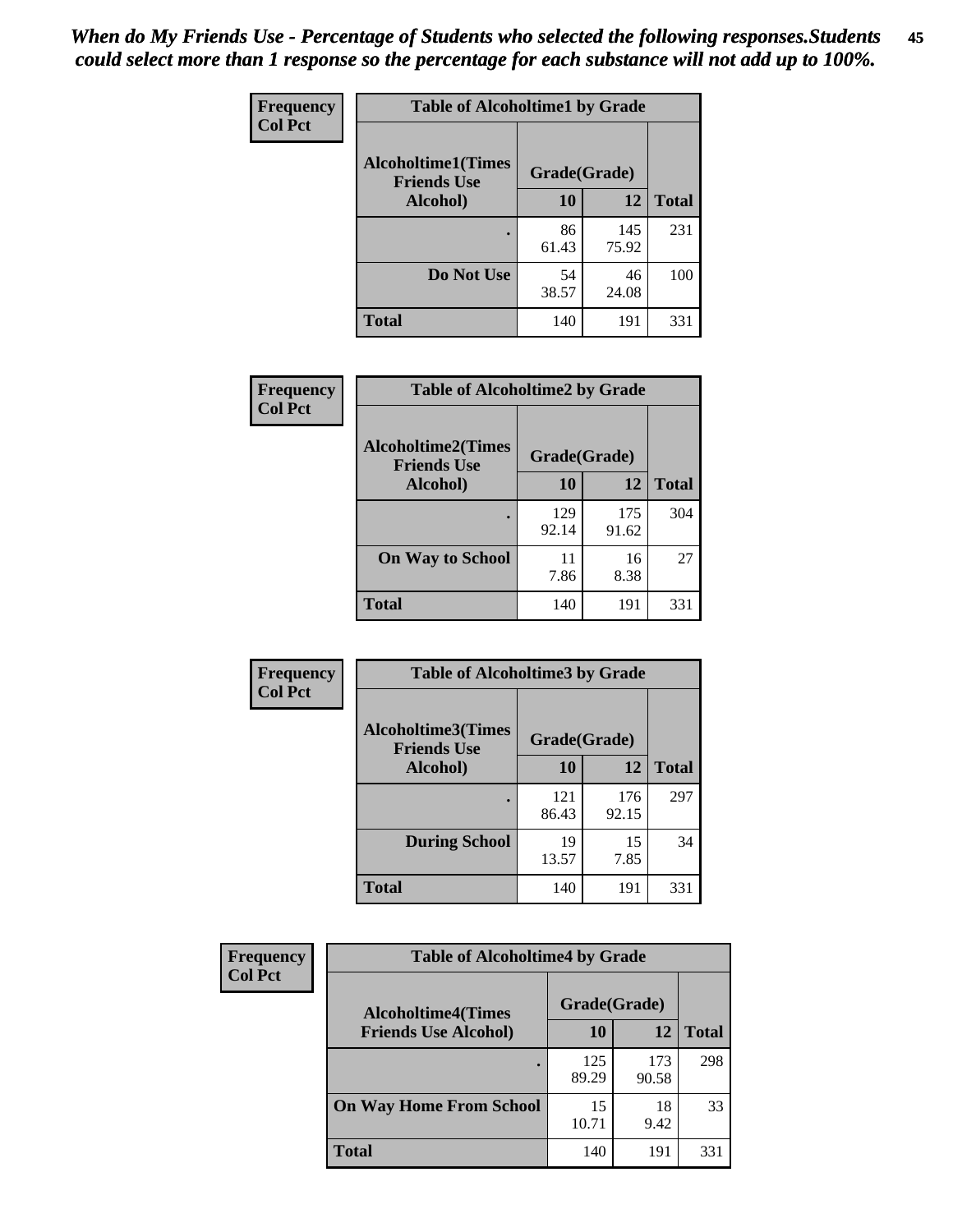*When do My Friends Use - Percentage of Students who selected the following responses.Students could select more than 1 response so the percentage for each substance will not add up to 100%.*

**Frequency / Col Pct**

| Table of Alcoholtime1 by Grade | | | |
|---|---|---|---|
| **Alcoholtime1(Times Friends Use Alcohol)** | **Grade(Grade)** | | |
| | **10** | **12** | **Total** |
| **.** | 86<br>61.43 | 145<br>75.92 | 231 |
| **Do Not Use** | 54<br>38.57 | 46<br>24.08 | 100 |
| **Total** | 140 | 191 | 331 |

**Frequency / Col Pct**

| Table of Alcoholtime2 by Grade | | | |
|---|---|---|---|
| **Alcoholtime2(Times Friends Use Alcohol)** | **Grade(Grade)** | | |
| | **10** | **12** | **Total** |
| **.** | 129<br>92.14 | 175<br>91.62 | 304 |
| **On Way to School** | 11<br>7.86 | 16<br>8.38 | 27 |
| **Total** | 140 | 191 | 331 |

**Frequency / Col Pct**

| Table of Alcoholtime3 by Grade | | | |
|---|---|---|---|
| **Alcoholtime3(Times Friends Use Alcohol)** | **Grade(Grade)** | | |
| | **10** | **12** | **Total** |
| **.** | 121<br>86.43 | 176<br>92.15 | 297 |
| **During School** | 19<br>13.57 | 15<br>7.85 | 34 |
| **Total** | 140 | 191 | 331 |

**Frequency / Col Pct**

| Table of Alcoholtime4 by Grade | | | |
|---|---|---|---|
| **Alcoholtime4(Times Friends Use Alcohol)** | **Grade(Grade)** | | |
| | **10** | **12** | **Total** |
| **.** | 125<br>89.29 | 173<br>90.58 | 298 |
| **On Way Home From School** | 15<br>10.71 | 18<br>9.42 | 33 |
| **Total** | 140 | 191 | 331 |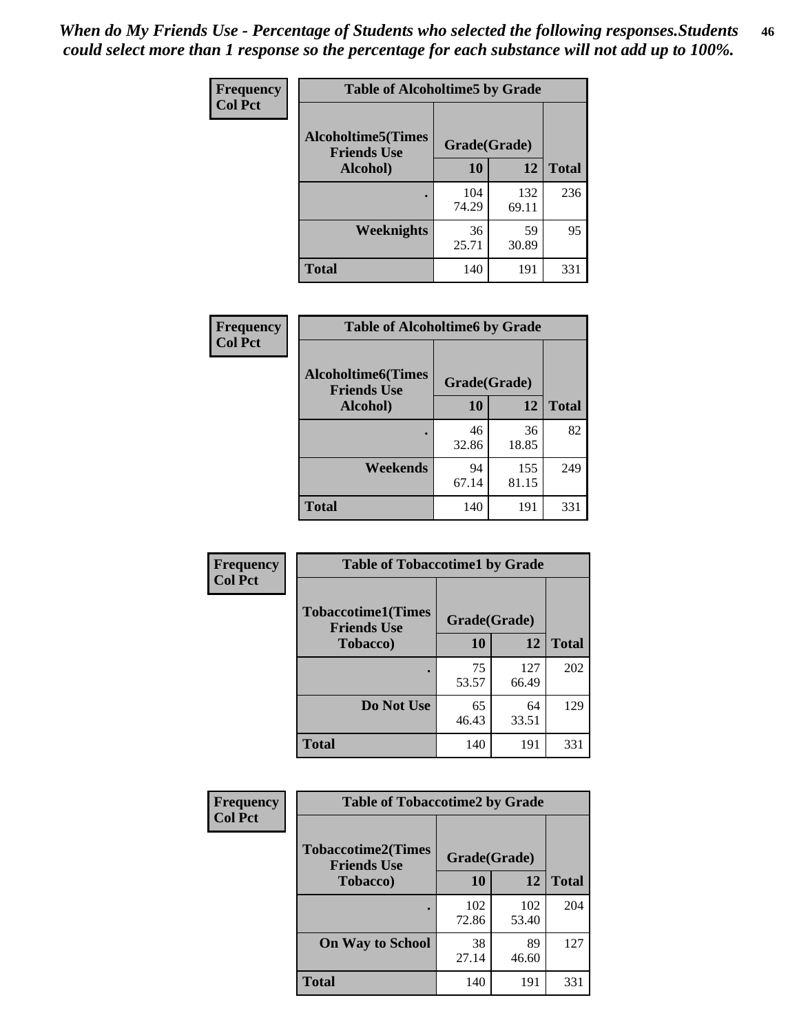*When do My Friends Use - Percentage of Students who selected the following responses.Students could select more than 1 response so the percentage for each substance will not add up to 100%.*

**Table of Alcoholtime5 by Grade**

| Frequency / Col Pct — Alcoholtime5(Times Friends Use Alcohol) | Grade(Grade) 10 | 12 | Total |
|---|---|---|---|
| . | 104<br>74.29 | 132<br>69.11 | 236 |
| Weeknights | 36<br>25.71 | 59<br>30.89 | 95 |
| Total | 140 | 191 | 331 |

**Table of Alcoholtime6 by Grade**

| Frequency / Col Pct — Alcoholtime6(Times Friends Use Alcohol) | Grade(Grade) 10 | 12 | Total |
|---|---|---|---|
| . | 46<br>32.86 | 36<br>18.85 | 82 |
| Weekends | 94<br>67.14 | 155<br>81.15 | 249 |
| Total | 140 | 191 | 331 |

**Table of Tobaccotime1 by Grade**

| Frequency / Col Pct — Tobaccotime1(Times Friends Use Tobacco) | Grade(Grade) 10 | 12 | Total |
|---|---|---|---|
| . | 75<br>53.57 | 127<br>66.49 | 202 |
| Do Not Use | 65<br>46.43 | 64<br>33.51 | 129 |
| Total | 140 | 191 | 331 |

**Table of Tobaccotime2 by Grade**

| Frequency / Col Pct — Tobaccotime2(Times Friends Use Tobacco) | Grade(Grade) 10 | 12 | Total |
|---|---|---|---|
| . | 102<br>72.86 | 102<br>53.40 | 204 |
| On Way to School | 38<br>27.14 | 89<br>46.60 | 127 |
| Total | 140 | 191 | 331 |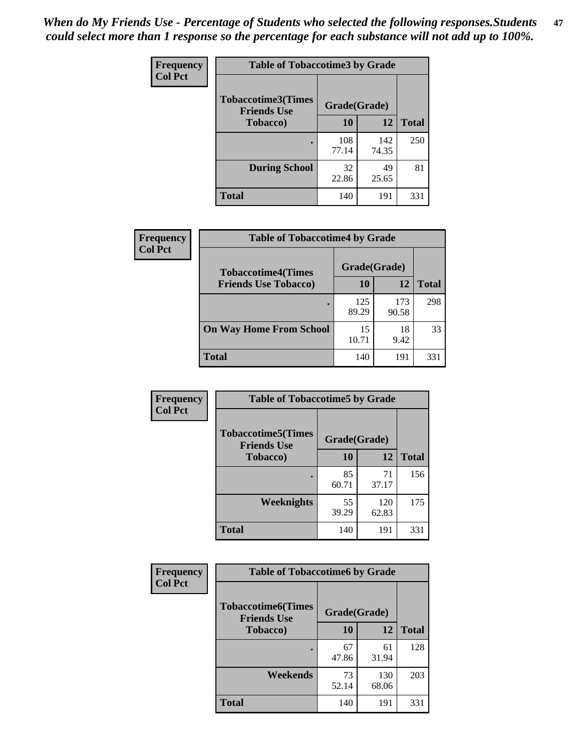*When do My Friends Use - Percentage of Students who selected the following responses.Students could select more than 1 response so the percentage for each substance will not add up to 100%.*

**Frequency**
**Col Pct**

| Table of Tobaccotime3 by Grade | | | |
|---|---|---|---|
| **Tobaccotime3(Times Friends Use Tobacco)** | **Grade(Grade)** | | **Total** |
| | **10** | **12** | |
| **.** | 108<br>77.14 | 142<br>74.35 | 250 |
| **During School** | 32<br>22.86 | 49<br>25.65 | 81 |
| **Total** | 140 | 191 | 331 |

**Frequency**
**Col Pct**

| Table of Tobaccotime4 by Grade | | | |
|---|---|---|---|
| **Tobaccotime4(Times Friends Use Tobacco)** | **Grade(Grade)** | | **Total** |
| | **10** | **12** | |
| **.** | 125<br>89.29 | 173<br>90.58 | 298 |
| **On Way Home From School** | 15<br>10.71 | 18<br>9.42 | 33 |
| **Total** | 140 | 191 | 331 |

**Frequency**
**Col Pct**

| Table of Tobaccotime5 by Grade | | | |
|---|---|---|---|
| **Tobaccotime5(Times Friends Use Tobacco)** | **Grade(Grade)** | | **Total** |
| | **10** | **12** | |
| **.** | 85<br>60.71 | 71<br>37.17 | 156 |
| **Weeknights** | 55<br>39.29 | 120<br>62.83 | 175 |
| **Total** | 140 | 191 | 331 |

**Frequency**
**Col Pct**

| Table of Tobaccotime6 by Grade | | | |
|---|---|---|---|
| **Tobaccotime6(Times Friends Use Tobacco)** | **Grade(Grade)** | | **Total** |
| | **10** | **12** | |
| **.** | 67<br>47.86 | 61<br>31.94 | 128 |
| **Weekends** | 73<br>52.14 | 130<br>68.06 | 203 |
| **Total** | 140 | 191 | 331 |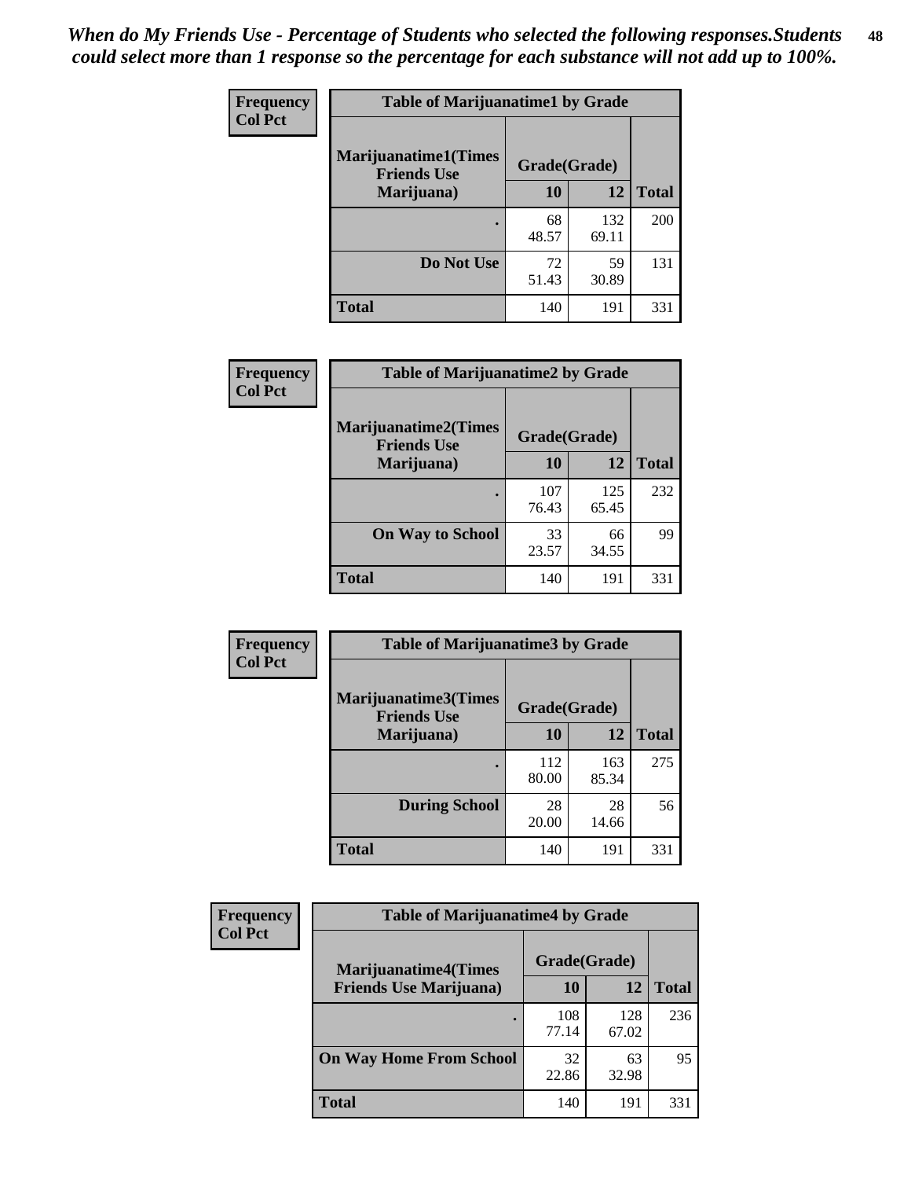*When do My Friends Use - Percentage of Students who selected the following responses.Students could select more than 1 response so the percentage for each substance will not add up to 100%.*

**Frequency**
**Col Pct**

| Table of Marijuanatime1 by Grade | | | |
|---|---|---|---|
| **Marijuanatime1(Times Friends Use Marijuana)** | **Grade(Grade)** | | **Total** |
| | **10** | **12** | |
| **.** | 68<br>48.57 | 132<br>69.11 | 200 |
| **Do Not Use** | 72<br>51.43 | 59<br>30.89 | 131 |
| **Total** | 140 | 191 | 331 |

**Frequency**
**Col Pct**

| Table of Marijuanatime2 by Grade | | | |
|---|---|---|---|
| **Marijuanatime2(Times Friends Use Marijuana)** | **Grade(Grade)** | | **Total** |
| | **10** | **12** | |
| **.** | 107<br>76.43 | 125<br>65.45 | 232 |
| **On Way to School** | 33<br>23.57 | 66<br>34.55 | 99 |
| **Total** | 140 | 191 | 331 |

**Frequency**
**Col Pct**

| Table of Marijuanatime3 by Grade | | | |
|---|---|---|---|
| **Marijuanatime3(Times Friends Use Marijuana)** | **Grade(Grade)** | | **Total** |
| | **10** | **12** | |
| **.** | 112<br>80.00 | 163<br>85.34 | 275 |
| **During School** | 28<br>20.00 | 28<br>14.66 | 56 |
| **Total** | 140 | 191 | 331 |

**Frequency**
**Col Pct**

| Table of Marijuanatime4 by Grade | | | |
|---|---|---|---|
| **Marijuanatime4(Times Friends Use Marijuana)** | **Grade(Grade)** | | **Total** |
| | **10** | **12** | |
| **.** | 108<br>77.14 | 128<br>67.02 | 236 |
| **On Way Home From School** | 32<br>22.86 | 63<br>32.98 | 95 |
| **Total** | 140 | 191 | 331 |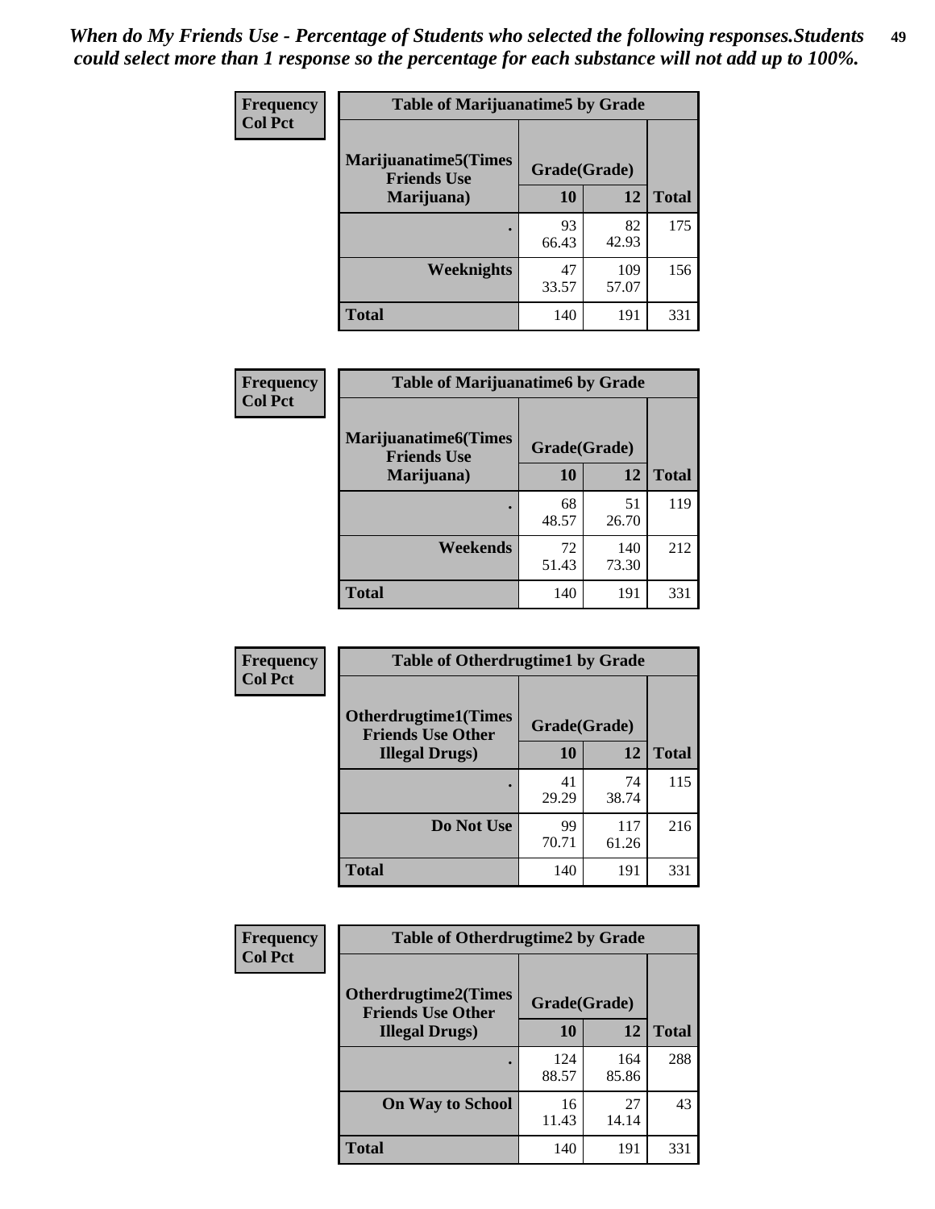*When do My Friends Use - Percentage of Students who selected the following responses.Students could select more than 1 response so the percentage for each substance will not add up to 100%.*

**Frequency**
**Col Pct**

| Table of Marijuanatime5 by Grade | | | |
|---|---|---|---|
| **Marijuanatime5(Times Friends Use Marijuana)** | **Grade(Grade)** | | **Total** |
| | **10** | **12** | |
| **.** | 93<br>66.43 | 82<br>42.93 | 175 |
| **Weeknights** | 47<br>33.57 | 109<br>57.07 | 156 |
| **Total** | 140 | 191 | 331 |

**Frequency**
**Col Pct**

| Table of Marijuanatime6 by Grade | | | |
|---|---|---|---|
| **Marijuanatime6(Times Friends Use Marijuana)** | **Grade(Grade)** | | **Total** |
| | **10** | **12** | |
| **.** | 68<br>48.57 | 51<br>26.70 | 119 |
| **Weekends** | 72<br>51.43 | 140<br>73.30 | 212 |
| **Total** | 140 | 191 | 331 |

**Frequency**
**Col Pct**

| Table of Otherdrugtime1 by Grade | | | |
|---|---|---|---|
| **Otherdrugtime1(Times Friends Use Other Illegal Drugs)** | **Grade(Grade)** | | **Total** |
| | **10** | **12** | |
| **.** | 41<br>29.29 | 74<br>38.74 | 115 |
| **Do Not Use** | 99<br>70.71 | 117<br>61.26 | 216 |
| **Total** | 140 | 191 | 331 |

**Frequency**
**Col Pct**

| Table of Otherdrugtime2 by Grade | | | |
|---|---|---|---|
| **Otherdrugtime2(Times Friends Use Other Illegal Drugs)** | **Grade(Grade)** | | **Total** |
| | **10** | **12** | |
| **.** | 124<br>88.57 | 164<br>85.86 | 288 |
| **On Way to School** | 16<br>11.43 | 27<br>14.14 | 43 |
| **Total** | 140 | 191 | 331 |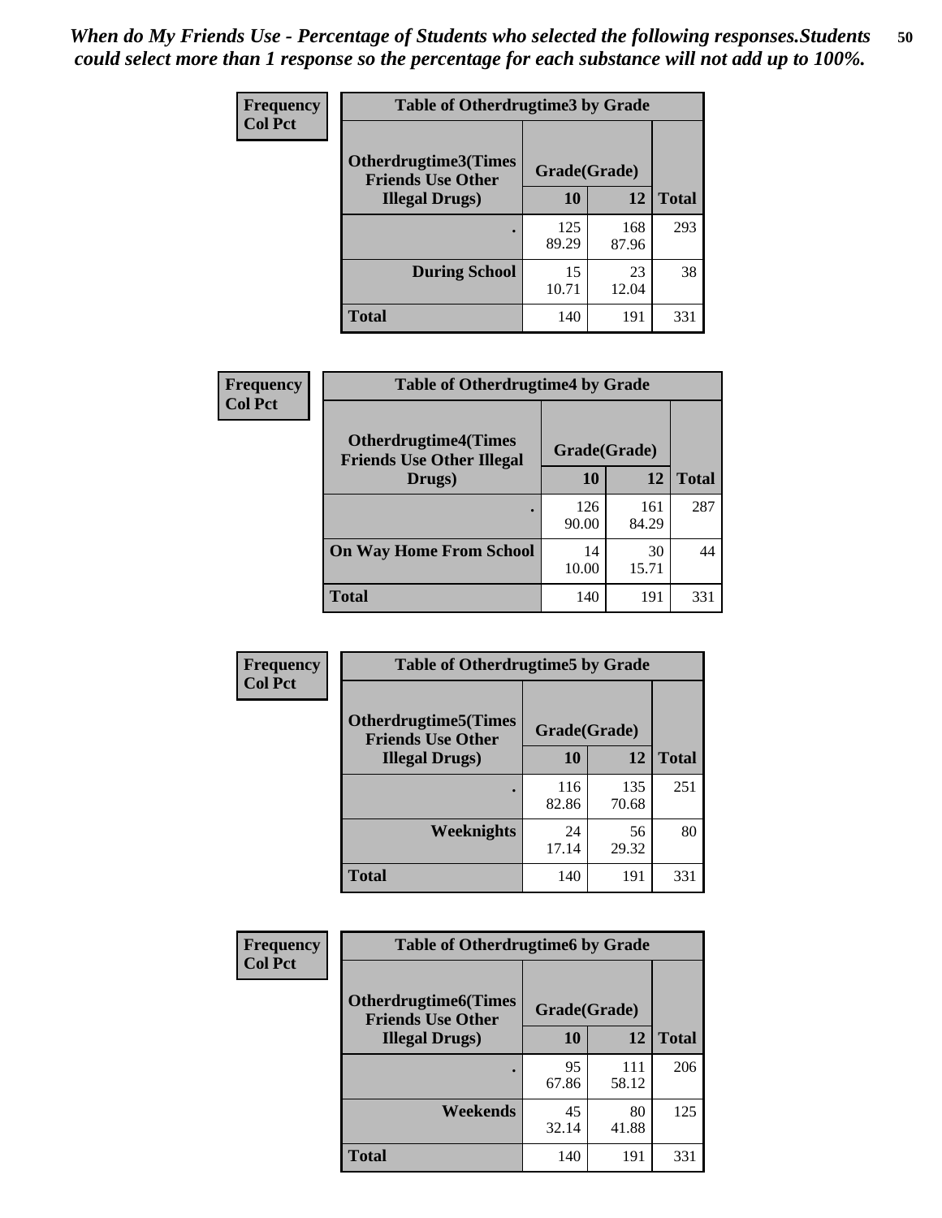*When do My Friends Use - Percentage of Students who selected the following responses.Students could select more than 1 response so the percentage for each substance will not add up to 100%.*

**Frequency**
**Col Pct**

| Table of Otherdrugtime3 by Grade | | | |
|---|---|---|---|
| **Otherdrugtime3(Times Friends Use Other Illegal Drugs)** | **Grade(Grade)** | | |
| | **10** | **12** | **Total** |
| **.** | 125<br>89.29 | 168<br>87.96 | 293 |
| **During School** | 15<br>10.71 | 23<br>12.04 | 38 |
| **Total** | 140 | 191 | 331 |

**Frequency**
**Col Pct**

| Table of Otherdrugtime4 by Grade | | | |
|---|---|---|---|
| **Otherdrugtime4(Times Friends Use Other Illegal Drugs)** | **Grade(Grade)** | | |
| | **10** | **12** | **Total** |
| **.** | 126<br>90.00 | 161<br>84.29 | 287 |
| **On Way Home From School** | 14<br>10.00 | 30<br>15.71 | 44 |
| **Total** | 140 | 191 | 331 |

**Frequency**
**Col Pct**

| Table of Otherdrugtime5 by Grade | | | |
|---|---|---|---|
| **Otherdrugtime5(Times Friends Use Other Illegal Drugs)** | **Grade(Grade)** | | |
| | **10** | **12** | **Total** |
| **.** | 116<br>82.86 | 135<br>70.68 | 251 |
| **Weeknights** | 24<br>17.14 | 56<br>29.32 | 80 |
| **Total** | 140 | 191 | 331 |

**Frequency**
**Col Pct**

| Table of Otherdrugtime6 by Grade | | | |
|---|---|---|---|
| **Otherdrugtime6(Times Friends Use Other Illegal Drugs)** | **Grade(Grade)** | | |
| | **10** | **12** | **Total** |
| **.** | 95<br>67.86 | 111<br>58.12 | 206 |
| **Weekends** | 45<br>32.14 | 80<br>41.88 | 125 |
| **Total** | 140 | 191 | 331 |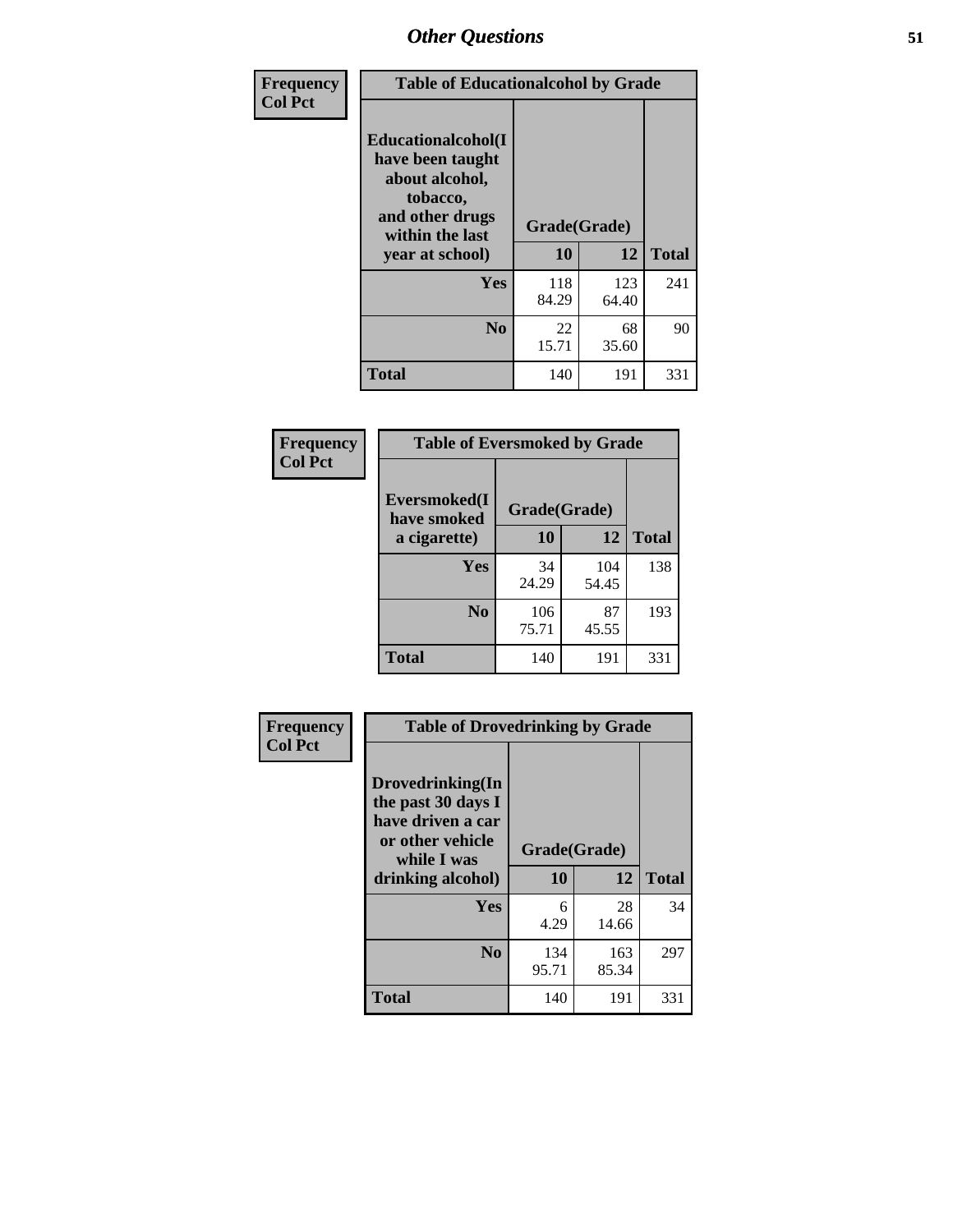## Other Questions

| Frequency<br>Col Pct | Table of Educationalalcohol by Grade | | |
|---|---|---|---|
| Educationalalcohol(I have been taught about alcohol, tobacco, and other drugs within the last year at school) | Grade(Grade) | | |
| | 10 | 12 | Total |
| Yes | 118<br>84.29 | 123<br>64.40 | 241 |
| No | 22<br>15.71 | 68<br>35.60 | 90 |
| Total | 140 | 191 | 331 |

| Frequency<br>Col Pct | Table of Eversmoked by Grade | | |
|---|---|---|---|
| Eversmoked(I have smoked a cigarette) | Grade(Grade) | | |
| | 10 | 12 | Total |
| Yes | 34<br>24.29 | 104<br>54.45 | 138 |
| No | 106<br>75.71 | 87<br>45.55 | 193 |
| Total | 140 | 191 | 331 |

| Frequency<br>Col Pct | Table of Drovedrinking by Grade | | |
|---|---|---|---|
| Drovedrinking(In the past 30 days I have driven a car or other vehicle while I was drinking alcohol) | Grade(Grade) | | |
| | 10 | 12 | Total |
| Yes | 6<br>4.29 | 28<br>14.66 | 34 |
| No | 134<br>95.71 | 163<br>85.34 | 297 |
| Total | 140 | 191 | 331 |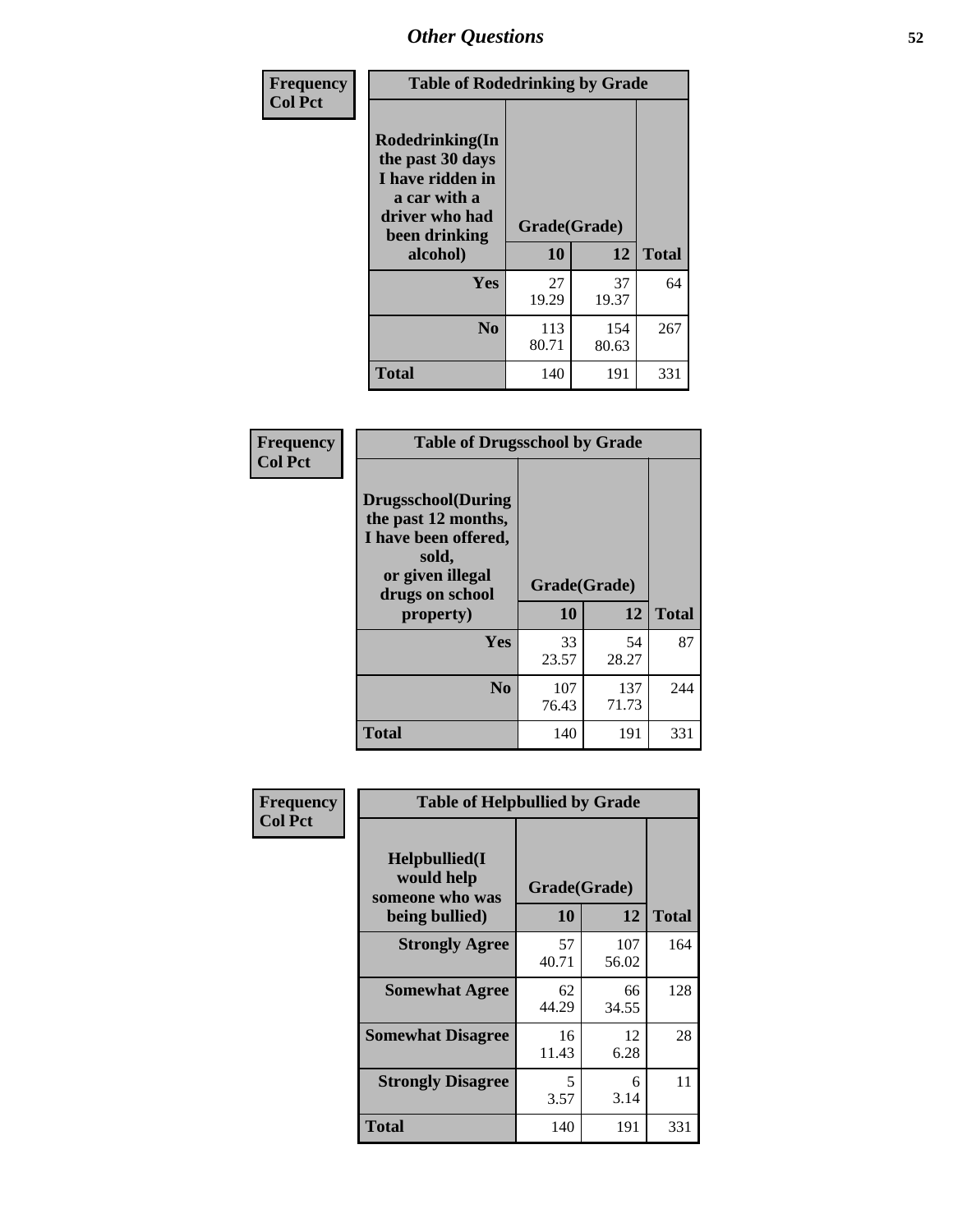# Other Questions

**Frequency**
**Col Pct**

| Table of Rodedrinking by Grade | | | |
|---|---|---|---|
| **Rodedrinking(In the past 30 days I have ridden in a car with a driver who had been drinking alcohol)** | **Grade(Grade)** | | |
| | **10** | **12** | **Total** |
| **Yes** | 27<br>19.29 | 37<br>19.37 | 64 |
| **No** | 113<br>80.71 | 154<br>80.63 | 267 |
| **Total** | 140 | 191 | 331 |

**Frequency**
**Col Pct**

| Table of Drugsschool by Grade | | | |
|---|---|---|---|
| **Drugsschool(During the past 12 months, I have been offered, sold, or given illegal drugs on school property)** | **Grade(Grade)** | | |
| | **10** | **12** | **Total** |
| **Yes** | 33<br>23.57 | 54<br>28.27 | 87 |
| **No** | 107<br>76.43 | 137<br>71.73 | 244 |
| **Total** | 140 | 191 | 331 |

**Frequency**
**Col Pct**

| Table of Helpbullied by Grade | | | |
|---|---|---|---|
| **Helpbullied(I would help someone who was being bullied)** | **Grade(Grade)** | | |
| | **10** | **12** | **Total** |
| **Strongly Agree** | 57<br>40.71 | 107<br>56.02 | 164 |
| **Somewhat Agree** | 62<br>44.29 | 66<br>34.55 | 128 |
| **Somewhat Disagree** | 16<br>11.43 | 12<br>6.28 | 28 |
| **Strongly Disagree** | 5<br>3.57 | 6<br>3.14 | 11 |
| **Total** | 140 | 191 | 331 |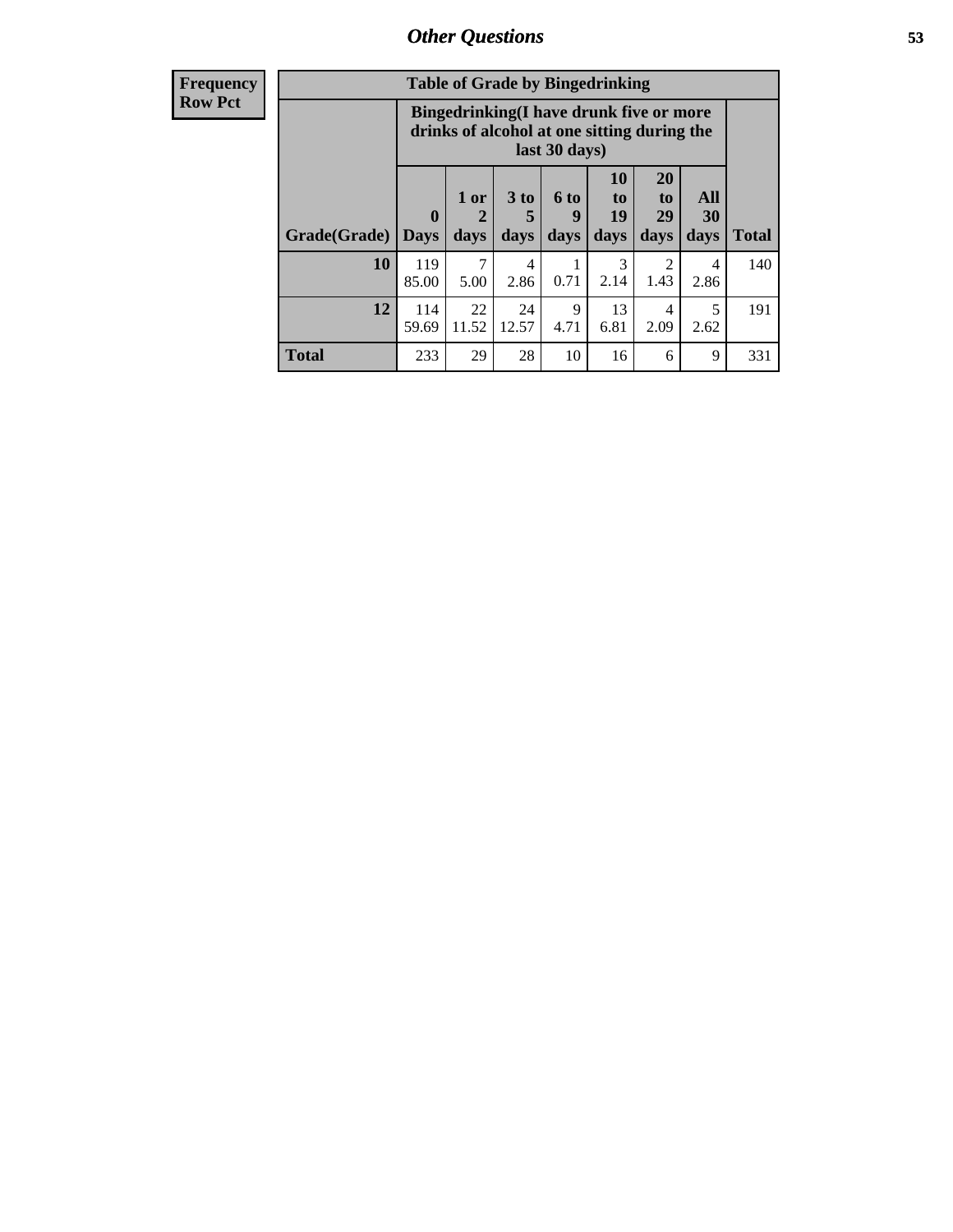**Frequency**
**Row Pct**

| Table of Grade by Bingedrinking | | | | | | | | |
|---|---|---|---|---|---|---|---|---|
| | Bingedrinking(I have drunk five or more drinks of alcohol at one sitting during the last 30 days) | | | | | | | |
| Grade(Grade) | 0 Days | 1 or 2 days | 3 to 5 days | 6 to 9 days | 10 to 19 days | 20 to 29 days | All 30 days | Total |
| 10 | 119<br>85.00 | 7<br>5.00 | 4<br>2.86 | 1<br>0.71 | 3<br>2.14 | 2<br>1.43 | 4<br>2.86 | 140 |
| 12 | 114<br>59.69 | 22<br>11.52 | 24<br>12.57 | 9<br>4.71 | 13<br>6.81 | 4<br>2.09 | 5<br>2.62 | 191 |
| Total | 233 | 29 | 28 | 10 | 16 | 6 | 9 | 331 |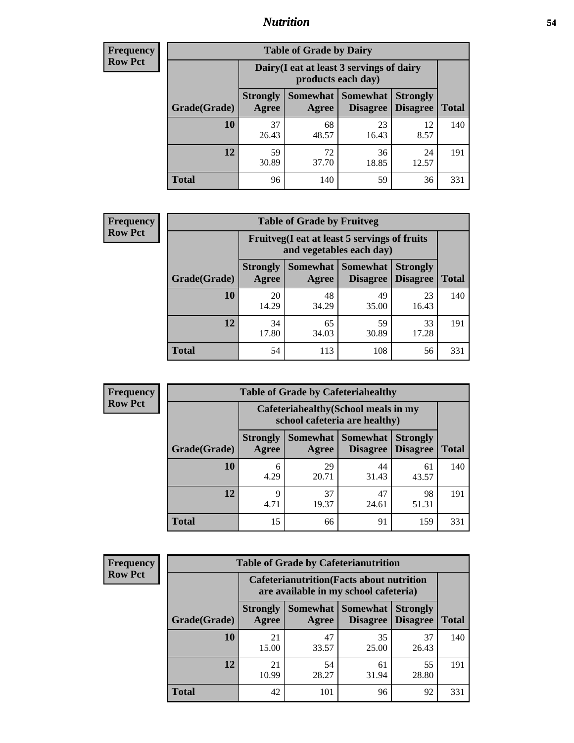## Nutrition

**Frequency**
**Row Pct**

| Table of Grade by Dairy | | | | | |
|---|---|---|---|---|---|
| | Dairy(I eat at least 3 servings of dairy products each day) | | | | |
| Grade(Grade) | Strongly Agree | Somewhat Agree | Somewhat Disagree | Strongly Disagree | Total |
| 10 | 37<br>26.43 | 68<br>48.57 | 23<br>16.43 | 12<br>8.57 | 140 |
| 12 | 59<br>30.89 | 72<br>37.70 | 36<br>18.85 | 24<br>12.57 | 191 |
| Total | 96 | 140 | 59 | 36 | 331 |

**Frequency**
**Row Pct**

| Table of Grade by Fruitveg | | | | | |
|---|---|---|---|---|---|
| | Fruitveg(I eat at least 5 servings of fruits and vegetables each day) | | | | |
| Grade(Grade) | Strongly Agree | Somewhat Agree | Somewhat Disagree | Strongly Disagree | Total |
| 10 | 20<br>14.29 | 48<br>34.29 | 49<br>35.00 | 23<br>16.43 | 140 |
| 12 | 34<br>17.80 | 65<br>34.03 | 59<br>30.89 | 33<br>17.28 | 191 |
| Total | 54 | 113 | 108 | 56 | 331 |

**Frequency**
**Row Pct**

| Table of Grade by Cafeteriahealthy | | | | | |
|---|---|---|---|---|---|
| | Cafeteriahealthy(School meals in my school cafeteria are healthy) | | | | |
| Grade(Grade) | Strongly Agree | Somewhat Agree | Somewhat Disagree | Strongly Disagree | Total |
| 10 | 6<br>4.29 | 29<br>20.71 | 44<br>31.43 | 61<br>43.57 | 140 |
| 12 | 9<br>4.71 | 37<br>19.37 | 47<br>24.61 | 98<br>51.31 | 191 |
| Total | 15 | 66 | 91 | 159 | 331 |

**Frequency**
**Row Pct**

| Table of Grade by Cafeterianutrition | | | | | |
|---|---|---|---|---|---|
| | Cafeterianutrition(Facts about nutrition are available in my school cafeteria) | | | | |
| Grade(Grade) | Strongly Agree | Somewhat Agree | Somewhat Disagree | Strongly Disagree | Total |
| 10 | 21<br>15.00 | 47<br>33.57 | 35<br>25.00 | 37<br>26.43 | 140 |
| 12 | 21<br>10.99 | 54<br>28.27 | 61<br>31.94 | 55<br>28.80 | 191 |
| Total | 42 | 101 | 96 | 92 | 331 |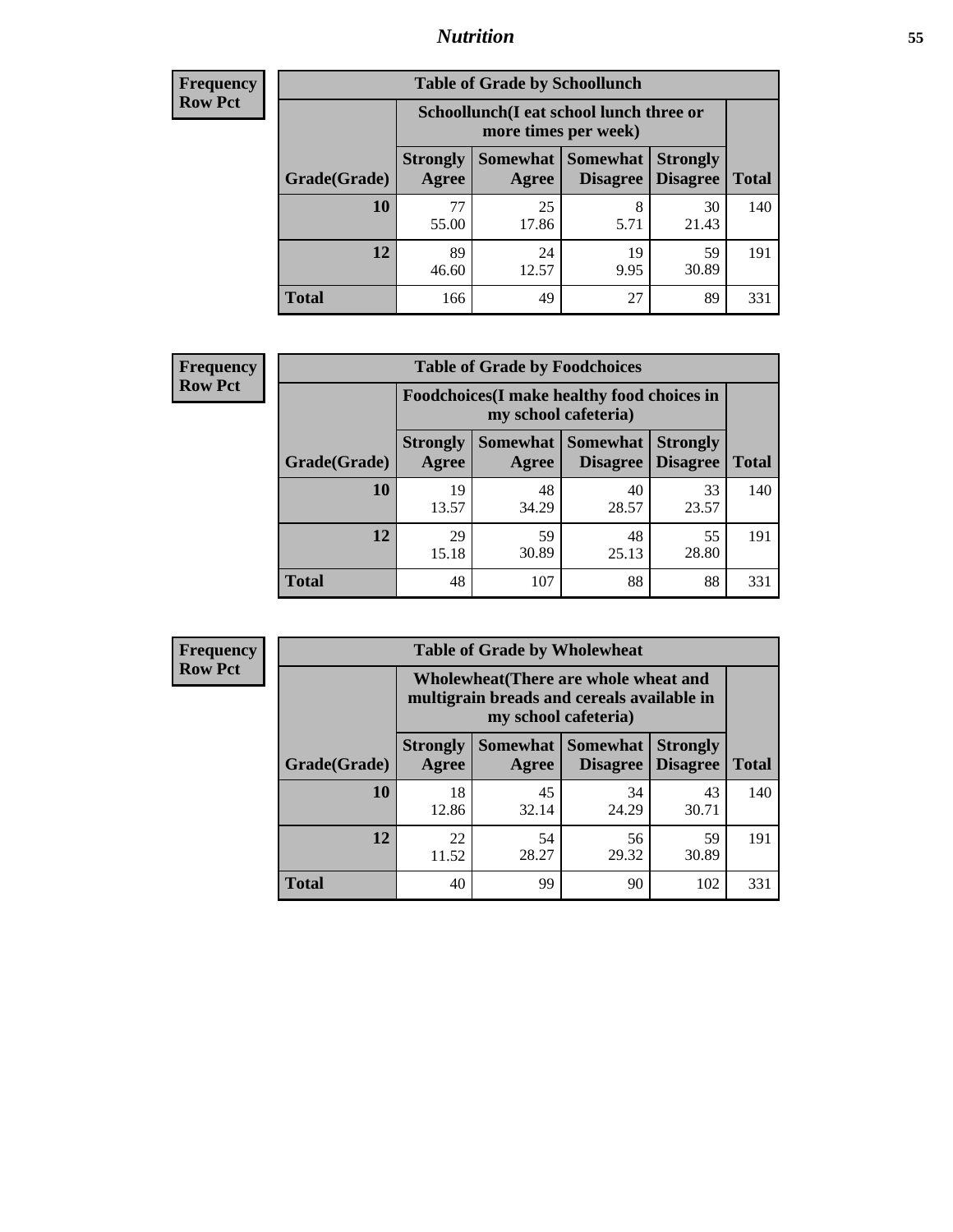| Frequency Row Pct |
|---|

**Table of Grade by Schoollunch**

| Grade(Grade) | Schoollunch(I eat school lunch three or more times per week) Strongly Agree | Somewhat Agree | Somewhat Disagree | Strongly Disagree | Total |
|---|---|---|---|---|---|
| 10 | 77<br>55.00 | 25<br>17.86 | 8<br>5.71 | 30<br>21.43 | 140 |
| 12 | 89<br>46.60 | 24<br>12.57 | 19<br>9.95 | 59<br>30.89 | 191 |
| Total | 166 | 49 | 27 | 89 | 331 |

| Frequency Row Pct |
|---|

**Table of Grade by Foodchoices**

| Grade(Grade) | Foodchoices(I make healthy food choices in my school cafeteria) Strongly Agree | Somewhat Agree | Somewhat Disagree | Strongly Disagree | Total |
|---|---|---|---|---|---|
| 10 | 19<br>13.57 | 48<br>34.29 | 40<br>28.57 | 33<br>23.57 | 140 |
| 12 | 29<br>15.18 | 59<br>30.89 | 48<br>25.13 | 55<br>28.80 | 191 |
| Total | 48 | 107 | 88 | 88 | 331 |

| Frequency Row Pct |
|---|

**Table of Grade by Wholewheat**

| Grade(Grade) | Wholewheat(There are whole wheat and multigrain breads and cereals available in my school cafeteria) Strongly Agree | Somewhat Agree | Somewhat Disagree | Strongly Disagree | Total |
|---|---|---|---|---|---|
| 10 | 18<br>12.86 | 45<br>32.14 | 34<br>24.29 | 43<br>30.71 | 140 |
| 12 | 22<br>11.52 | 54<br>28.27 | 56<br>29.32 | 59<br>30.89 | 191 |
| Total | 40 | 99 | 90 | 102 | 331 |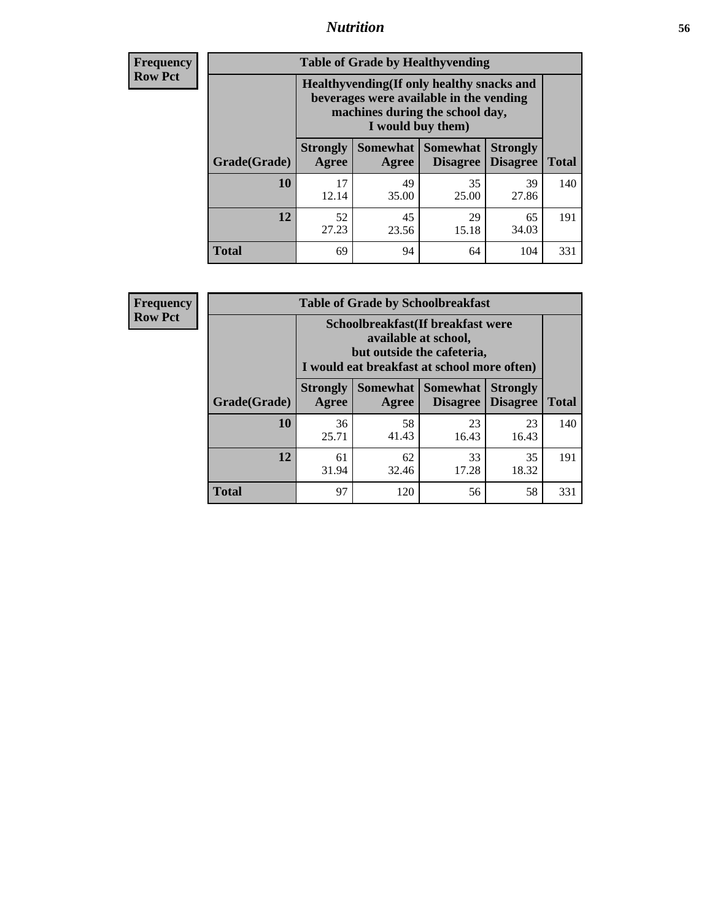| Frequency<br>Row Pct |
|---|

**Table of Grade by Healthyvending**

| Grade(Grade) | Healthyvending(If only healthy snacks and beverages were available in the vending machines during the school day, I would buy them) Strongly Agree | Somewhat Agree | Somewhat Disagree | Strongly Disagree | Total |
|---|---|---|---|---|---|
| **10** | 17<br>12.14 | 49<br>35.00 | 35<br>25.00 | 39<br>27.86 | 140 |
| **12** | 52<br>27.23 | 45<br>23.56 | 29<br>15.18 | 65<br>34.03 | 191 |
| **Total** | 69 | 94 | 64 | 104 | 331 |

| Frequency<br>Row Pct |
|---|

**Table of Grade by Schoolbreakfast**

| Grade(Grade) | Schoolbreakfast(If breakfast were available at school, but outside the cafeteria, I would eat breakfast at school more often) Strongly Agree | Somewhat Agree | Somewhat Disagree | Strongly Disagree | Total |
|---|---|---|---|---|---|
| **10** | 36<br>25.71 | 58<br>41.43 | 23<br>16.43 | 23<br>16.43 | 140 |
| **12** | 61<br>31.94 | 62<br>32.46 | 33<br>17.28 | 35<br>18.32 | 191 |
| **Total** | 97 | 120 | 56 | 58 | 331 |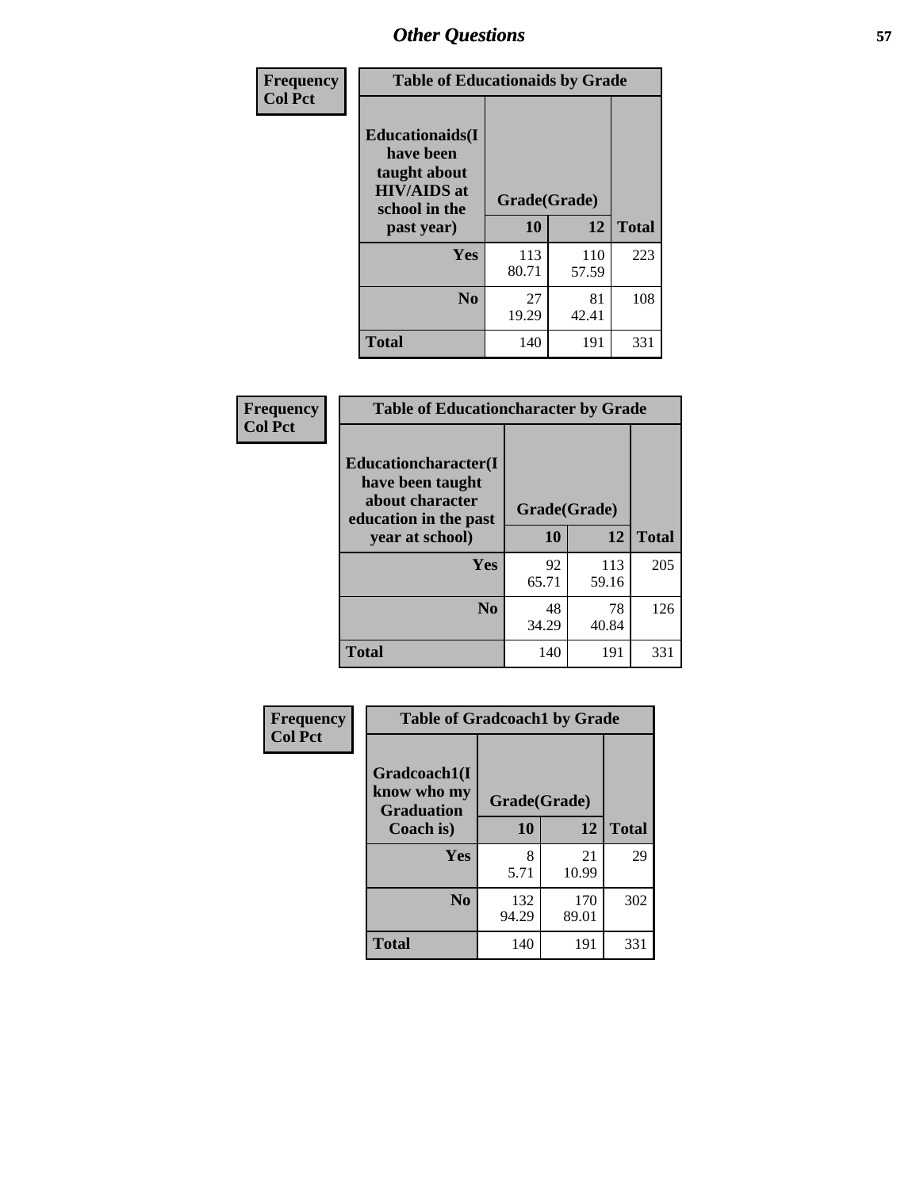# Other Questions

| Frequency Col Pct | Table of Educationaids by Grade | | |
|---|---|---|---|
| Educationaids(I have been taught about HIV/AIDS at school in the past year) | Grade(Grade) | | |
| | 10 | 12 | Total |
| Yes | 113<br>80.71 | 110<br>57.59 | 223 |
| No | 27<br>19.29 | 81<br>42.41 | 108 |
| Total | 140 | 191 | 331 |

| Frequency Col Pct | Table of Educationcharacter by Grade | | |
|---|---|---|---|
| Educationcharacter(I have been taught about character education in the past year at school) | Grade(Grade) | | |
| | 10 | 12 | Total |
| Yes | 92<br>65.71 | 113<br>59.16 | 205 |
| No | 48<br>34.29 | 78<br>40.84 | 126 |
| Total | 140 | 191 | 331 |

| Frequency Col Pct | Table of Gradcoach1 by Grade | | |
|---|---|---|---|
| Gradcoach1(I know who my Graduation Coach is) | Grade(Grade) | | |
| | 10 | 12 | Total |
| Yes | 8<br>5.71 | 21<br>10.99 | 29 |
| No | 132<br>94.29 | 170<br>89.01 | 302 |
| Total | 140 | 191 | 331 |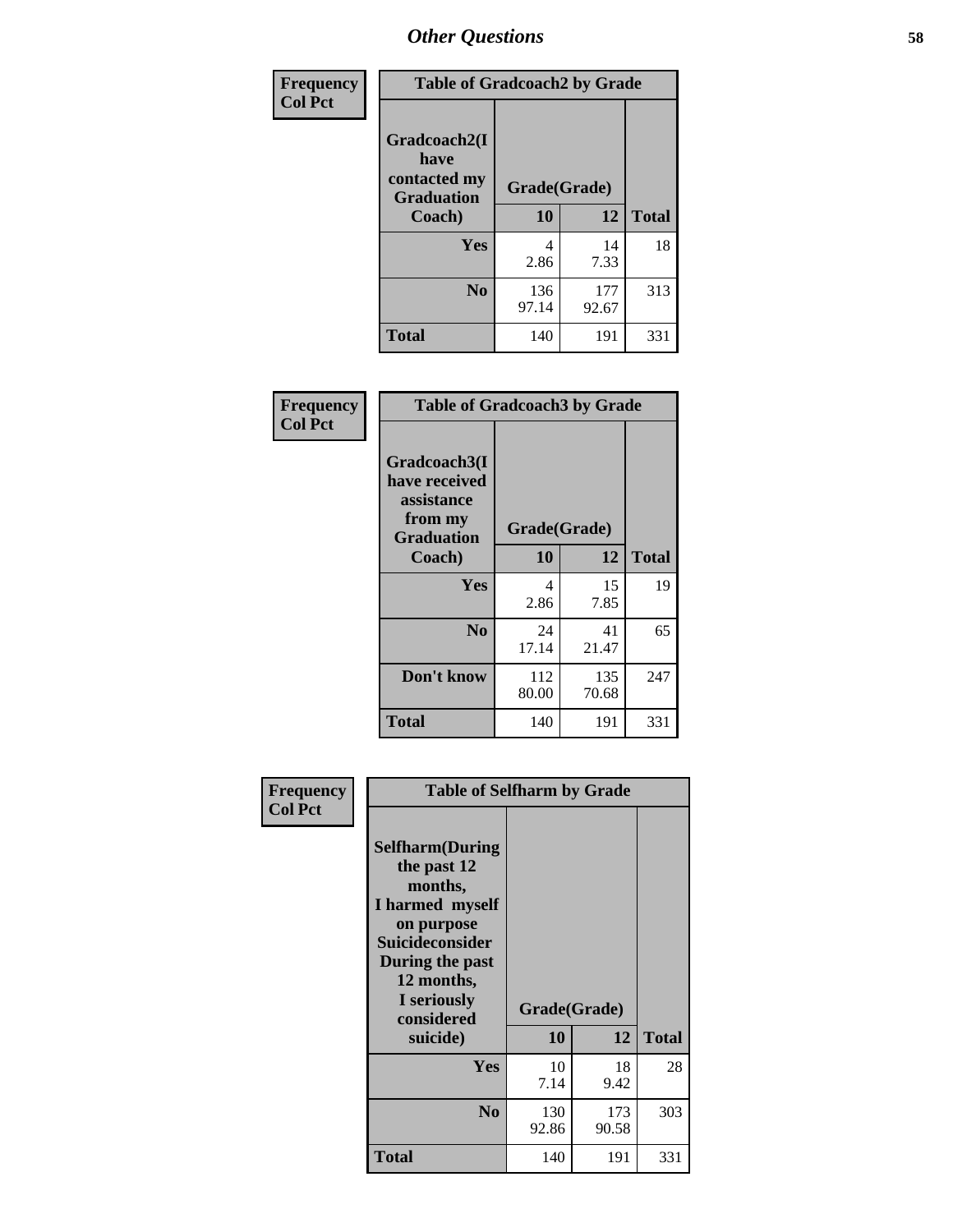## Other Questions

| Frequency<br>Col Pct | Table of Gradcoach2 by Grade | | |
|---|---|---|---|
| Gradcoach2(I have contacted my Graduation Coach) | Grade(Grade) | | |
| | 10 | 12 | Total |
| Yes | 4<br>2.86 | 14<br>7.33 | 18 |
| No | 136<br>97.14 | 177<br>92.67 | 313 |
| Total | 140 | 191 | 331 |

| Frequency<br>Col Pct | Table of Gradcoach3 by Grade | | |
|---|---|---|---|
| Gradcoach3(I have received assistance from my Graduation Coach) | Grade(Grade) | | |
| | 10 | 12 | Total |
| Yes | 4<br>2.86 | 15<br>7.85 | 19 |
| No | 24<br>17.14 | 41<br>21.47 | 65 |
| Don't know | 112<br>80.00 | 135<br>70.68 | 247 |
| Total | 140 | 191 | 331 |

| Frequency<br>Col Pct | Table of Selfharm by Grade | | |
|---|---|---|---|
| Selfharm(During the past 12 months, I harmed myself on purpose Suicideconsider During the past 12 months, I seriously considered suicide) | Grade(Grade) | | |
| | 10 | 12 | Total |
| Yes | 10<br>7.14 | 18<br>9.42 | 28 |
| No | 130<br>92.86 | 173<br>90.58 | 303 |
| Total | 140 | 191 | 331 |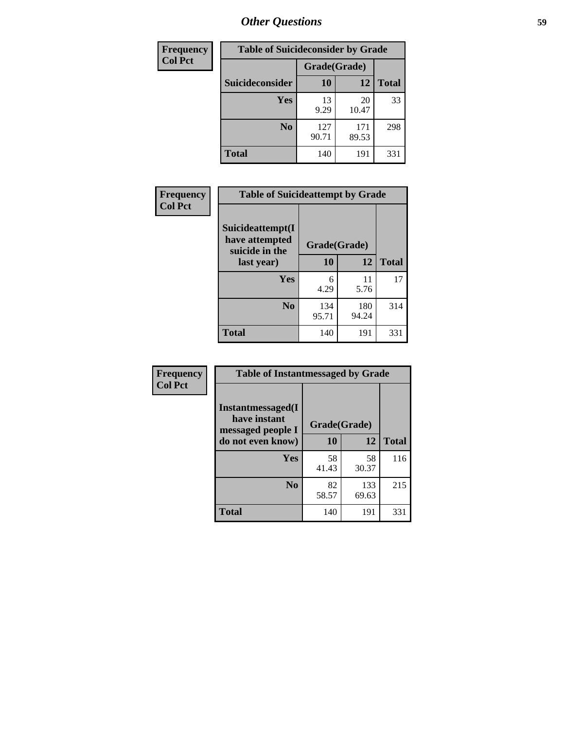| Frequency<br>Col Pct | Table of Suicideconsider by Grade | | |
|---|---|---|---|
| | Grade(Grade) | | |
| Suicideconsider | 10 | 12 | Total |
| Yes | 13<br>9.29 | 20<br>10.47 | 33 |
| No | 127<br>90.71 | 171<br>89.53 | 298 |
| Total | 140 | 191 | 331 |

| Frequency<br>Col Pct | Table of Suicideattempt by Grade | | |
|---|---|---|---|
| Suicideattempt(I have attempted suicide in the last year) | Grade(Grade) | | |
| | 10 | 12 | Total |
| Yes | 6<br>4.29 | 11<br>5.76 | 17 |
| No | 134<br>95.71 | 180<br>94.24 | 314 |
| Total | 140 | 191 | 331 |

| Frequency<br>Col Pct | Table of Instantmessaged by Grade | | |
|---|---|---|---|
| Instantmessaged(I have instant messaged people I do not even know) | Grade(Grade) | | |
| | 10 | 12 | Total |
| Yes | 58<br>41.43 | 58<br>30.37 | 116 |
| No | 82<br>58.57 | 133<br>69.63 | 215 |
| Total | 140 | 191 | 331 |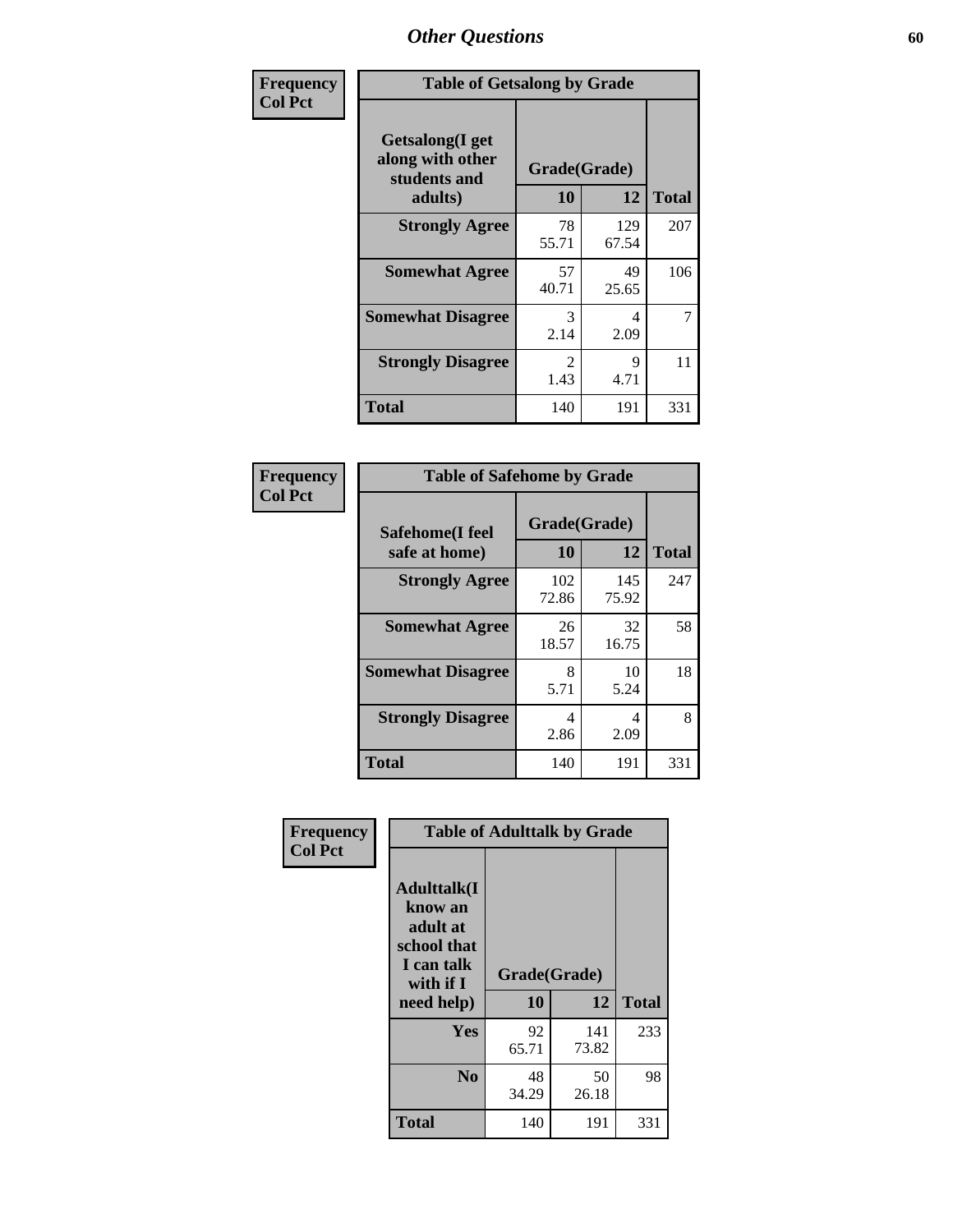## Other Questions

**Frequency / Col Pct**

**Table of Getsalong by Grade**

| Getsalong(I get along with other students and adults) | Grade(Grade) | | |
|---|---|---|---|
| | 10 | 12 | Total |
| **Strongly Agree** | 78<br>55.71 | 129<br>67.54 | 207 |
| **Somewhat Agree** | 57<br>40.71 | 49<br>25.65 | 106 |
| **Somewhat Disagree** | 3<br>2.14 | 4<br>2.09 | 7 |
| **Strongly Disagree** | 2<br>1.43 | 9<br>4.71 | 11 |
| **Total** | 140 | 191 | 331 |

**Frequency / Col Pct**

**Table of Safehome by Grade**

| Safehome(I feel safe at home) | Grade(Grade) | | |
|---|---|---|---|
| | 10 | 12 | Total |
| **Strongly Agree** | 102<br>72.86 | 145<br>75.92 | 247 |
| **Somewhat Agree** | 26<br>18.57 | 32<br>16.75 | 58 |
| **Somewhat Disagree** | 8<br>5.71 | 10<br>5.24 | 18 |
| **Strongly Disagree** | 4<br>2.86 | 4<br>2.09 | 8 |
| **Total** | 140 | 191 | 331 |

**Frequency / Col Pct**

**Table of Adulttalk by Grade**

| Adulttalk(I know an adult at school that I can talk with if I need help) | Grade(Grade) | | |
|---|---|---|---|
| | 10 | 12 | Total |
| **Yes** | 92<br>65.71 | 141<br>73.82 | 233 |
| **No** | 48<br>34.29 | 50<br>26.18 | 98 |
| **Total** | 140 | 191 | 331 |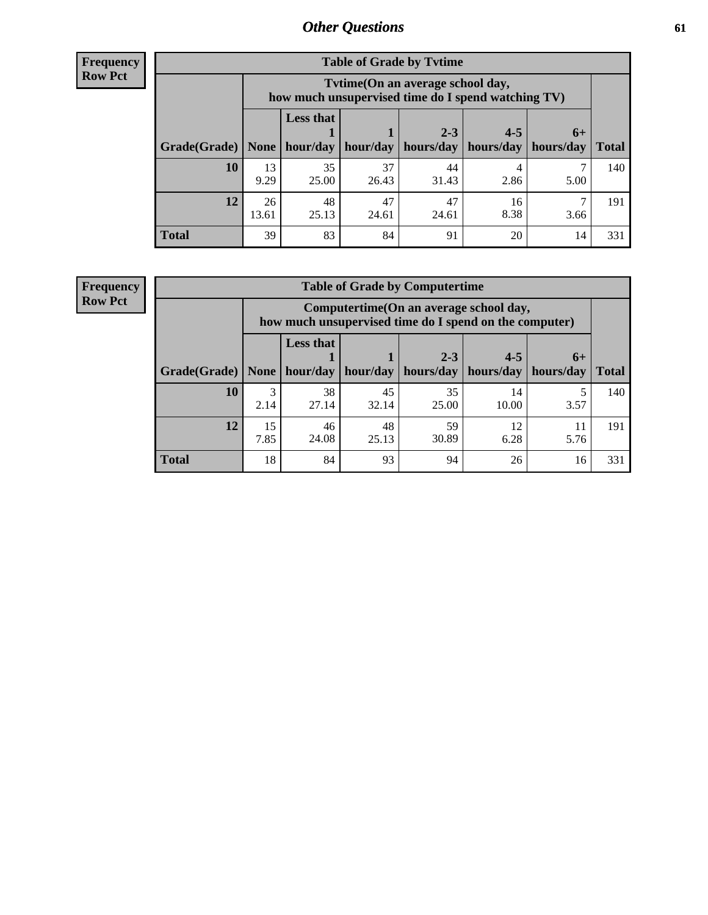**Frequency**
**Row Pct**

| Table of Grade by Tvtime | | | | | | | |
|---|---|---|---|---|---|---|---|
| | Tvtime(On an average school day, how much unsupervised time do I spend watching TV) | | | | | | |
| Grade(Grade) | None | Less that 1 hour/day | 1 hour/day | 2-3 hours/day | 4-5 hours/day | 6+ hours/day | Total |
| **10** | 13<br>9.29 | 35<br>25.00 | 37<br>26.43 | 44<br>31.43 | 4<br>2.86 | 7<br>5.00 | 140 |
| **12** | 26<br>13.61 | 48<br>25.13 | 47<br>24.61 | 47<br>24.61 | 16<br>8.38 | 7<br>3.66 | 191 |
| **Total** | 39 | 83 | 84 | 91 | 20 | 14 | 331 |

**Frequency**
**Row Pct**

| Table of Grade by Computertime | | | | | | | |
|---|---|---|---|---|---|---|---|
| | Computertime(On an average school day, how much unsupervised time do I spend on the computer) | | | | | | |
| Grade(Grade) | None | Less that 1 hour/day | 1 hour/day | 2-3 hours/day | 4-5 hours/day | 6+ hours/day | Total |
| **10** | 3<br>2.14 | 38<br>27.14 | 45<br>32.14 | 35<br>25.00 | 14<br>10.00 | 5<br>3.57 | 140 |
| **12** | 15<br>7.85 | 46<br>24.08 | 48<br>25.13 | 59<br>30.89 | 12<br>6.28 | 11<br>5.76 | 191 |
| **Total** | 18 | 84 | 93 | 94 | 26 | 16 | 331 |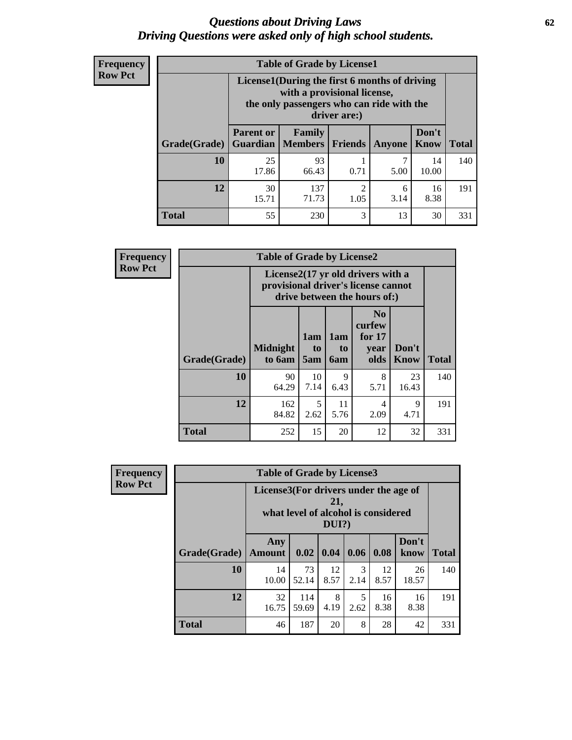# *Questions about Driving Laws*
## *Driving Questions were asked only of high school students.*

**Frequency**
**Row Pct**

**Table of Grade by License1**

| Grade(Grade) | License1(During the first 6 months of driving with a provisional license, the only passengers who can ride with the driver are:) | | | | | Total |
|---|---|---|---|---|---|---|
| | Parent or Guardian | Family Members | Friends | Anyone | Don't Know | |
| **10** | 25<br>17.86 | 93<br>66.43 | 1<br>0.71 | 7<br>5.00 | 14<br>10.00 | 140 |
| **12** | 30<br>15.71 | 137<br>71.73 | 2<br>1.05 | 6<br>3.14 | 16<br>8.38 | 191 |
| **Total** | 55 | 230 | 3 | 13 | 30 | 331 |

**Frequency**
**Row Pct**

**Table of Grade by License2**

| Grade(Grade) | License2(17 yr old drivers with a provisional driver's license cannot drive between the hours of:) | | | | | Total |
|---|---|---|---|---|---|---|
| | Midnight to 6am | 1am to 5am | 1am to 6am | No curfew for 17 year olds | Don't Know | |
| **10** | 90<br>64.29 | 10<br>7.14 | 9<br>6.43 | 8<br>5.71 | 23<br>16.43 | 140 |
| **12** | 162<br>84.82 | 5<br>2.62 | 11<br>5.76 | 4<br>2.09 | 9<br>4.71 | 191 |
| **Total** | 252 | 15 | 20 | 12 | 32 | 331 |

**Frequency**
**Row Pct**

**Table of Grade by License3**

| Grade(Grade) | License3(For drivers under the age of 21, what level of alcohol is considered DUI?) | | | | | | Total |
|---|---|---|---|---|---|---|---|
| | Any Amount | 0.02 | 0.04 | 0.06 | 0.08 | Don't know | |
| **10** | 14<br>10.00 | 73<br>52.14 | 12<br>8.57 | 3<br>2.14 | 12<br>8.57 | 26<br>18.57 | 140 |
| **12** | 32<br>16.75 | 114<br>59.69 | 8<br>4.19 | 5<br>2.62 | 16<br>8.38 | 16<br>8.38 | 191 |
| **Total** | 46 | 187 | 20 | 8 | 28 | 42 | 331 |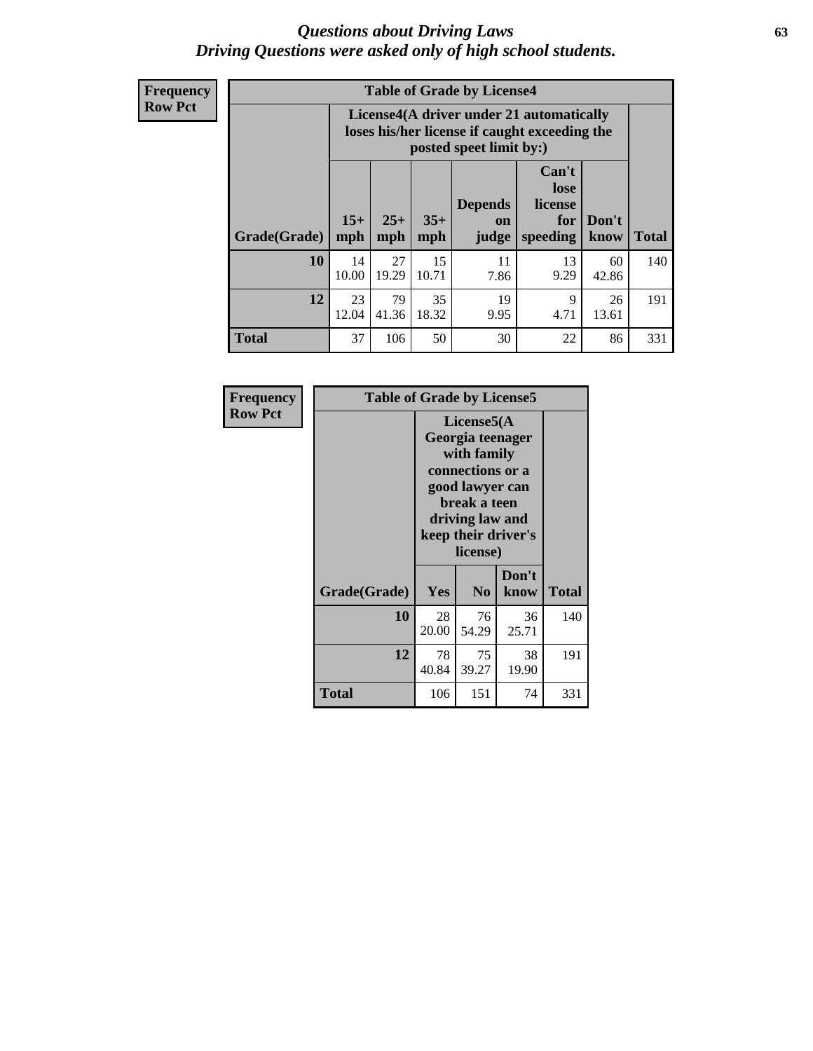# Questions about Driving Laws
*Driving Questions were asked only of high school students.*

**Frequency**
**Row Pct**

**Table of Grade by License4**

| | License4(A driver under 21 automatically loses his/her license if caught exceeding the posted speet limit by:) | | | | | | |
|---|---|---|---|---|---|---|---|
| **Grade(Grade)** | **15+ mph** | **25+ mph** | **35+ mph** | **Depends on judge** | **Can't lose license for speeding** | **Don't know** | **Total** |
| **10** | 14<br>10.00 | 27<br>19.29 | 15<br>10.71 | 11<br>7.86 | 13<br>9.29 | 60<br>42.86 | 140 |
| **12** | 23<br>12.04 | 79<br>41.36 | 35<br>18.32 | 19<br>9.95 | 9<br>4.71 | 26<br>13.61 | 191 |
| **Total** | 37 | 106 | 50 | 30 | 22 | 86 | 331 |

**Frequency**
**Row Pct**

**Table of Grade by License5**

| | License5(A Georgia teenager with family connections or a good lawyer can break a teen driving law and keep their driver's license) | | | |
|---|---|---|---|---|
| **Grade(Grade)** | **Yes** | **No** | **Don't know** | **Total** |
| **10** | 28<br>20.00 | 76<br>54.29 | 36<br>25.71 | 140 |
| **12** | 78<br>40.84 | 75<br>39.27 | 38<br>19.90 | 191 |
| **Total** | 106 | 151 | 74 | 331 |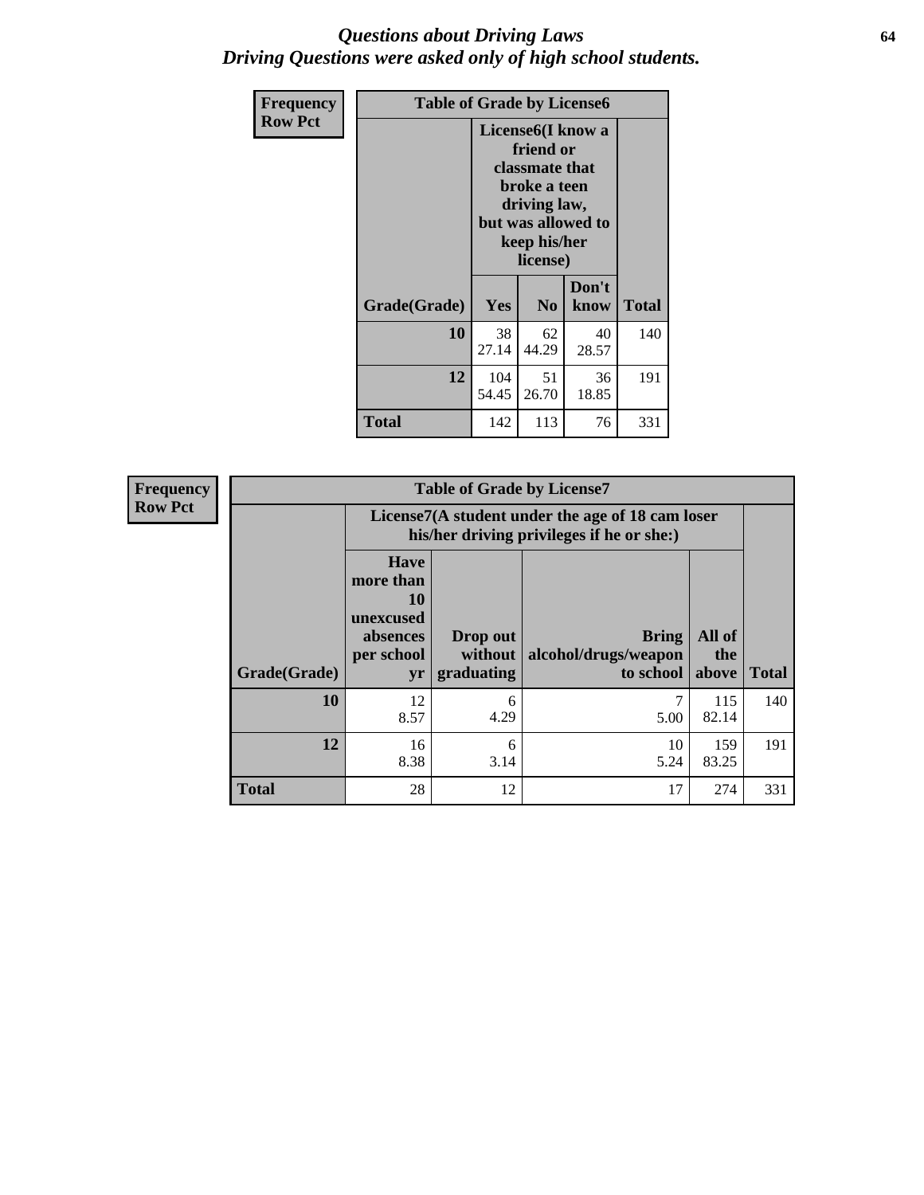# *Questions about Driving Laws*
# *Driving Questions were asked only of high school students.*

**Frequency**
**Row Pct**

| Table of Grade by License6 | | | | |
|---|---|---|---|---|
| | License6(I know a friend or classmate that broke a teen driving law, but was allowed to keep his/her license) | | | |
| Grade(Grade) | Yes | No | Don't know | Total |
| 10 | 38<br>27.14 | 62<br>44.29 | 40<br>28.57 | 140 |
| 12 | 104<br>54.45 | 51<br>26.70 | 36<br>18.85 | 191 |
| Total | 142 | 113 | 76 | 331 |

**Frequency**
**Row Pct**

| Table of Grade by License7 | | | | | |
|---|---|---|---|---|---|
| | License7(A student under the age of 18 cam loser his/her driving privileges if he or she:) | | | | |
| Grade(Grade) | Have more than 10 unexcused absences per school yr | Drop out without graduating | Bring alcohol/drugs/weapon to school | All of the above | Total |
| 10 | 12<br>8.57 | 6<br>4.29 | 7<br>5.00 | 115<br>82.14 | 140 |
| 12 | 16<br>8.38 | 6<br>3.14 | 10<br>5.24 | 159<br>83.25 | 191 |
| Total | 28 | 12 | 17 | 274 | 331 |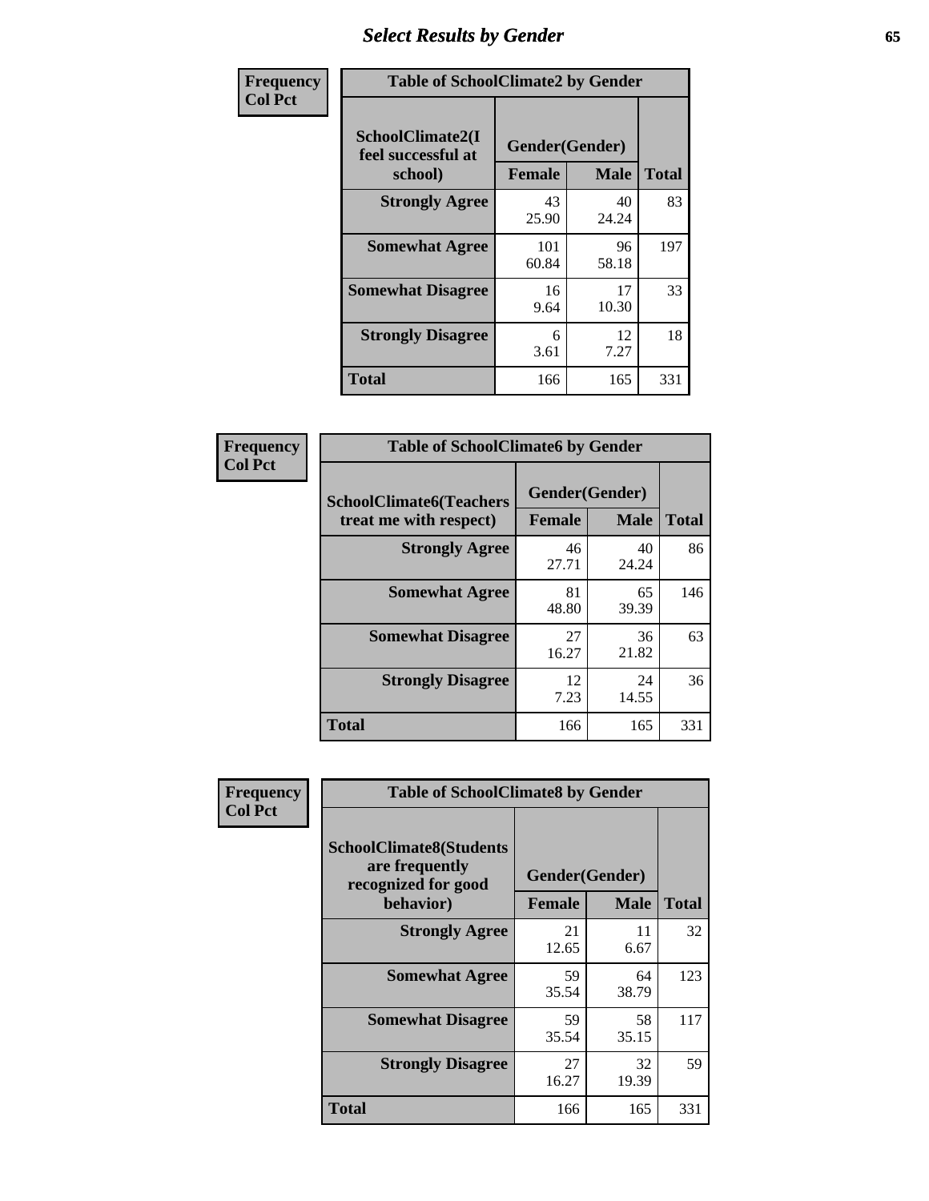## Select Results by Gender

**Frequency**
**Col Pct**

| Table of SchoolClimate2 by Gender | | | |
|---|---|---|---|
| SchoolClimate2(I feel successful at school) | Gender(Gender) | | Total |
| | Female | Male | |
| **Strongly Agree** | 43<br>25.90 | 40<br>24.24 | 83 |
| **Somewhat Agree** | 101<br>60.84 | 96<br>58.18 | 197 |
| **Somewhat Disagree** | 16<br>9.64 | 17<br>10.30 | 33 |
| **Strongly Disagree** | 6<br>3.61 | 12<br>7.27 | 18 |
| **Total** | 166 | 165 | 331 |

**Frequency**
**Col Pct**

| Table of SchoolClimate6 by Gender | | | |
|---|---|---|---|
| SchoolClimate6(Teachers treat me with respect) | Gender(Gender) | | Total |
| | Female | Male | |
| **Strongly Agree** | 46<br>27.71 | 40<br>24.24 | 86 |
| **Somewhat Agree** | 81<br>48.80 | 65<br>39.39 | 146 |
| **Somewhat Disagree** | 27<br>16.27 | 36<br>21.82 | 63 |
| **Strongly Disagree** | 12<br>7.23 | 24<br>14.55 | 36 |
| **Total** | 166 | 165 | 331 |

**Frequency**
**Col Pct**

| Table of SchoolClimate8 by Gender | | | |
|---|---|---|---|
| SchoolClimate8(Students are frequently recognized for good behavior) | Gender(Gender) | | Total |
| | Female | Male | |
| **Strongly Agree** | 21<br>12.65 | 11<br>6.67 | 32 |
| **Somewhat Agree** | 59<br>35.54 | 64<br>38.79 | 123 |
| **Somewhat Disagree** | 59<br>35.54 | 58<br>35.15 | 117 |
| **Strongly Disagree** | 27<br>16.27 | 32<br>19.39 | 59 |
| **Total** | 166 | 165 | 331 |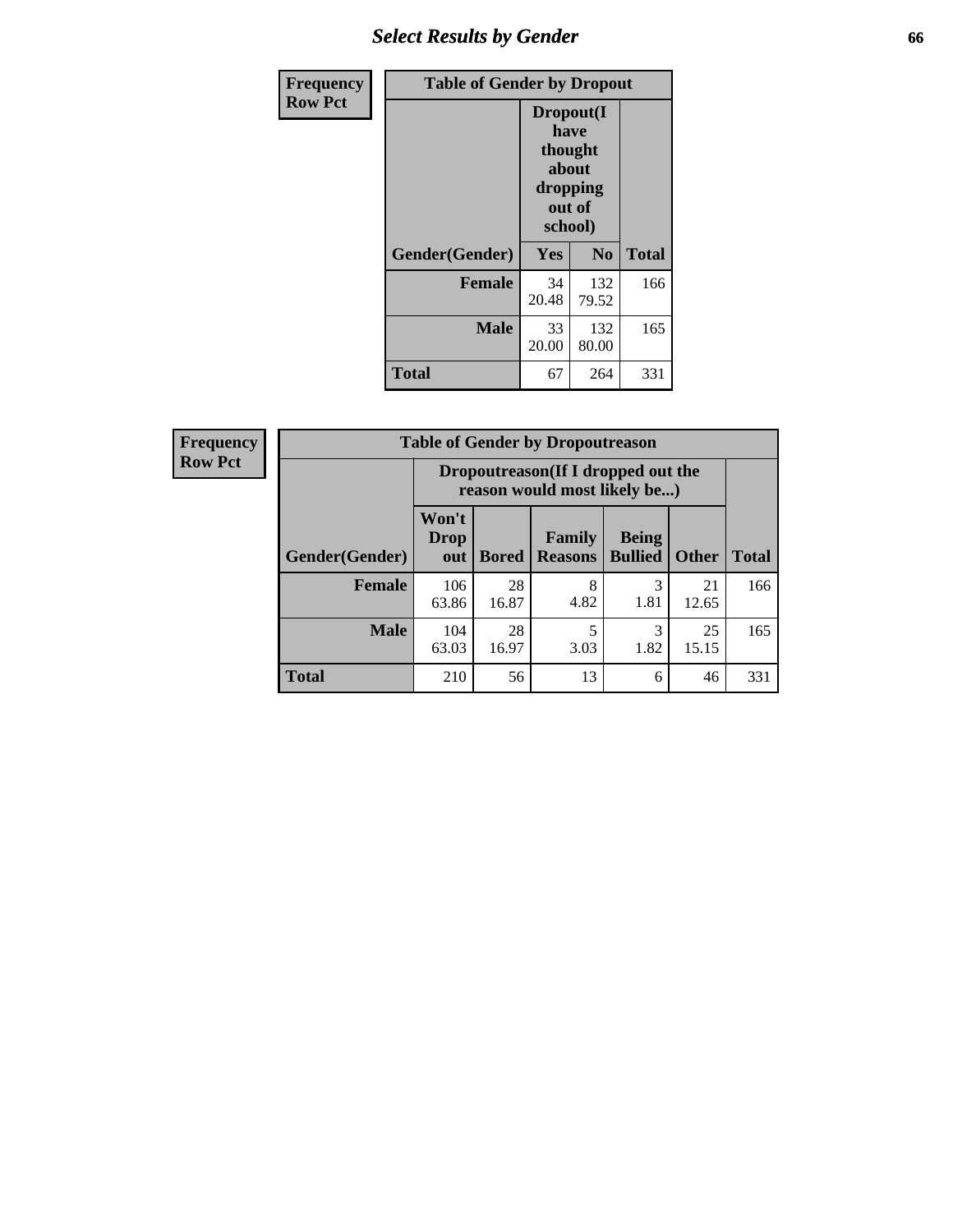| Frequency<br>Row Pct | Table of Gender by Dropout | | |
|---|---|---|---|
| | Dropout(I have thought about dropping out of school) | | |
| Gender(Gender) | Yes | No | Total |
| Female | 34<br>20.48 | 132<br>79.52 | 166 |
| Male | 33<br>20.00 | 132<br>80.00 | 165 |
| Total | 67 | 264 | 331 |

| Frequency<br>Row Pct | Table of Gender by Dropoutreason | | | | | |
|---|---|---|---|---|---|---|
| | Dropoutreason(If I dropped out the reason would most likely be...) | | | | | |
| Gender(Gender) | Won't Drop out | Bored | Family Reasons | Being Bullied | Other | Total |
| Female | 106<br>63.86 | 28<br>16.87 | 8<br>4.82 | 3<br>1.81 | 21<br>12.65 | 166 |
| Male | 104<br>63.03 | 28<br>16.97 | 5<br>3.03 | 3<br>1.82 | 25<br>15.15 | 165 |
| Total | 210 | 56 | 13 | 6 | 46 | 331 |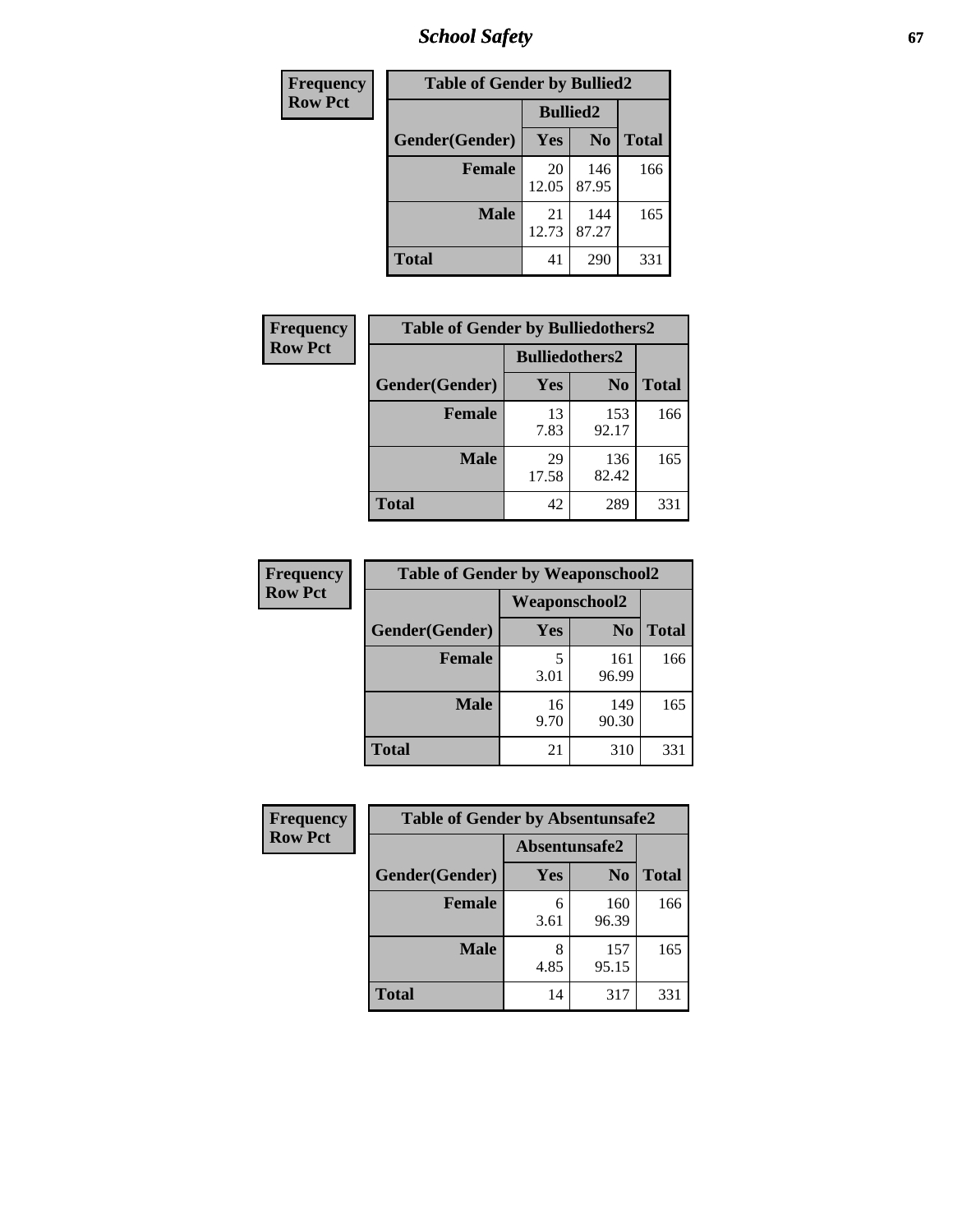| Frequency<br>Row Pct | Table of Gender by Bullied2 | | |
|---|---|---|---|
| | Bullied2 | | |
| Gender(Gender) | Yes | No | Total |
| Female | 20<br>12.05 | 146<br>87.95 | 166 |
| Male | 21<br>12.73 | 144<br>87.27 | 165 |
| Total | 41 | 290 | 331 |

| Frequency<br>Row Pct | Table of Gender by Bulliedothers2 | | |
|---|---|---|---|
| | Bulliedothers2 | | |
| Gender(Gender) | Yes | No | Total |
| Female | 13<br>7.83 | 153<br>92.17 | 166 |
| Male | 29<br>17.58 | 136<br>82.42 | 165 |
| Total | 42 | 289 | 331 |

| Frequency<br>Row Pct | Table of Gender by Weaponschool2 | | |
|---|---|---|---|
| | Weaponschool2 | | |
| Gender(Gender) | Yes | No | Total |
| Female | 5<br>3.01 | 161<br>96.99 | 166 |
| Male | 16<br>9.70 | 149<br>90.30 | 165 |
| Total | 21 | 310 | 331 |

| Frequency<br>Row Pct | Table of Gender by Absentunsafe2 | | |
|---|---|---|---|
| | Absentunsafe2 | | |
| Gender(Gender) | Yes | No | Total |
| Female | 6<br>3.61 | 160<br>96.39 | 166 |
| Male | 8<br>4.85 | 157<br>95.15 | 165 |
| Total | 14 | 317 | 331 |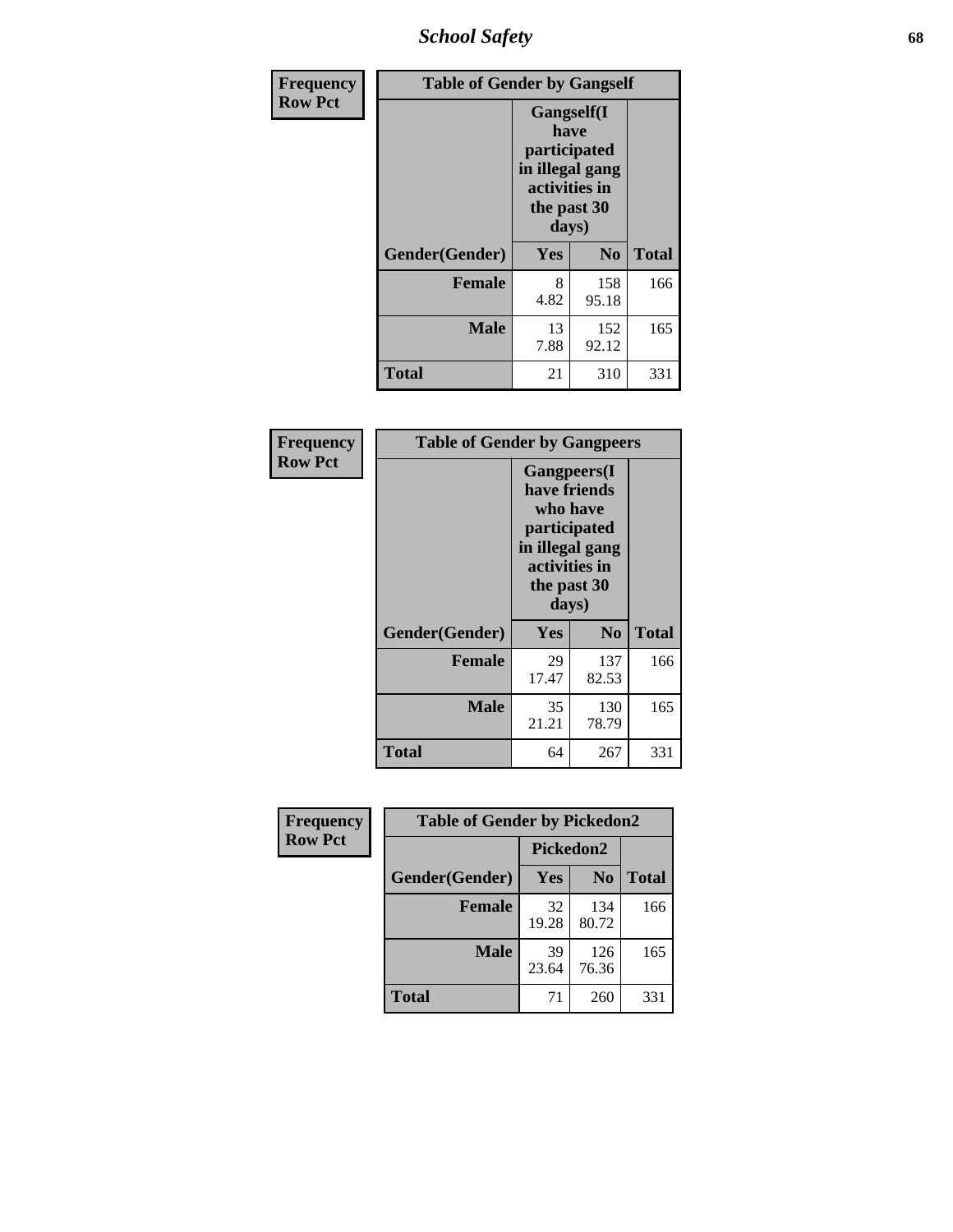| Frequency Row Pct | Table of Gender by Gangself | | |
|---|---|---|---|
| | Gangself(I have participated in illegal gang activities in the past 30 days) | | |
| Gender(Gender) | Yes | No | Total |
| Female | 8<br>4.82 | 158<br>95.18 | 166 |
| Male | 13<br>7.88 | 152<br>92.12 | 165 |
| Total | 21 | 310 | 331 |

| Frequency Row Pct | Table of Gender by Gangpeers | | |
|---|---|---|---|
| | Gangpeers(I have friends who have participated in illegal gang activities in the past 30 days) | | |
| Gender(Gender) | Yes | No | Total |
| Female | 29<br>17.47 | 137<br>82.53 | 166 |
| Male | 35<br>21.21 | 130<br>78.79 | 165 |
| Total | 64 | 267 | 331 |

| Frequency Row Pct | Table of Gender by Pickedon2 | | |
|---|---|---|---|
| | Pickedon2 | | |
| Gender(Gender) | Yes | No | Total |
| Female | 32<br>19.28 | 134<br>80.72 | 166 |
| Male | 39<br>23.64 | 126<br>76.36 | 165 |
| Total | 71 | 260 | 331 |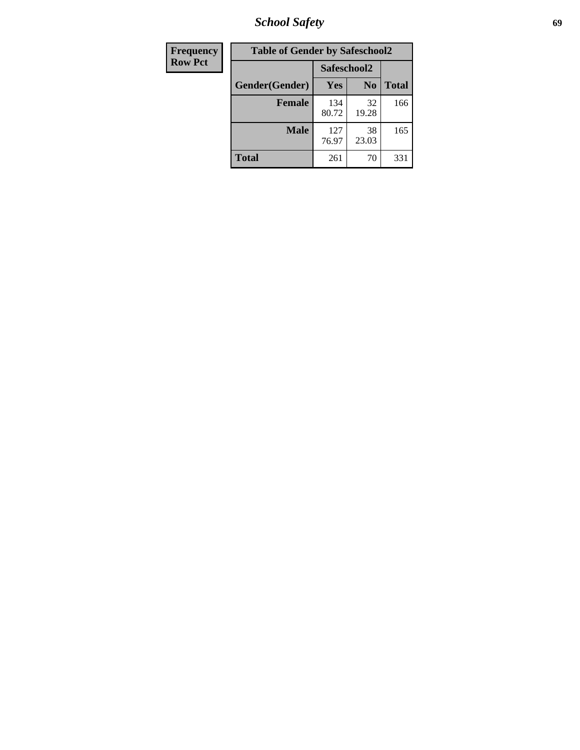| Frequency Row Pct | Table of Gender by Safeschool2 | | |
|---|---|---|---|
| | Safeschool2 | | |
| Gender(Gender) | Yes | No | Total |
| Female | 134<br>80.72 | 32<br>19.28 | 166 |
| Male | 127<br>76.97 | 38<br>23.03 | 165 |
| Total | 261 | 70 | 331 |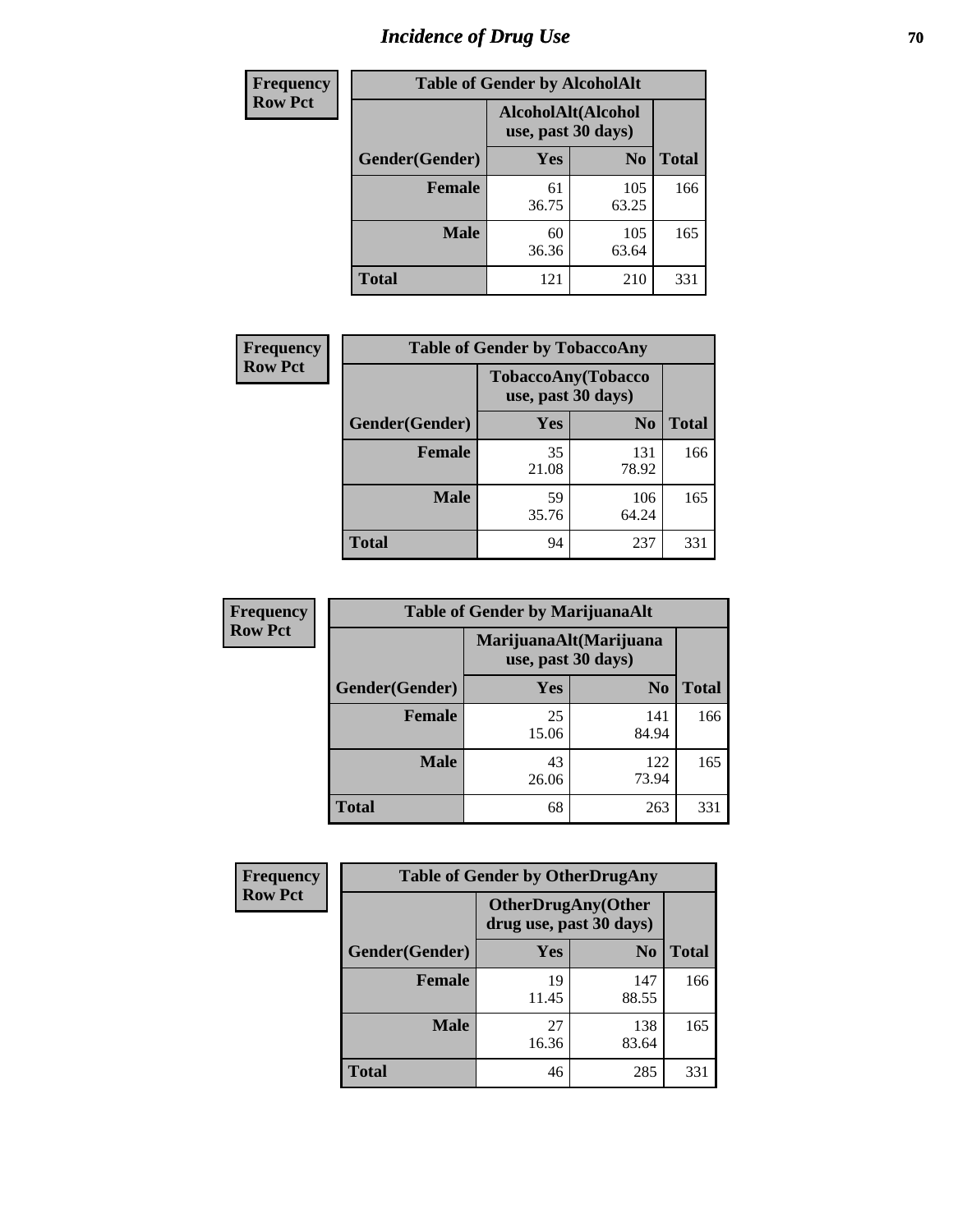# Incidence of Drug Use

| Frequency<br>Row Pct | | | |
|---|---|---|---|
| **Table of Gender by AlcoholAlt** | | | |
| | **AlcoholAlt(Alcohol use, past 30 days)** | | |
| **Gender(Gender)** | **Yes** | **No** | **Total** |
| **Female** | 61<br>36.75 | 105<br>63.25 | 166 |
| **Male** | 60<br>36.36 | 105<br>63.64 | 165 |
| **Total** | 121 | 210 | 331 |

| Frequency<br>Row Pct | | | |
|---|---|---|---|
| **Table of Gender by TobaccoAny** | | | |
| | **TobaccoAny(Tobacco use, past 30 days)** | | |
| **Gender(Gender)** | **Yes** | **No** | **Total** |
| **Female** | 35<br>21.08 | 131<br>78.92 | 166 |
| **Male** | 59<br>35.76 | 106<br>64.24 | 165 |
| **Total** | 94 | 237 | 331 |

| Frequency<br>Row Pct | | | |
|---|---|---|---|
| **Table of Gender by MarijuanaAlt** | | | |
| | **MarijuanaAlt(Marijuana use, past 30 days)** | | |
| **Gender(Gender)** | **Yes** | **No** | **Total** |
| **Female** | 25<br>15.06 | 141<br>84.94 | 166 |
| **Male** | 43<br>26.06 | 122<br>73.94 | 165 |
| **Total** | 68 | 263 | 331 |

| Frequency<br>Row Pct | | | |
|---|---|---|---|
| **Table of Gender by OtherDrugAny** | | | |
| | **OtherDrugAny(Other drug use, past 30 days)** | | |
| **Gender(Gender)** | **Yes** | **No** | **Total** |
| **Female** | 19<br>11.45 | 147<br>88.55 | 166 |
| **Male** | 27<br>16.36 | 138<br>83.64 | 165 |
| **Total** | 46 | 285 | 331 |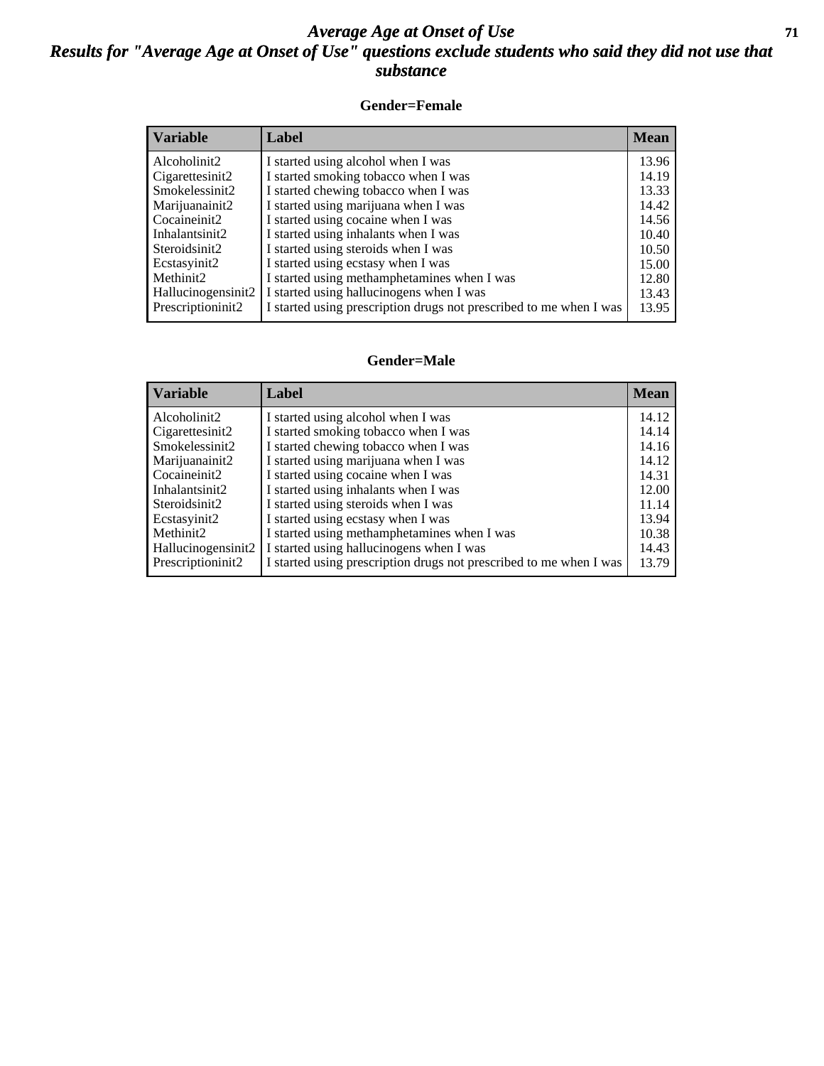# *Average Age at Onset of Use*

## *Results for "Average Age at Onset of Use" questions exclude students who said they did not use that substance*

### Gender=Female

| Variable | Label | Mean |
|---|---|---|
| Alcoholinit2 | I started using alcohol when I was | 13.96 |
| Cigarettesinit2 | I started smoking tobacco when I was | 14.19 |
| Smokelessinit2 | I started chewing tobacco when I was | 13.33 |
| Marijuanainit2 | I started using marijuana when I was | 14.42 |
| Cocaineinit2 | I started using cocaine when I was | 14.56 |
| Inhalantsinit2 | I started using inhalants when I was | 10.40 |
| Steroidsinit2 | I started using steroids when I was | 10.50 |
| Ecstasyinit2 | I started using ecstasy when I was | 15.00 |
| Methinit2 | I started using methamphetamines when I was | 12.80 |
| Hallucinogensinit2 | I started using hallucinogens when I was | 13.43 |
| Prescriptioninit2 | I started using prescription drugs not prescribed to me when I was | 13.95 |

### Gender=Male

| Variable | Label | Mean |
|---|---|---|
| Alcoholinit2 | I started using alcohol when I was | 14.12 |
| Cigarettesinit2 | I started smoking tobacco when I was | 14.14 |
| Smokelessinit2 | I started chewing tobacco when I was | 14.16 |
| Marijuanainit2 | I started using marijuana when I was | 14.12 |
| Cocaineinit2 | I started using cocaine when I was | 14.31 |
| Inhalantsinit2 | I started using inhalants when I was | 12.00 |
| Steroidsinit2 | I started using steroids when I was | 11.14 |
| Ecstasyinit2 | I started using ecstasy when I was | 13.94 |
| Methinit2 | I started using methamphetamines when I was | 10.38 |
| Hallucinogensinit2 | I started using hallucinogens when I was | 14.43 |
| Prescriptioninit2 | I started using prescription drugs not prescribed to me when I was | 13.79 |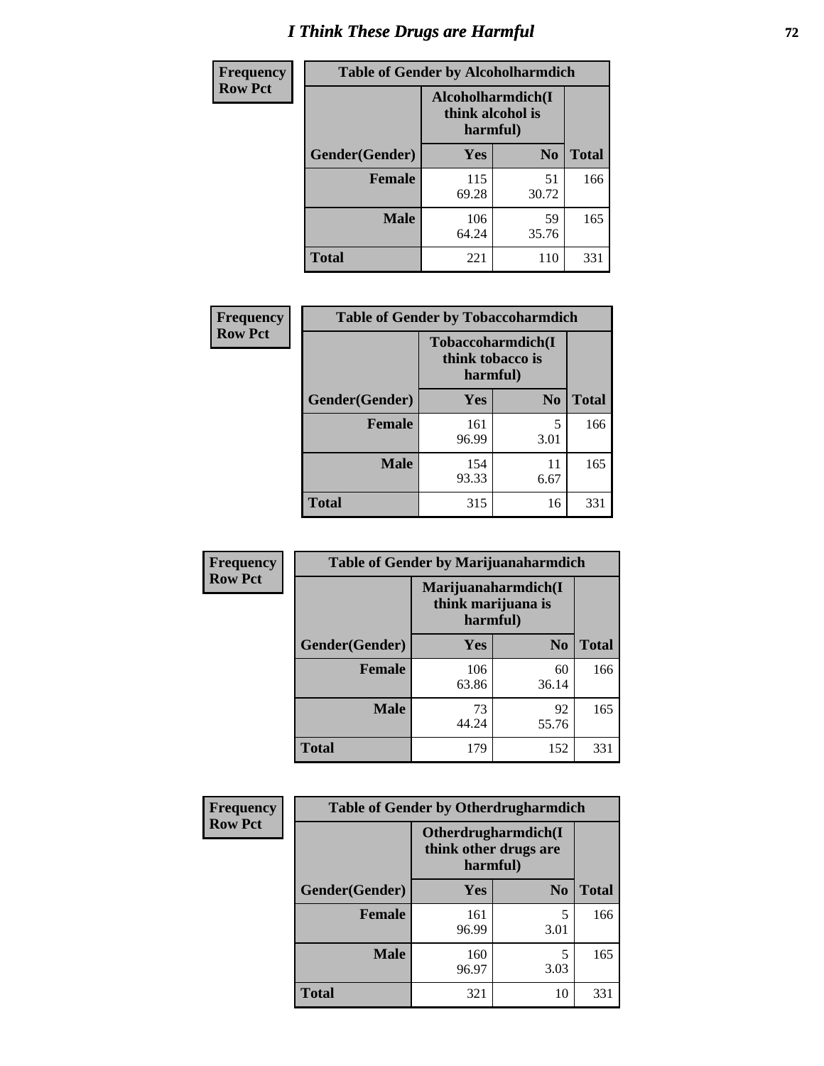# I Think These Drugs are Harmful

**Frequency**
**Row Pct**

| Table of Gender by Alcoholharmdich | | | |
|---|---|---|---|
| | Alcoholharmdich(I think alcohol is harmful) | | |
| Gender(Gender) | Yes | No | Total |
| Female | 115<br>69.28 | 51<br>30.72 | 166 |
| Male | 106<br>64.24 | 59<br>35.76 | 165 |
| Total | 221 | 110 | 331 |

**Frequency**
**Row Pct**

| Table of Gender by Tobaccoharmdich | | | |
|---|---|---|---|
| | Tobaccoharmdich(I think tobacco is harmful) | | |
| Gender(Gender) | Yes | No | Total |
| Female | 161<br>96.99 | 5<br>3.01 | 166 |
| Male | 154<br>93.33 | 11<br>6.67 | 165 |
| Total | 315 | 16 | 331 |

**Frequency**
**Row Pct**

| Table of Gender by Marijuanaharmdich | | | |
|---|---|---|---|
| | Marijuanaharmdich(I think marijuana is harmful) | | |
| Gender(Gender) | Yes | No | Total |
| Female | 106<br>63.86 | 60<br>36.14 | 166 |
| Male | 73<br>44.24 | 92<br>55.76 | 165 |
| Total | 179 | 152 | 331 |

**Frequency**
**Row Pct**

| Table of Gender by Otherdrugharmdich | | | |
|---|---|---|---|
| | Otherdrugharmdich(I think other drugs are harmful) | | |
| Gender(Gender) | Yes | No | Total |
| Female | 161<br>96.99 | 5<br>3.01 | 166 |
| Male | 160<br>96.97 | 5<br>3.03 | 165 |
| Total | 321 | 10 | 331 |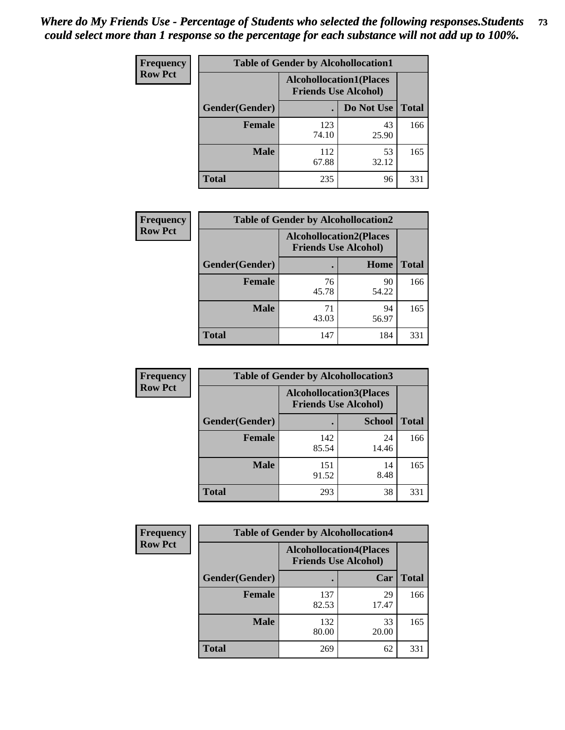*Where do My Friends Use - Percentage of Students who selected the following responses.Students could select more than 1 response so the percentage for each substance will not add up to 100%.*

**Frequency**
**Row Pct**

| Table of Gender by Alcohollocation1 | | | |
|---|---|---|---|
| | Alcohollocation1(Places Friends Use Alcohol) | | |
| Gender(Gender) | . | Do Not Use | Total |
| **Female** | 123<br>74.10 | 43<br>25.90 | 166 |
| **Male** | 112<br>67.88 | 53<br>32.12 | 165 |
| **Total** | 235 | 96 | 331 |

**Frequency**
**Row Pct**

| Table of Gender by Alcohollocation2 | | | |
|---|---|---|---|
| | Alcohollocation2(Places Friends Use Alcohol) | | |
| Gender(Gender) | . | Home | Total |
| **Female** | 76<br>45.78 | 90<br>54.22 | 166 |
| **Male** | 71<br>43.03 | 94<br>56.97 | 165 |
| **Total** | 147 | 184 | 331 |

**Frequency**
**Row Pct**

| Table of Gender by Alcohollocation3 | | | |
|---|---|---|---|
| | Alcohollocation3(Places Friends Use Alcohol) | | |
| Gender(Gender) | . | School | Total |
| **Female** | 142<br>85.54 | 24<br>14.46 | 166 |
| **Male** | 151<br>91.52 | 14<br>8.48 | 165 |
| **Total** | 293 | 38 | 331 |

**Frequency**
**Row Pct**

| Table of Gender by Alcohollocation4 | | | |
|---|---|---|---|
| | Alcohollocation4(Places Friends Use Alcohol) | | |
| Gender(Gender) | . | Car | Total |
| **Female** | 137<br>82.53 | 29<br>17.47 | 166 |
| **Male** | 132<br>80.00 | 33<br>20.00 | 165 |
| **Total** | 269 | 62 | 331 |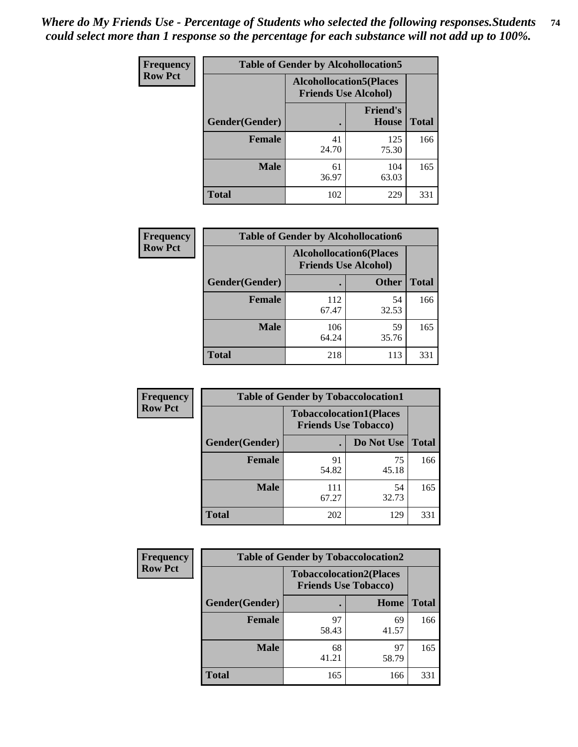*Where do My Friends Use - Percentage of Students who selected the following responses.Students could select more than 1 response so the percentage for each substance will not add up to 100%.*

**Frequency**
**Row Pct**

| Table of Gender by Alcohollocation5 | | | |
|---|---|---|---|
| | Alcohollocation5(Places Friends Use Alcohol) | | |
| Gender(Gender) | . | Friend's House | Total |
| **Female** | 41<br>24.70 | 125<br>75.30 | 166 |
| **Male** | 61<br>36.97 | 104<br>63.03 | 165 |
| **Total** | 102 | 229 | 331 |

**Frequency**
**Row Pct**

| Table of Gender by Alcohollocation6 | | | |
|---|---|---|---|
| | Alcohollocation6(Places Friends Use Alcohol) | | |
| Gender(Gender) | . | Other | Total |
| **Female** | 112<br>67.47 | 54<br>32.53 | 166 |
| **Male** | 106<br>64.24 | 59<br>35.76 | 165 |
| **Total** | 218 | 113 | 331 |

**Frequency**
**Row Pct**

| Table of Gender by Tobaccolocation1 | | | |
|---|---|---|---|
| | Tobaccolocation1(Places Friends Use Tobacco) | | |
| Gender(Gender) | . | Do Not Use | Total |
| **Female** | 91<br>54.82 | 75<br>45.18 | 166 |
| **Male** | 111<br>67.27 | 54<br>32.73 | 165 |
| **Total** | 202 | 129 | 331 |

**Frequency**
**Row Pct**

| Table of Gender by Tobaccolocation2 | | | |
|---|---|---|---|
| | Tobaccolocation2(Places Friends Use Tobacco) | | |
| Gender(Gender) | . | Home | Total |
| **Female** | 97<br>58.43 | 69<br>41.57 | 166 |
| **Male** | 68<br>41.21 | 97<br>58.79 | 165 |
| **Total** | 165 | 166 | 331 |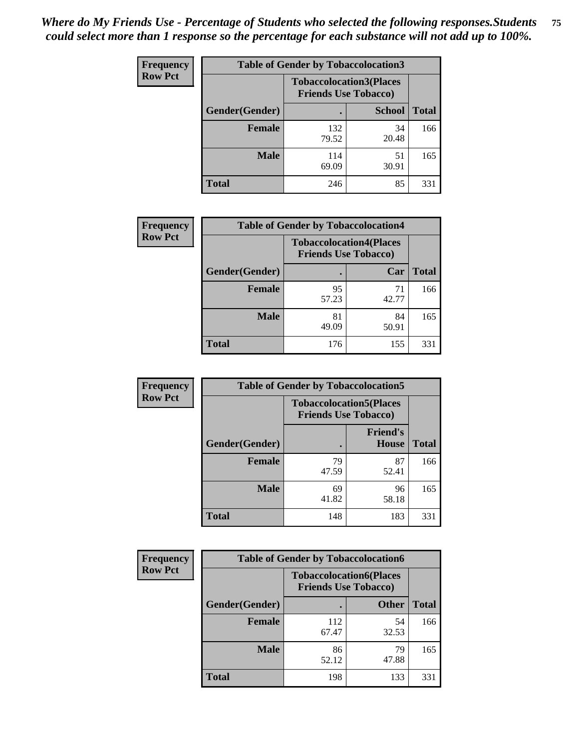*Where do My Friends Use - Percentage of Students who selected the following responses.Students could select more than 1 response so the percentage for each substance will not add up to 100%.*

**Frequency Row Pct**

| Table of Gender by Tobaccolocation3 | | | |
|---|---|---|---|
| | Tobaccolocation3(Places Friends Use Tobacco) | | |
| Gender(Gender) | . | School | Total |
| Female | 132<br>79.52 | 34<br>20.48 | 166 |
| Male | 114<br>69.09 | 51<br>30.91 | 165 |
| Total | 246 | 85 | 331 |

**Frequency Row Pct**

| Table of Gender by Tobaccolocation4 | | | |
|---|---|---|---|
| | Tobaccolocation4(Places Friends Use Tobacco) | | |
| Gender(Gender) | . | Car | Total |
| Female | 95<br>57.23 | 71<br>42.77 | 166 |
| Male | 81<br>49.09 | 84<br>50.91 | 165 |
| Total | 176 | 155 | 331 |

**Frequency Row Pct**

| Table of Gender by Tobaccolocation5 | | | |
|---|---|---|---|
| | Tobaccolocation5(Places Friends Use Tobacco) | | |
| Gender(Gender) | . | Friend's House | Total |
| Female | 79<br>47.59 | 87<br>52.41 | 166 |
| Male | 69<br>41.82 | 96<br>58.18 | 165 |
| Total | 148 | 183 | 331 |

**Frequency Row Pct**

| Table of Gender by Tobaccolocation6 | | | |
|---|---|---|---|
| | Tobaccolocation6(Places Friends Use Tobacco) | | |
| Gender(Gender) | . | Other | Total |
| Female | 112<br>67.47 | 54<br>32.53 | 166 |
| Male | 86<br>52.12 | 79<br>47.88 | 165 |
| Total | 198 | 133 | 331 |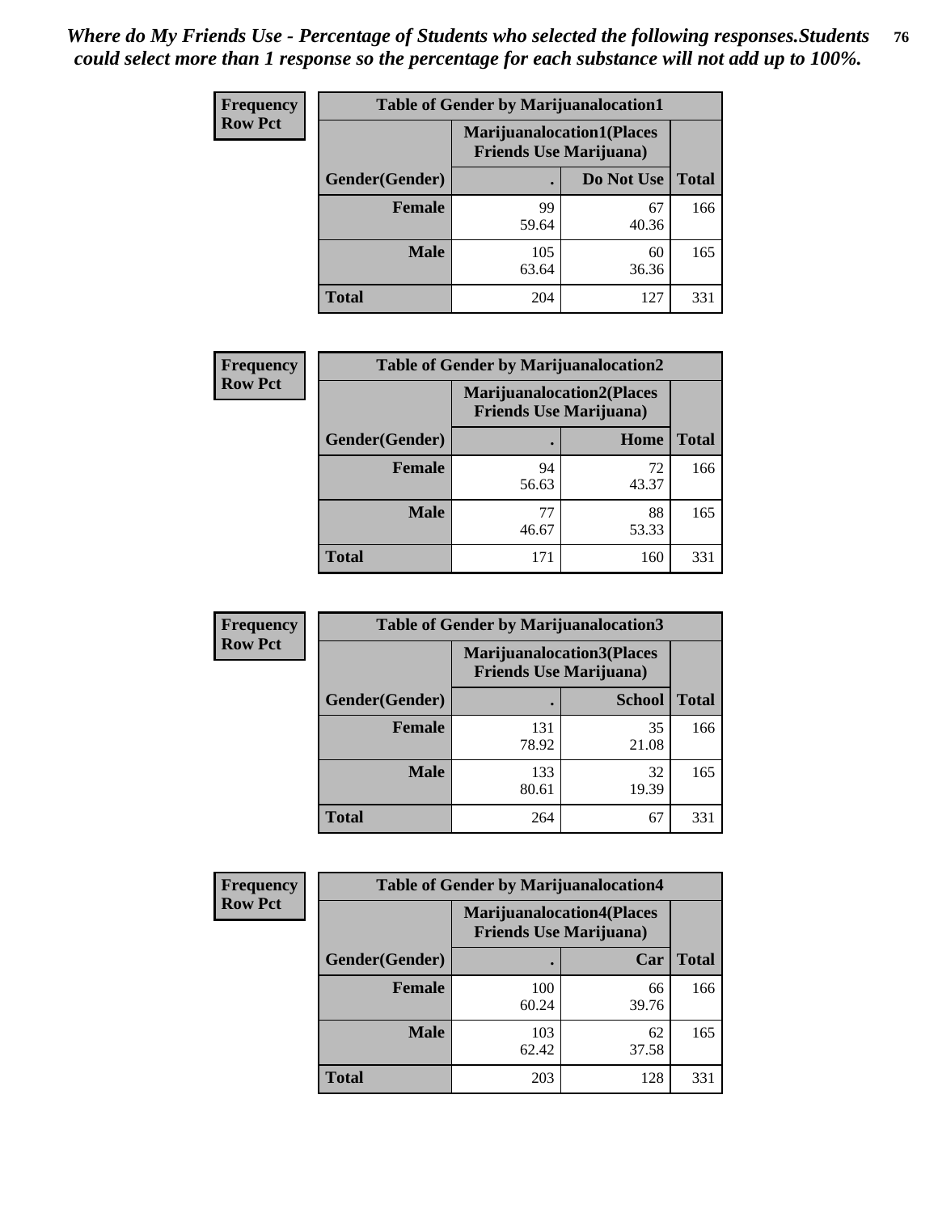*Where do My Friends Use - Percentage of Students who selected the following responses.Students could select more than 1 response so the percentage for each substance will not add up to 100%.*

**Frequency**
**Row Pct**

| Table of Gender by Marijuanalocation1 | | | |
|---|---|---|---|
| | Marijuanalocation1(Places Friends Use Marijuana) | | |
| Gender(Gender) | . | Do Not Use | Total |
| **Female** | 99<br>59.64 | 67<br>40.36 | 166 |
| **Male** | 105<br>63.64 | 60<br>36.36 | 165 |
| **Total** | 204 | 127 | 331 |

**Frequency**
**Row Pct**

| Table of Gender by Marijuanalocation2 | | | |
|---|---|---|---|
| | Marijuanalocation2(Places Friends Use Marijuana) | | |
| Gender(Gender) | . | Home | Total |
| **Female** | 94<br>56.63 | 72<br>43.37 | 166 |
| **Male** | 77<br>46.67 | 88<br>53.33 | 165 |
| **Total** | 171 | 160 | 331 |

**Frequency**
**Row Pct**

| Table of Gender by Marijuanalocation3 | | | |
|---|---|---|---|
| | Marijuanalocation3(Places Friends Use Marijuana) | | |
| Gender(Gender) | . | School | Total |
| **Female** | 131<br>78.92 | 35<br>21.08 | 166 |
| **Male** | 133<br>80.61 | 32<br>19.39 | 165 |
| **Total** | 264 | 67 | 331 |

**Frequency**
**Row Pct**

| Table of Gender by Marijuanalocation4 | | | |
|---|---|---|---|
| | Marijuanalocation4(Places Friends Use Marijuana) | | |
| Gender(Gender) | . | Car | Total |
| **Female** | 100<br>60.24 | 66<br>39.76 | 166 |
| **Male** | 103<br>62.42 | 62<br>37.58 | 165 |
| **Total** | 203 | 128 | 331 |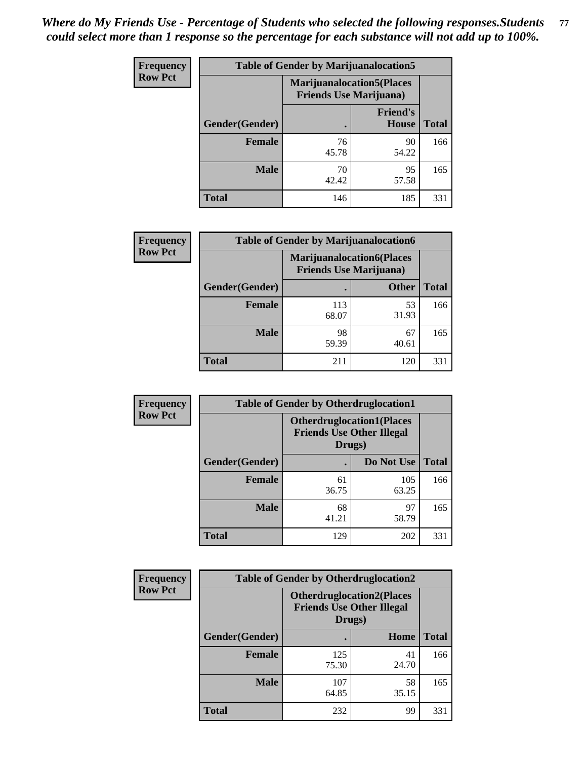*Where do My Friends Use - Percentage of Students who selected the following responses.Students could select more than 1 response so the percentage for each substance will not add up to 100%.*

| Frequency Row Pct | Table of Gender by Marijuanalocation5 | | |
|---|---|---|---|
| | Marijuanalocation5(Places Friends Use Marijuana) | | |
| Gender(Gender) | . | Friend's House | Total |
| **Female** | 76<br>45.78 | 90<br>54.22 | 166 |
| **Male** | 70<br>42.42 | 95<br>57.58 | 165 |
| **Total** | 146 | 185 | 331 |

| Frequency Row Pct | Table of Gender by Marijuanalocation6 | | |
|---|---|---|---|
| | Marijuanalocation6(Places Friends Use Marijuana) | | |
| Gender(Gender) | . | Other | Total |
| **Female** | 113<br>68.07 | 53<br>31.93 | 166 |
| **Male** | 98<br>59.39 | 67<br>40.61 | 165 |
| **Total** | 211 | 120 | 331 |

| Frequency Row Pct | Table of Gender by Otherdruglocation1 | | |
|---|---|---|---|
| | Otherdruglocation1(Places Friends Use Other Illegal Drugs) | | |
| Gender(Gender) | . | Do Not Use | Total |
| **Female** | 61<br>36.75 | 105<br>63.25 | 166 |
| **Male** | 68<br>41.21 | 97<br>58.79 | 165 |
| **Total** | 129 | 202 | 331 |

| Frequency Row Pct | Table of Gender by Otherdruglocation2 | | |
|---|---|---|---|
| | Otherdruglocation2(Places Friends Use Other Illegal Drugs) | | |
| Gender(Gender) | . | Home | Total |
| **Female** | 125<br>75.30 | 41<br>24.70 | 166 |
| **Male** | 107<br>64.85 | 58<br>35.15 | 165 |
| **Total** | 232 | 99 | 331 |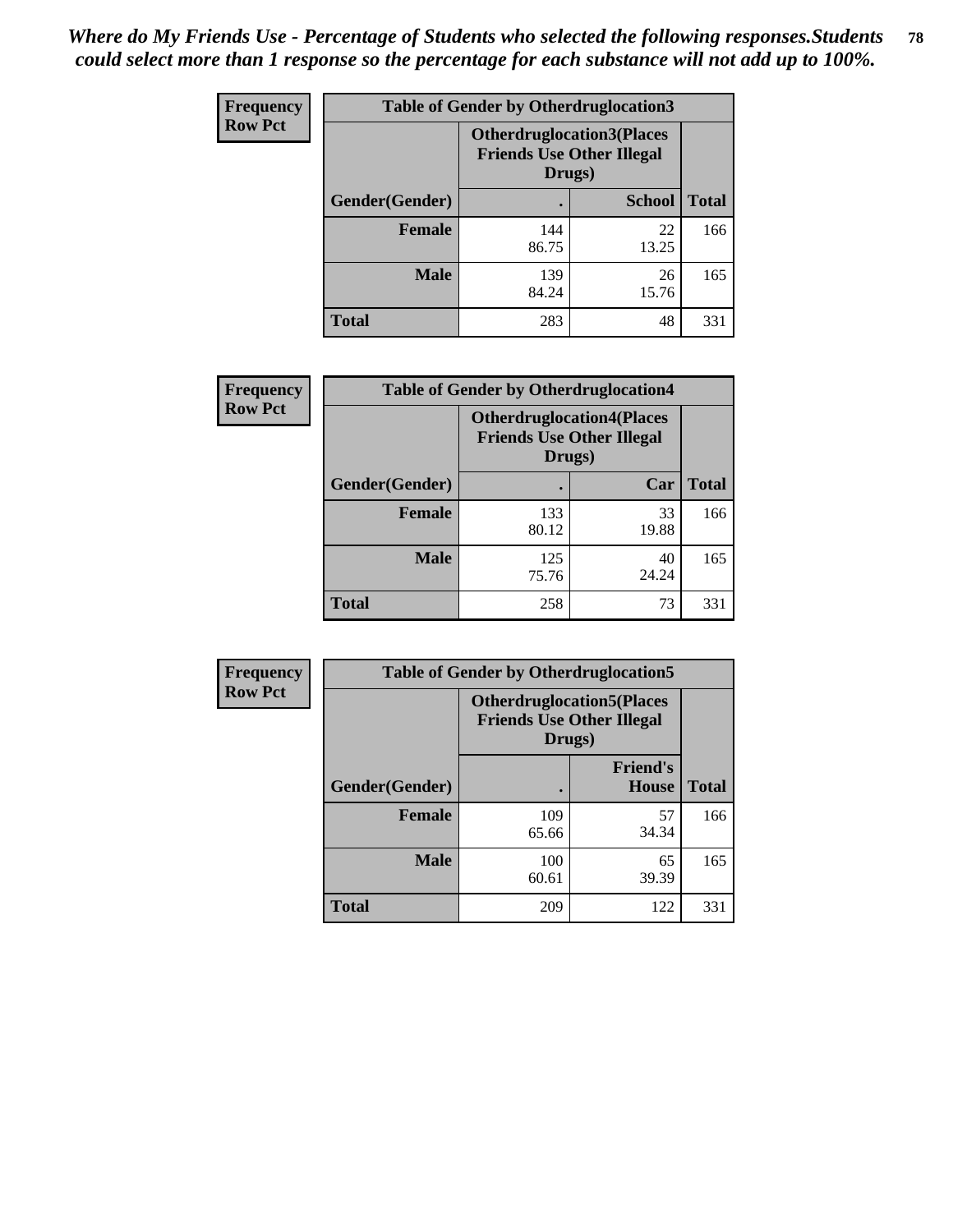*Where do My Friends Use - Percentage of Students who selected the following responses.Students could select more than 1 response so the percentage for each substance will not add up to 100%.*

**Frequency**
**Row Pct**

| Table of Gender by Otherdruglocation3 | | | |
|---|---|---|---|
| | **Otherdruglocation3(Places Friends Use Other Illegal Drugs)** | | |
| **Gender(Gender)** | **.** | **School** | **Total** |
| **Female** | 144<br>86.75 | 22<br>13.25 | 166 |
| **Male** | 139<br>84.24 | 26<br>15.76 | 165 |
| **Total** | 283 | 48 | 331 |

**Frequency**
**Row Pct**

| Table of Gender by Otherdruglocation4 | | | |
|---|---|---|---|
| | **Otherdruglocation4(Places Friends Use Other Illegal Drugs)** | | |
| **Gender(Gender)** | **.** | **Car** | **Total** |
| **Female** | 133<br>80.12 | 33<br>19.88 | 166 |
| **Male** | 125<br>75.76 | 40<br>24.24 | 165 |
| **Total** | 258 | 73 | 331 |

**Frequency**
**Row Pct**

| Table of Gender by Otherdruglocation5 | | | |
|---|---|---|---|
| | **Otherdruglocation5(Places Friends Use Other Illegal Drugs)** | | |
| **Gender(Gender)** | **.** | **Friend's House** | **Total** |
| **Female** | 109<br>65.66 | 57<br>34.34 | 166 |
| **Male** | 100<br>60.61 | 65<br>39.39 | 165 |
| **Total** | 209 | 122 | 331 |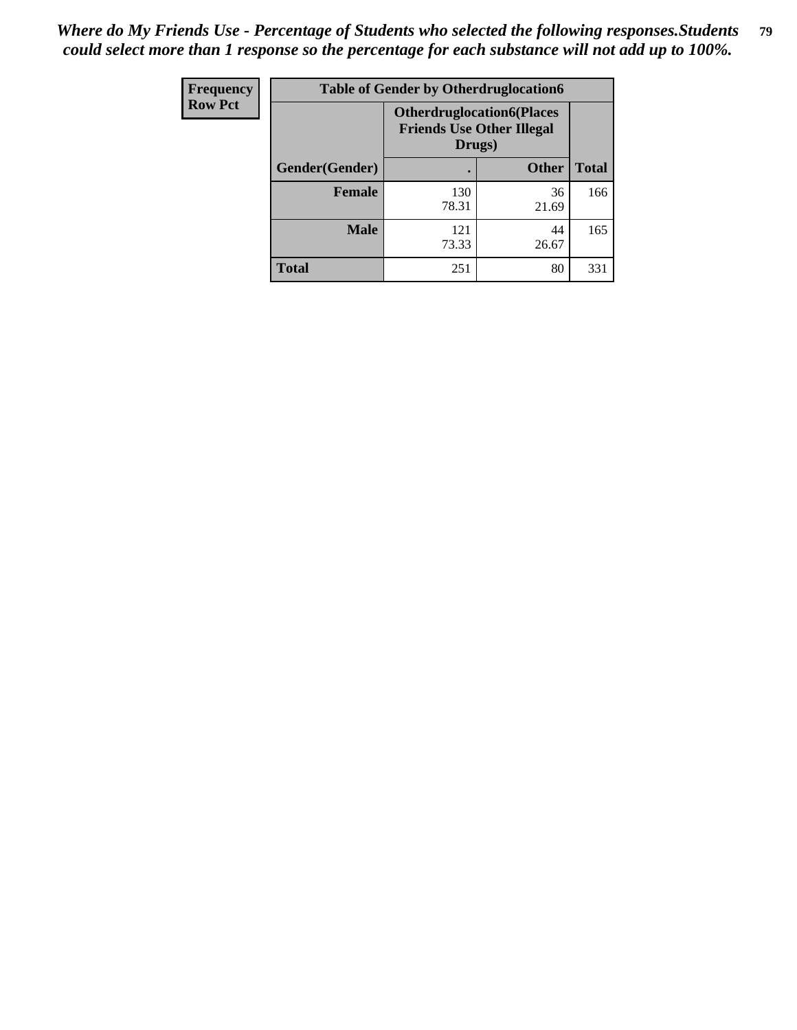*Where do My Friends Use - Percentage of Students who selected the following responses.Students could select more than 1 response so the percentage for each substance will not add up to 100%.*

| Frequency<br>Row Pct | Table of Gender by Otherdruglocation6 | | |
|---|---|---|---|
| | **Otherdruglocation6(Places Friends Use Other Illegal Drugs)** | | |
| **Gender(Gender)** | **.** | **Other** | **Total** |
| **Female** | 130<br>78.31 | 36<br>21.69 | 166 |
| **Male** | 121<br>73.33 | 44<br>26.67 | 165 |
| **Total** | 251 | 80 | 331 |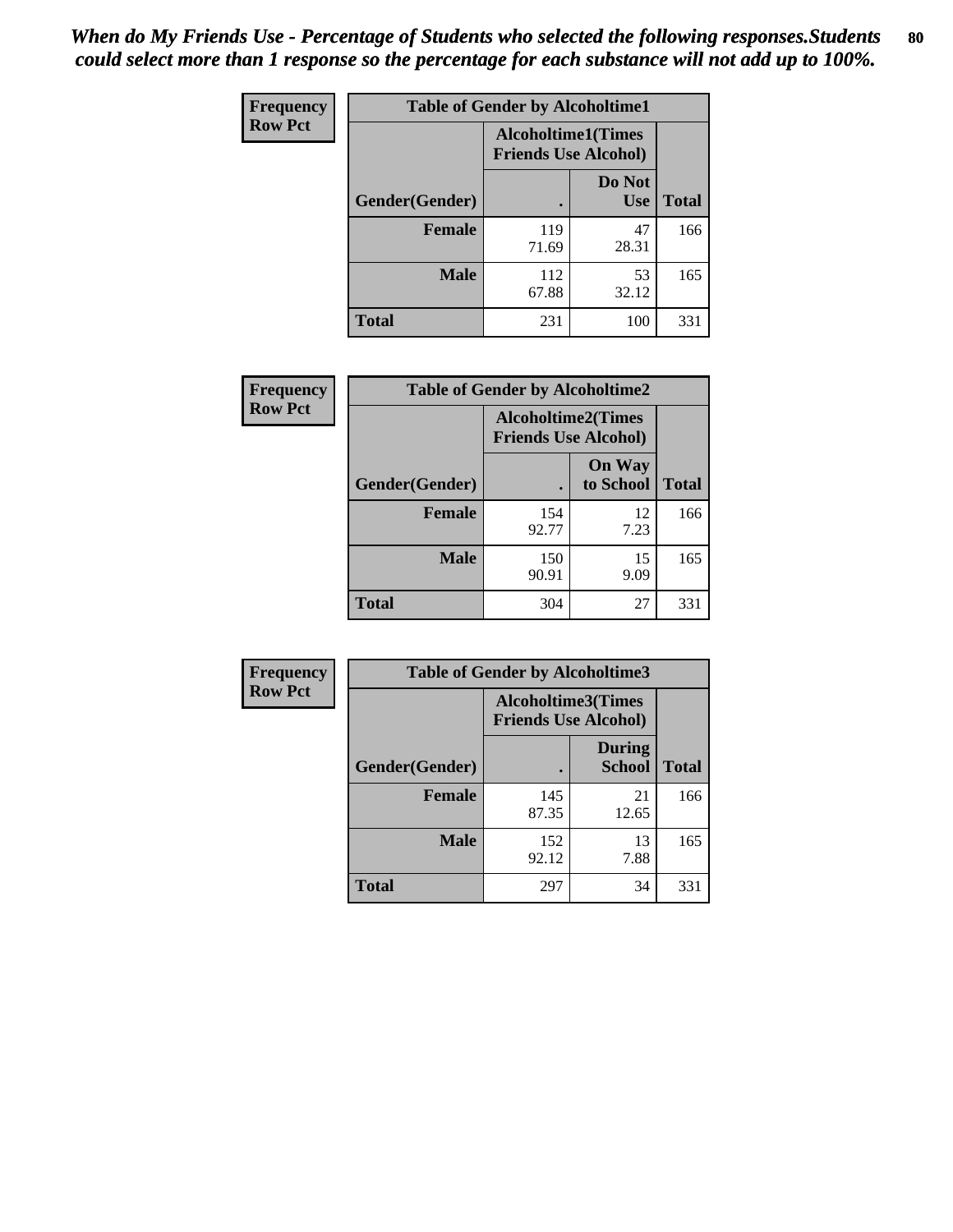*When do My Friends Use - Percentage of Students who selected the following responses.Students could select more than 1 response so the percentage for each substance will not add up to 100%.*

| Frequency Row Pct | Table of Gender by Alcoholtime1 | | |
|---|---|---|---|
| | Alcoholtime1(Times Friends Use Alcohol) | | |
| Gender(Gender) | . | Do Not Use | Total |
| **Female** | 119<br>71.69 | 47<br>28.31 | 166 |
| **Male** | 112<br>67.88 | 53<br>32.12 | 165 |
| **Total** | 231 | 100 | 331 |

| Frequency Row Pct | Table of Gender by Alcoholtime2 | | |
|---|---|---|---|
| | Alcoholtime2(Times Friends Use Alcohol) | | |
| Gender(Gender) | . | On Way to School | Total |
| **Female** | 154<br>92.77 | 12<br>7.23 | 166 |
| **Male** | 150<br>90.91 | 15<br>9.09 | 165 |
| **Total** | 304 | 27 | 331 |

| Frequency Row Pct | Table of Gender by Alcoholtime3 | | |
|---|---|---|---|
| | Alcoholtime3(Times Friends Use Alcohol) | | |
| Gender(Gender) | . | During School | Total |
| **Female** | 145<br>87.35 | 21<br>12.65 | 166 |
| **Male** | 152<br>92.12 | 13<br>7.88 | 165 |
| **Total** | 297 | 34 | 331 |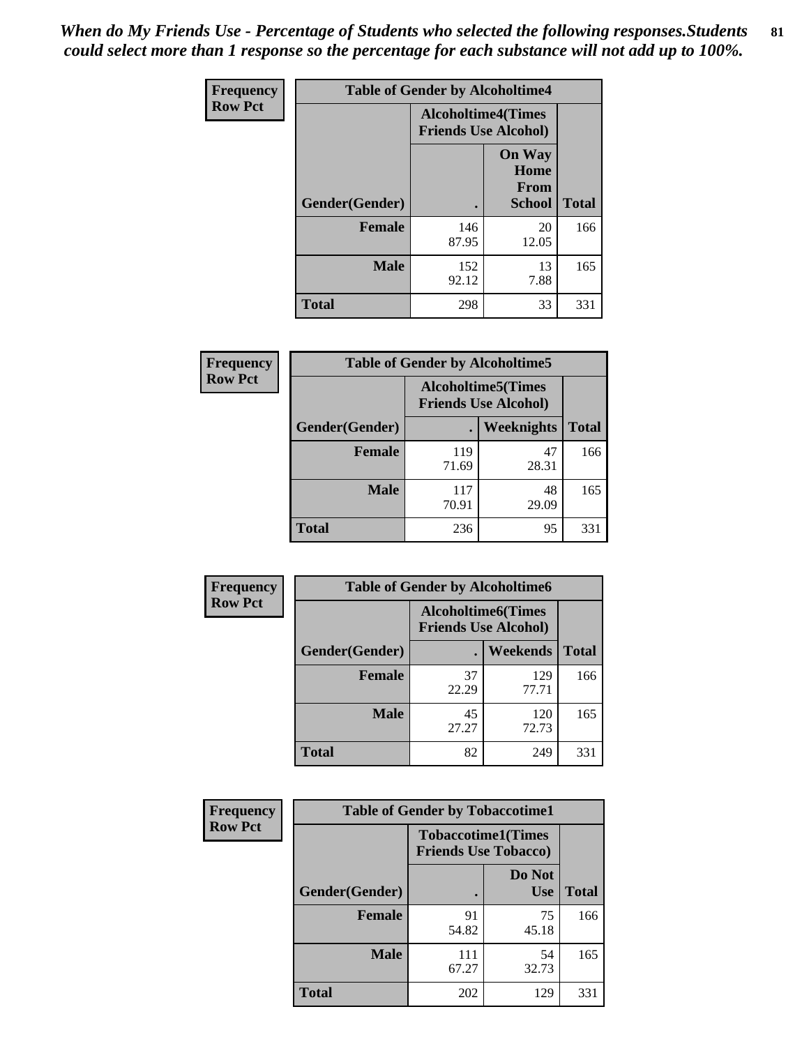*When do My Friends Use - Percentage of Students who selected the following responses.Students could select more than 1 response so the percentage for each substance will not add up to 100%.*

**Frequency Row Pct**

| Table of Gender by Alcoholtime4 | | | |
|---|---|---|---|
| | Alcoholtime4(Times Friends Use Alcohol) | | |
| Gender(Gender) | . | On Way Home From School | Total |
| **Female** | 146<br>87.95 | 20<br>12.05 | 166 |
| **Male** | 152<br>92.12 | 13<br>7.88 | 165 |
| **Total** | 298 | 33 | 331 |

**Frequency Row Pct**

| Table of Gender by Alcoholtime5 | | | |
|---|---|---|---|
| | Alcoholtime5(Times Friends Use Alcohol) | | |
| Gender(Gender) | . | Weeknights | Total |
| **Female** | 119<br>71.69 | 47<br>28.31 | 166 |
| **Male** | 117<br>70.91 | 48<br>29.09 | 165 |
| **Total** | 236 | 95 | 331 |

**Frequency Row Pct**

| Table of Gender by Alcoholtime6 | | | |
|---|---|---|---|
| | Alcoholtime6(Times Friends Use Alcohol) | | |
| Gender(Gender) | . | Weekends | Total |
| **Female** | 37<br>22.29 | 129<br>77.71 | 166 |
| **Male** | 45<br>27.27 | 120<br>72.73 | 165 |
| **Total** | 82 | 249 | 331 |

**Frequency Row Pct**

| Table of Gender by Tobaccotime1 | | | |
|---|---|---|---|
| | Tobaccotime1(Times Friends Use Tobacco) | | |
| Gender(Gender) | . | Do Not Use | Total |
| **Female** | 91<br>54.82 | 75<br>45.18 | 166 |
| **Male** | 111<br>67.27 | 54<br>32.73 | 165 |
| **Total** | 202 | 129 | 331 |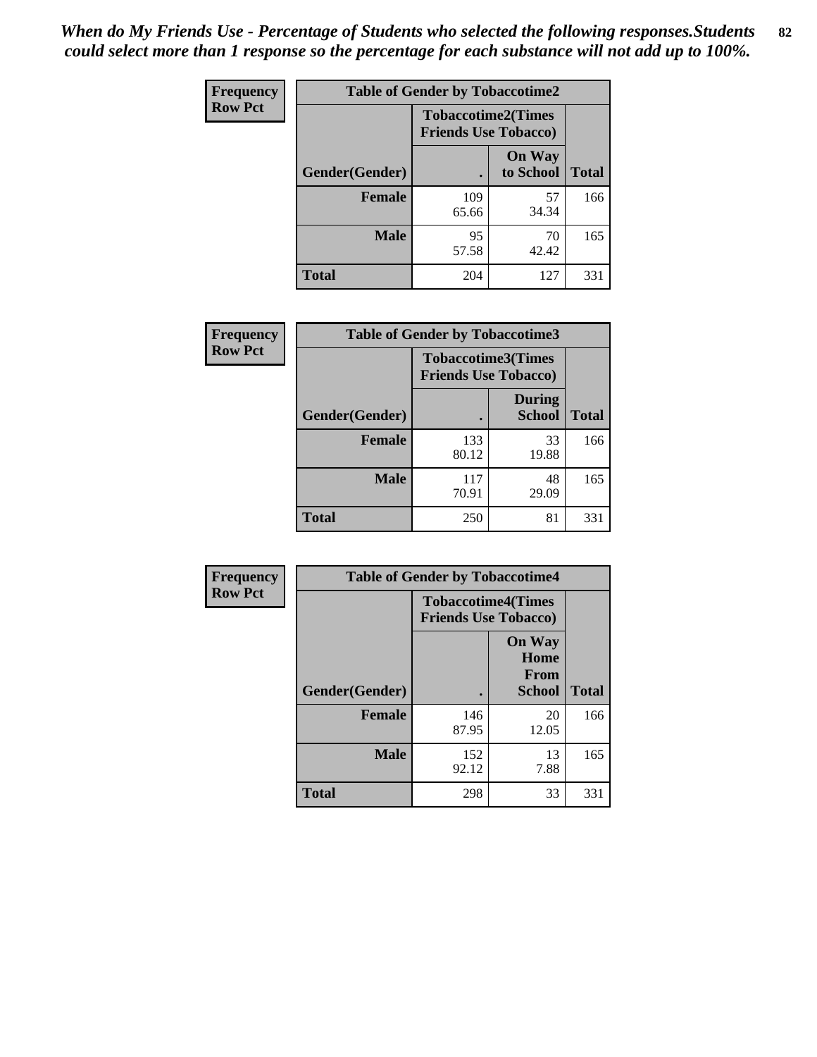*When do My Friends Use - Percentage of Students who selected the following responses.Students could select more than 1 response so the percentage for each substance will not add up to 100%.*

**Frequency**
**Row Pct**

| Table of Gender by Tobaccotime2 | | | |
|---|---|---|---|
| | Tobaccotime2(Times Friends Use Tobacco) | | |
| Gender(Gender) | . | On Way to School | Total |
| **Female** | 109<br>65.66 | 57<br>34.34 | 166 |
| **Male** | 95<br>57.58 | 70<br>42.42 | 165 |
| **Total** | 204 | 127 | 331 |

**Frequency**
**Row Pct**

| Table of Gender by Tobaccotime3 | | | |
|---|---|---|---|
| | Tobaccotime3(Times Friends Use Tobacco) | | |
| Gender(Gender) | . | During School | Total |
| **Female** | 133<br>80.12 | 33<br>19.88 | 166 |
| **Male** | 117<br>70.91 | 48<br>29.09 | 165 |
| **Total** | 250 | 81 | 331 |

**Frequency**
**Row Pct**

| Table of Gender by Tobaccotime4 | | | |
|---|---|---|---|
| | Tobaccotime4(Times Friends Use Tobacco) | | |
| Gender(Gender) | . | On Way Home From School | Total |
| **Female** | 146<br>87.95 | 20<br>12.05 | 166 |
| **Male** | 152<br>92.12 | 13<br>7.88 | 165 |
| **Total** | 298 | 33 | 331 |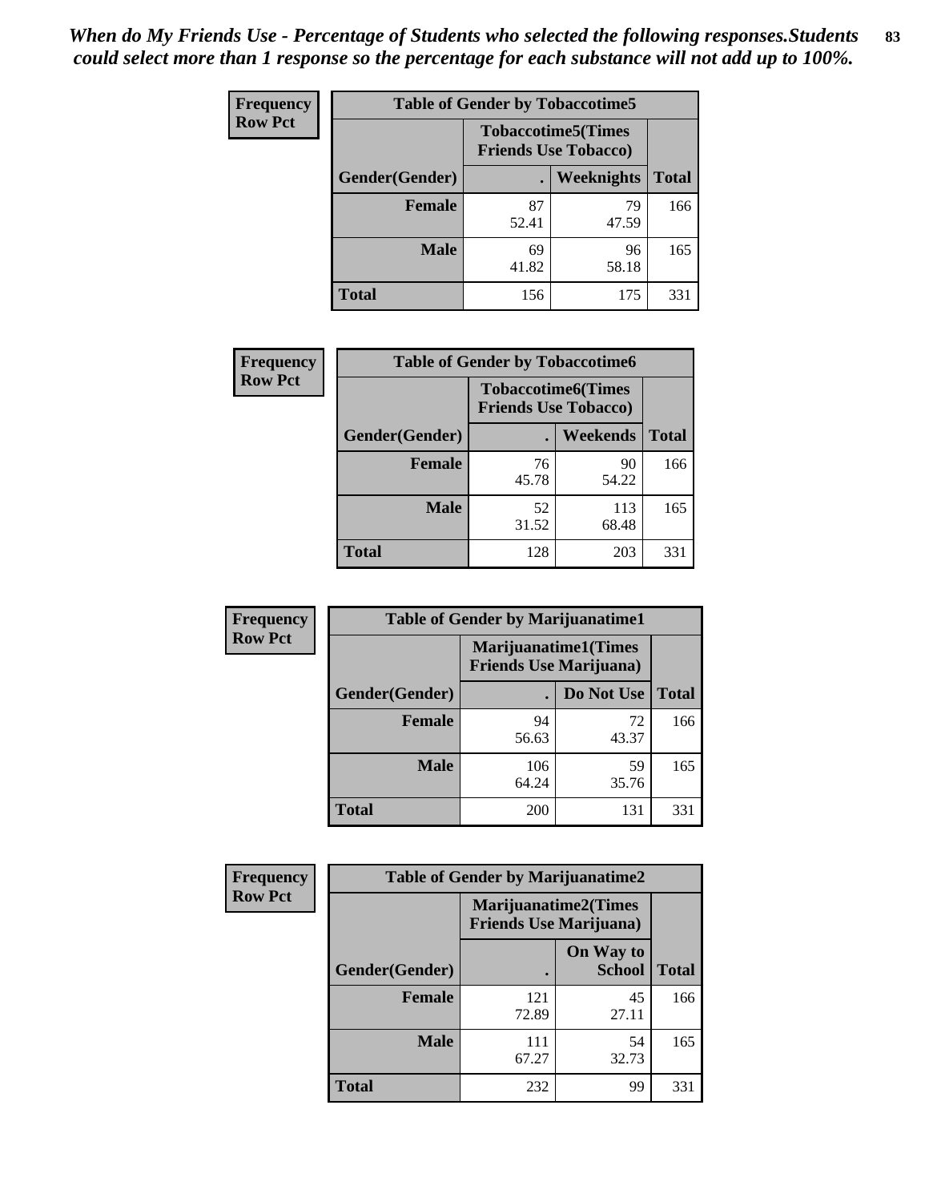*When do My Friends Use - Percentage of Students who selected the following responses.Students could select more than 1 response so the percentage for each substance will not add up to 100%.*

**Frequency**
**Row Pct**

| Table of Gender by Tobaccotime5 | | | |
|---|---|---|---|
| | Tobaccotime5(Times Friends Use Tobacco) | | |
| Gender(Gender) | . | Weeknights | Total |
| **Female** | 87<br>52.41 | 79<br>47.59 | 166 |
| **Male** | 69<br>41.82 | 96<br>58.18 | 165 |
| **Total** | 156 | 175 | 331 |

**Frequency**
**Row Pct**

| Table of Gender by Tobaccotime6 | | | |
|---|---|---|---|
| | Tobaccotime6(Times Friends Use Tobacco) | | |
| Gender(Gender) | . | Weekends | Total |
| **Female** | 76<br>45.78 | 90<br>54.22 | 166 |
| **Male** | 52<br>31.52 | 113<br>68.48 | 165 |
| **Total** | 128 | 203 | 331 |

**Frequency**
**Row Pct**

| Table of Gender by Marijuanatime1 | | | |
|---|---|---|---|
| | Marijuanatime1(Times Friends Use Marijuana) | | |
| Gender(Gender) | . | Do Not Use | Total |
| **Female** | 94<br>56.63 | 72<br>43.37 | 166 |
| **Male** | 106<br>64.24 | 59<br>35.76 | 165 |
| **Total** | 200 | 131 | 331 |

**Frequency**
**Row Pct**

| Table of Gender by Marijuanatime2 | | | |
|---|---|---|---|
| | Marijuanatime2(Times Friends Use Marijuana) | | |
| Gender(Gender) | . | On Way to School | Total |
| **Female** | 121<br>72.89 | 45<br>27.11 | 166 |
| **Male** | 111<br>67.27 | 54<br>32.73 | 165 |
| **Total** | 232 | 99 | 331 |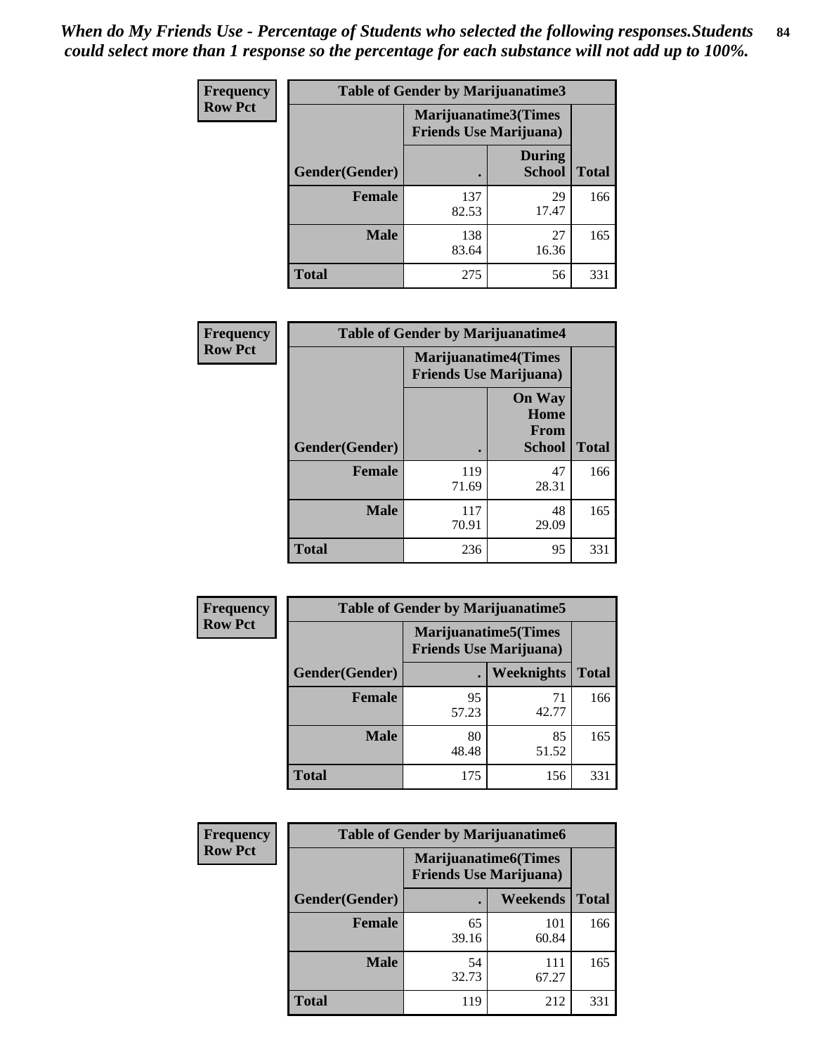*When do My Friends Use - Percentage of Students who selected the following responses.Students could select more than 1 response so the percentage for each substance will not add up to 100%.*

**Frequency Row Pct**

| Table of Gender by Marijuanatime3 | | | |
|---|---|---|---|
| | Marijuanatime3(Times Friends Use Marijuana) | | |
| Gender(Gender) | . | During School | Total |
| Female | 137<br>82.53 | 29<br>17.47 | 166 |
| Male | 138<br>83.64 | 27<br>16.36 | 165 |
| Total | 275 | 56 | 331 |

**Frequency Row Pct**

| Table of Gender by Marijuanatime4 | | | |
|---|---|---|---|
| | Marijuanatime4(Times Friends Use Marijuana) | | |
| Gender(Gender) | . | On Way Home From School | Total |
| Female | 119<br>71.69 | 47<br>28.31 | 166 |
| Male | 117<br>70.91 | 48<br>29.09 | 165 |
| Total | 236 | 95 | 331 |

**Frequency Row Pct**

| Table of Gender by Marijuanatime5 | | | |
|---|---|---|---|
| | Marijuanatime5(Times Friends Use Marijuana) | | |
| Gender(Gender) | . | Weeknights | Total |
| Female | 95<br>57.23 | 71<br>42.77 | 166 |
| Male | 80<br>48.48 | 85<br>51.52 | 165 |
| Total | 175 | 156 | 331 |

**Frequency Row Pct**

| Table of Gender by Marijuanatime6 | | | |
|---|---|---|---|
| | Marijuanatime6(Times Friends Use Marijuana) | | |
| Gender(Gender) | . | Weekends | Total |
| Female | 65<br>39.16 | 101<br>60.84 | 166 |
| Male | 54<br>32.73 | 111<br>67.27 | 165 |
| Total | 119 | 212 | 331 |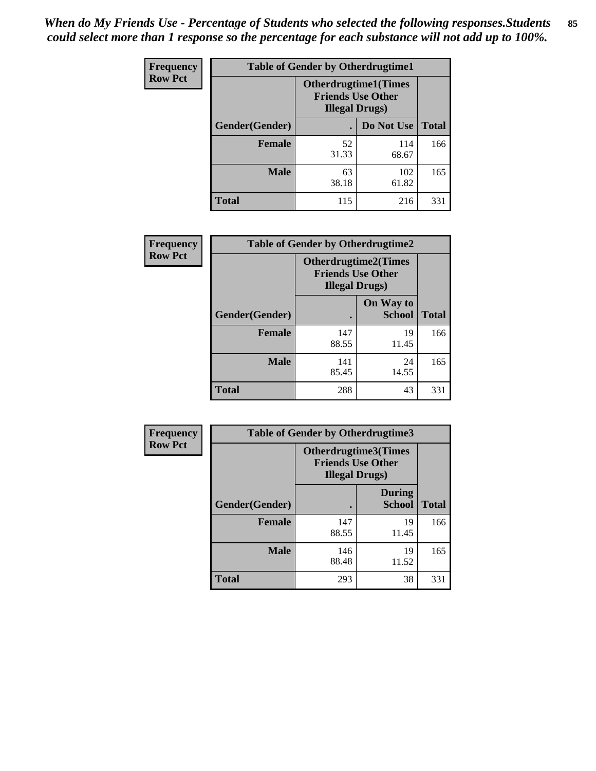*When do My Friends Use - Percentage of Students who selected the following responses.Students could select more than 1 response so the percentage for each substance will not add up to 100%.*

**Frequency**
**Row Pct**

| Table of Gender by Otherdrugtime1 | | | |
|---|---|---|---|
| | Otherdrugtime1(Times Friends Use Other Illegal Drugs) | | |
| Gender(Gender) | . | Do Not Use | Total |
| **Female** | 52<br>31.33 | 114<br>68.67 | 166 |
| **Male** | 63<br>38.18 | 102<br>61.82 | 165 |
| **Total** | 115 | 216 | 331 |

**Frequency**
**Row Pct**

| Table of Gender by Otherdrugtime2 | | | |
|---|---|---|---|
| | Otherdrugtime2(Times Friends Use Other Illegal Drugs) | | |
| Gender(Gender) | . | On Way to School | Total |
| **Female** | 147<br>88.55 | 19<br>11.45 | 166 |
| **Male** | 141<br>85.45 | 24<br>14.55 | 165 |
| **Total** | 288 | 43 | 331 |

**Frequency**
**Row Pct**

| Table of Gender by Otherdrugtime3 | | | |
|---|---|---|---|
| | Otherdrugtime3(Times Friends Use Other Illegal Drugs) | | |
| Gender(Gender) | . | During School | Total |
| **Female** | 147<br>88.55 | 19<br>11.45 | 166 |
| **Male** | 146<br>88.48 | 19<br>11.52 | 165 |
| **Total** | 293 | 38 | 331 |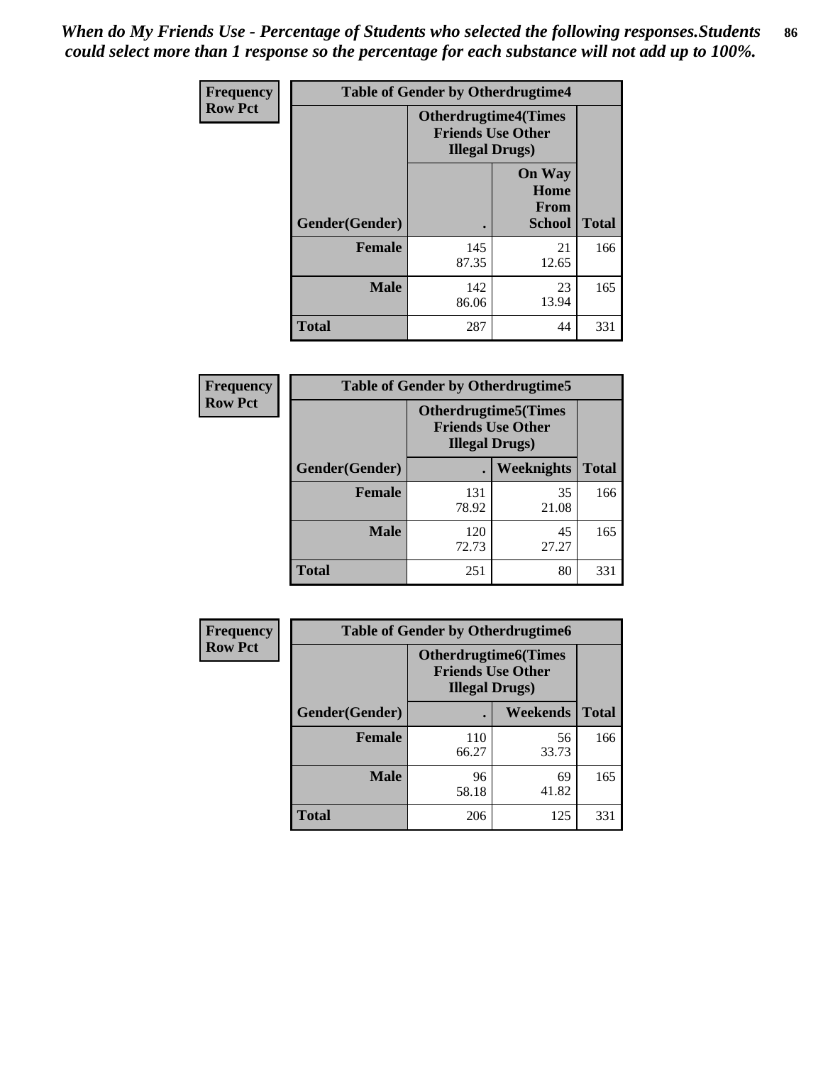*When do My Friends Use - Percentage of Students who selected the following responses.Students could select more than 1 response so the percentage for each substance will not add up to 100%.*

**Frequency**
**Row Pct**

| Table of Gender by Otherdrugtime4 | | | |
|---|---|---|---|
| | Otherdrugtime4(Times Friends Use Other Illegal Drugs) | | |
| Gender(Gender) | . | On Way Home From School | Total |
| **Female** | 145<br>87.35 | 21<br>12.65 | 166 |
| **Male** | 142<br>86.06 | 23<br>13.94 | 165 |
| **Total** | 287 | 44 | 331 |

**Frequency**
**Row Pct**

| Table of Gender by Otherdrugtime5 | | | |
|---|---|---|---|
| | Otherdrugtime5(Times Friends Use Other Illegal Drugs) | | |
| Gender(Gender) | . | Weeknights | Total |
| **Female** | 131<br>78.92 | 35<br>21.08 | 166 |
| **Male** | 120<br>72.73 | 45<br>27.27 | 165 |
| **Total** | 251 | 80 | 331 |

**Frequency**
**Row Pct**

| Table of Gender by Otherdrugtime6 | | | |
|---|---|---|---|
| | Otherdrugtime6(Times Friends Use Other Illegal Drugs) | | |
| Gender(Gender) | . | Weekends | Total |
| **Female** | 110<br>66.27 | 56<br>33.73 | 166 |
| **Male** | 96<br>58.18 | 69<br>41.82 | 165 |
| **Total** | 206 | 125 | 331 |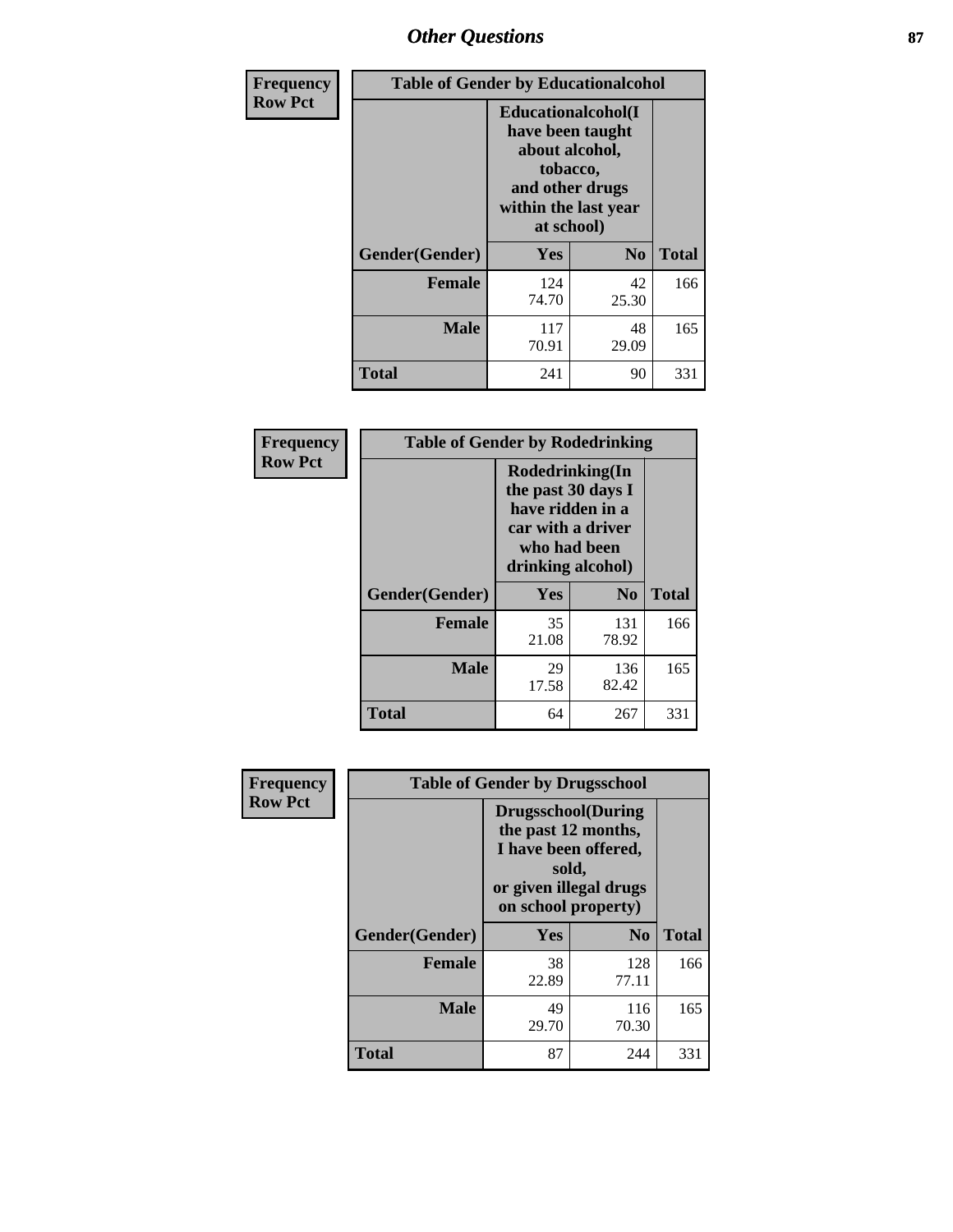| Frequency<br>Row Pct | Table of Gender by Educationalcohol | | |
|---|---|---|---|
| | Educationalcohol(I have been taught about alcohol, tobacco, and other drugs within the last year at school) | | |
| Gender(Gender) | Yes | No | Total |
| Female | 124<br>74.70 | 42<br>25.30 | 166 |
| Male | 117<br>70.91 | 48<br>29.09 | 165 |
| Total | 241 | 90 | 331 |

| Frequency<br>Row Pct | Table of Gender by Rodedrinking | | |
|---|---|---|---|
| | Rodedrinking(In the past 30 days I have ridden in a car with a driver who had been drinking alcohol) | | |
| Gender(Gender) | Yes | No | Total |
| Female | 35<br>21.08 | 131<br>78.92 | 166 |
| Male | 29<br>17.58 | 136<br>82.42 | 165 |
| Total | 64 | 267 | 331 |

| Frequency<br>Row Pct | Table of Gender by Drugsschool | | |
|---|---|---|---|
| | Drugsschool(During the past 12 months, I have been offered, sold, or given illegal drugs on school property) | | |
| Gender(Gender) | Yes | No | Total |
| Female | 38<br>22.89 | 128<br>77.11 | 166 |
| Male | 49<br>29.70 | 116<br>70.30 | 165 |
| Total | 87 | 244 | 331 |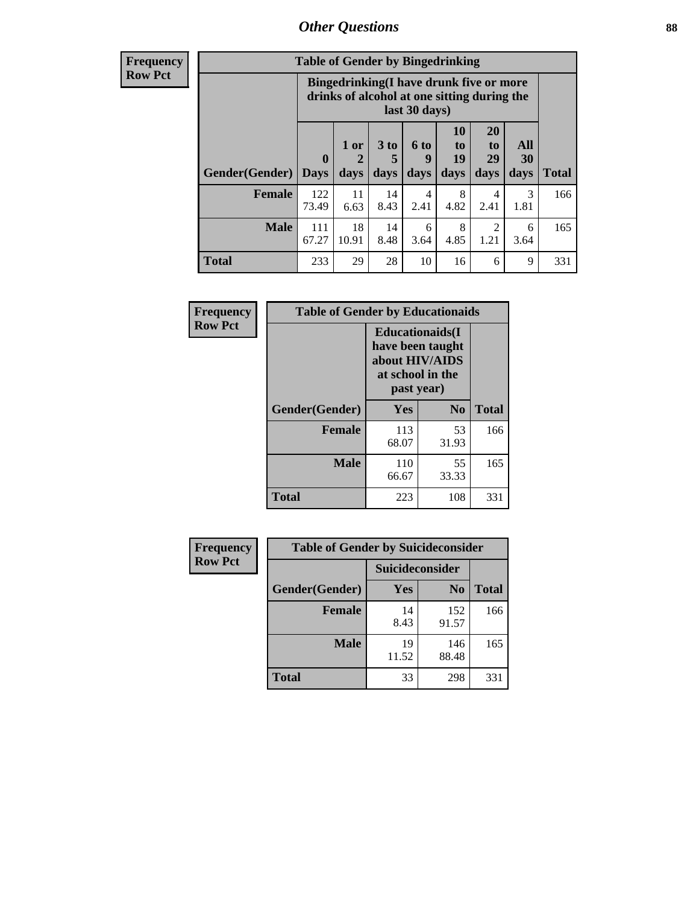# Other Questions

| Frequency Row Pct | Table of Gender by Bingedrinking | | | | | | | |
|---|---|---|---|---|---|---|---|---|
| | Bingedrinking(I have drunk five or more drinks of alcohol at one sitting during the last 30 days) | | | | | | | |
| Gender(Gender) | 0 Days | 1 or 2 days | 3 to 5 days | 6 to 9 days | 10 to 19 days | 20 to 29 days | All 30 days | Total |
| Female | 122 73.49 | 11 6.63 | 14 8.43 | 4 2.41 | 8 4.82 | 4 2.41 | 3 1.81 | 166 |
| Male | 111 67.27 | 18 10.91 | 14 8.48 | 6 3.64 | 8 4.85 | 2 1.21 | 6 3.64 | 165 |
| Total | 233 | 29 | 28 | 10 | 16 | 6 | 9 | 331 |

| Frequency Row Pct | Table of Gender by Educationaids | | |
|---|---|---|---|
| | Educationaids(I have been taught about HIV/AIDS at school in the past year) | | |
| Gender(Gender) | Yes | No | Total |
| Female | 113 68.07 | 53 31.93 | 166 |
| Male | 110 66.67 | 55 33.33 | 165 |
| Total | 223 | 108 | 331 |

| Frequency Row Pct | Table of Gender by Suicideconsider | | |
|---|---|---|---|
| | Suicideconsider | | |
| Gender(Gender) | Yes | No | Total |
| Female | 14 8.43 | 152 91.57 | 166 |
| Male | 19 11.52 | 146 88.48 | 165 |
| Total | 33 | 298 | 331 |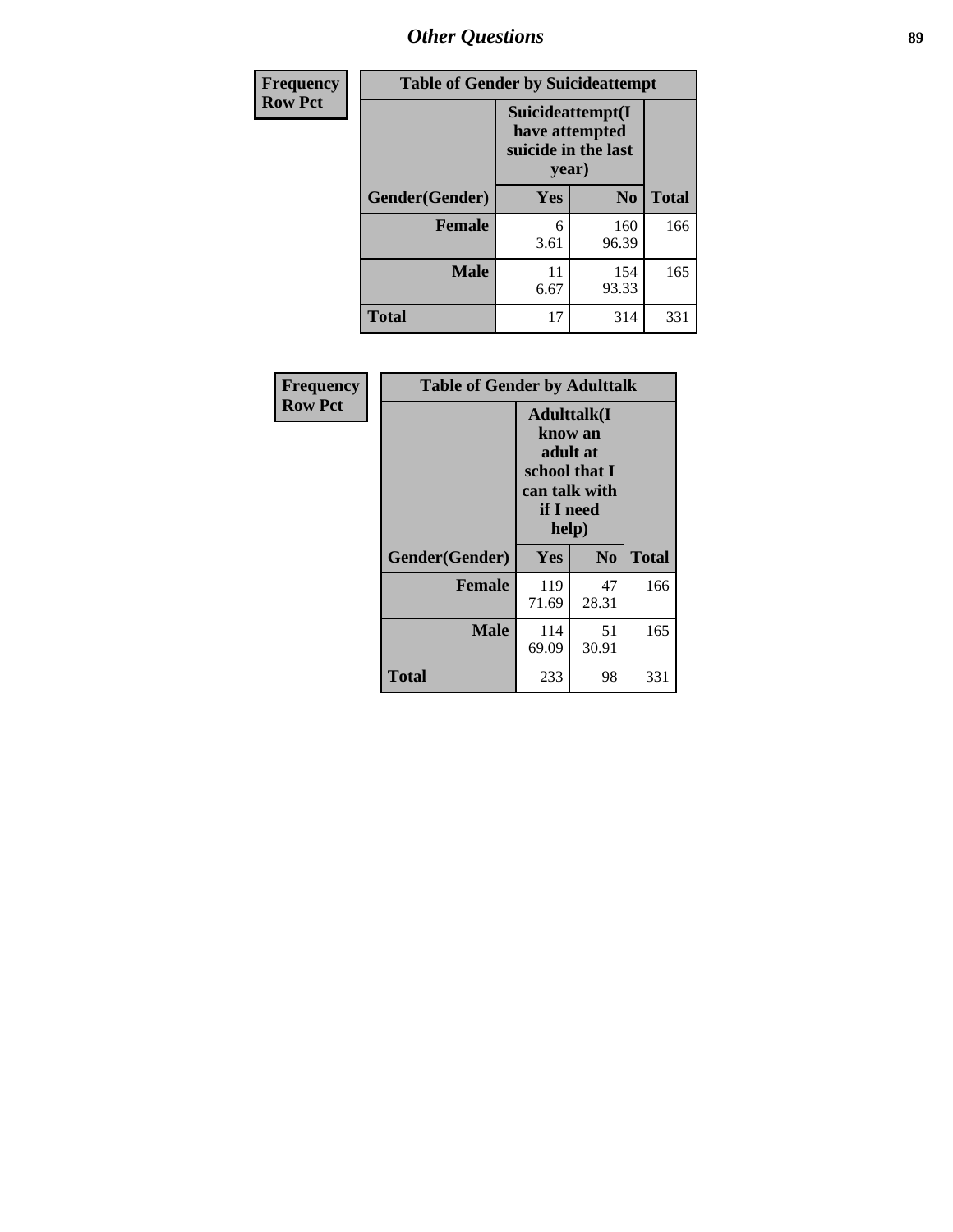| Frequency Row Pct | Table of Gender by Suicideattempt | | |
|---|---|---|---|
| | Suicideattempt(I have attempted suicide in the last year) | | |
| Gender(Gender) | Yes | No | Total |
| Female | 6<br>3.61 | 160<br>96.39 | 166 |
| Male | 11<br>6.67 | 154<br>93.33 | 165 |
| Total | 17 | 314 | 331 |

| Frequency Row Pct | Table of Gender by Adulttalk | | |
|---|---|---|---|
| | Adulttalk(I know an adult at school that I can talk with if I need help) | | |
| Gender(Gender) | Yes | No | Total |
| Female | 119<br>71.69 | 47<br>28.31 | 166 |
| Male | 114<br>69.09 | 51<br>30.91 | 165 |
| Total | 233 | 98 | 331 |